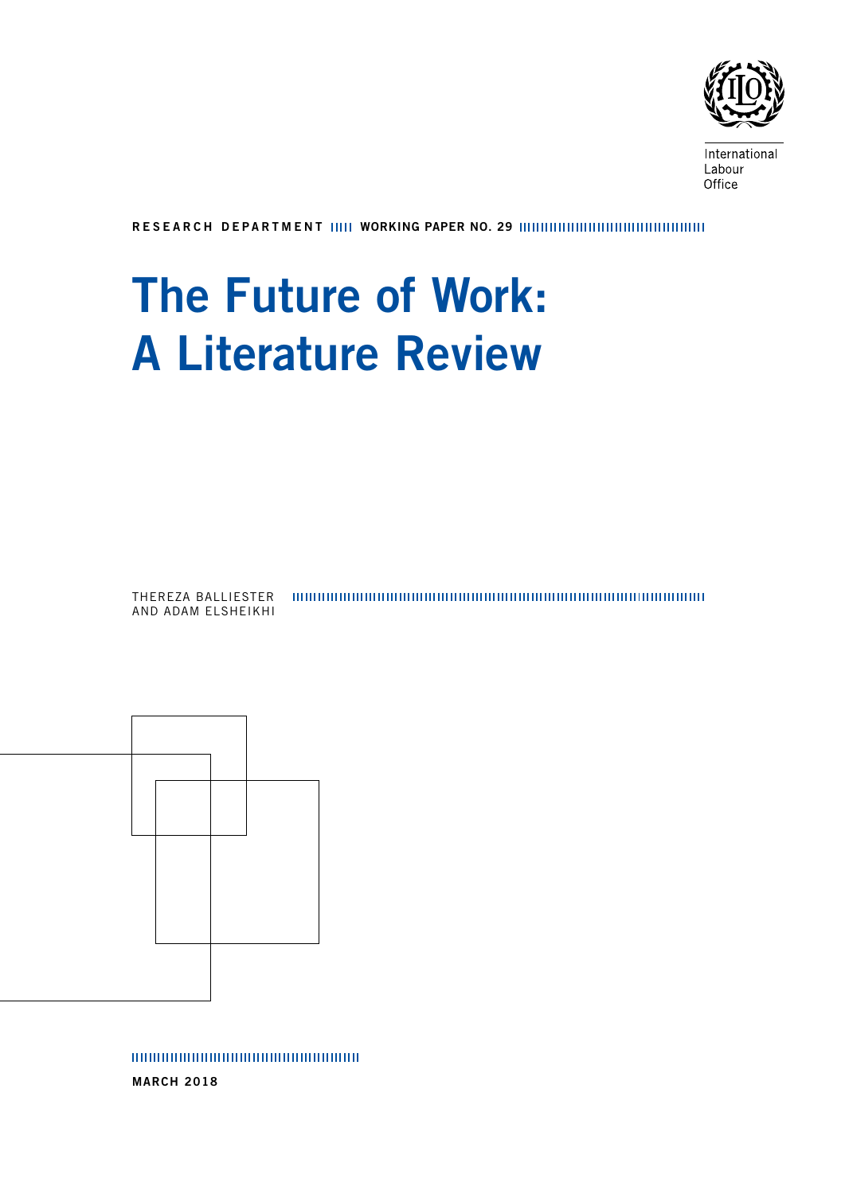International Labour Office

**RESEARCH DEPARTMENT WORKING PAPER NO. 29**

# The Future of Work: A Literature Review

THEREZA BALLIESTER AND ADAM ELSHEIKHI

**MARCH 2018**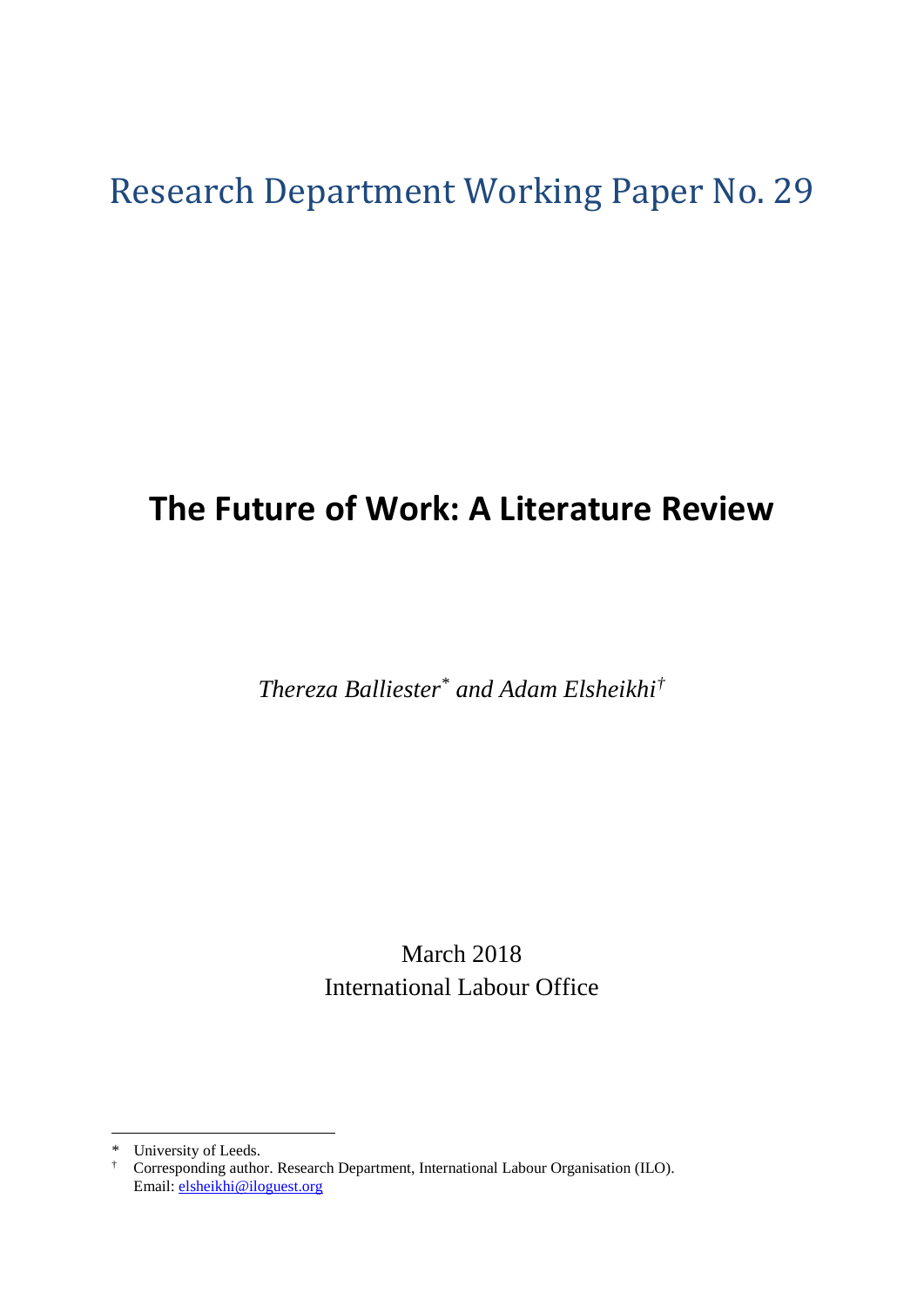Research Department Working Paper No. 29

# The Future of Work: A Literature Review

*Thereza Balliester[*] and Adam Elsheikhi[†]*

March 2018
International Labour Office

---

[*] University of Leeds.
[†] Corresponding author. Research Department, International Labour Organisation (ILO). Email: elsheikhi@iloguest.org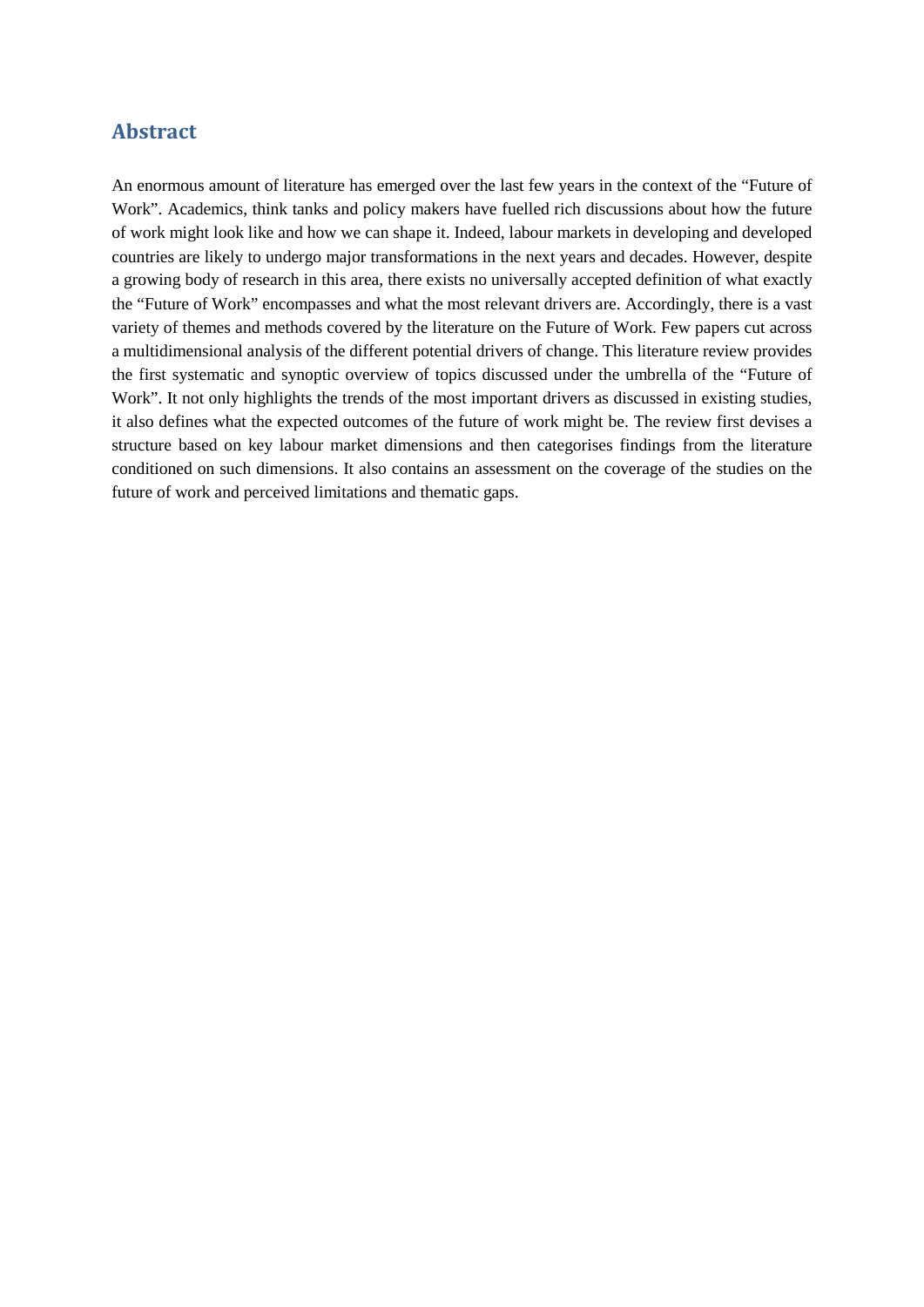## Abstract

An enormous amount of literature has emerged over the last few years in the context of the "Future of Work". Academics, think tanks and policy makers have fuelled rich discussions about how the future of work might look like and how we can shape it. Indeed, labour markets in developing and developed countries are likely to undergo major transformations in the next years and decades. However, despite a growing body of research in this area, there exists no universally accepted definition of what exactly the "Future of Work" encompasses and what the most relevant drivers are. Accordingly, there is a vast variety of themes and methods covered by the literature on the Future of Work. Few papers cut across a multidimensional analysis of the different potential drivers of change. This literature review provides the first systematic and synoptic overview of topics discussed under the umbrella of the "Future of Work". It not only highlights the trends of the most important drivers as discussed in existing studies, it also defines what the expected outcomes of the future of work might be. The review first devises a structure based on key labour market dimensions and then categorises findings from the literature conditioned on such dimensions. It also contains an assessment on the coverage of the studies on the future of work and perceived limitations and thematic gaps.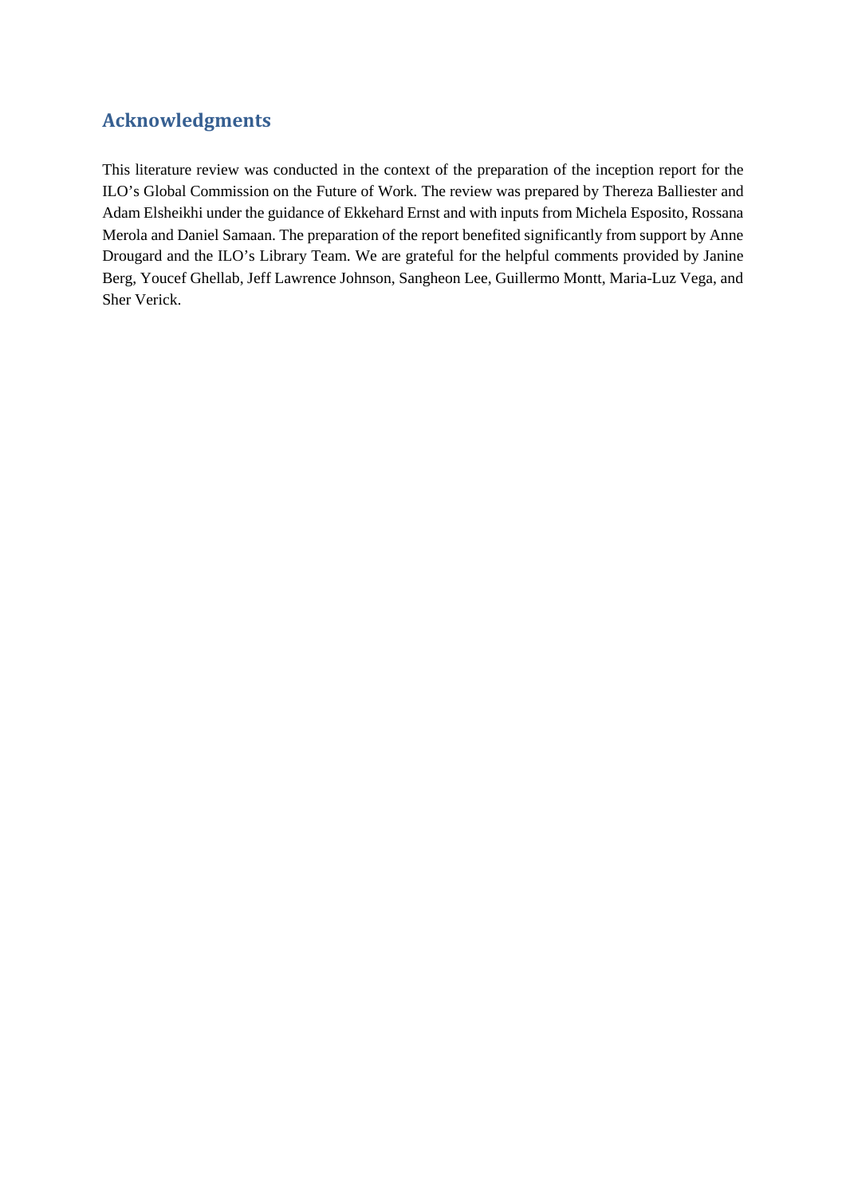## Acknowledgments

This literature review was conducted in the context of the preparation of the inception report for the ILO's Global Commission on the Future of Work. The review was prepared by Thereza Balliester and Adam Elsheikhi under the guidance of Ekkehard Ernst and with inputs from Michela Esposito, Rossana Merola and Daniel Samaan. The preparation of the report benefited significantly from support by Anne Drougard and the ILO's Library Team. We are grateful for the helpful comments provided by Janine Berg, Youcef Ghellab, Jeff Lawrence Johnson, Sangheon Lee, Guillermo Montt, Maria-Luz Vega, and Sher Verick.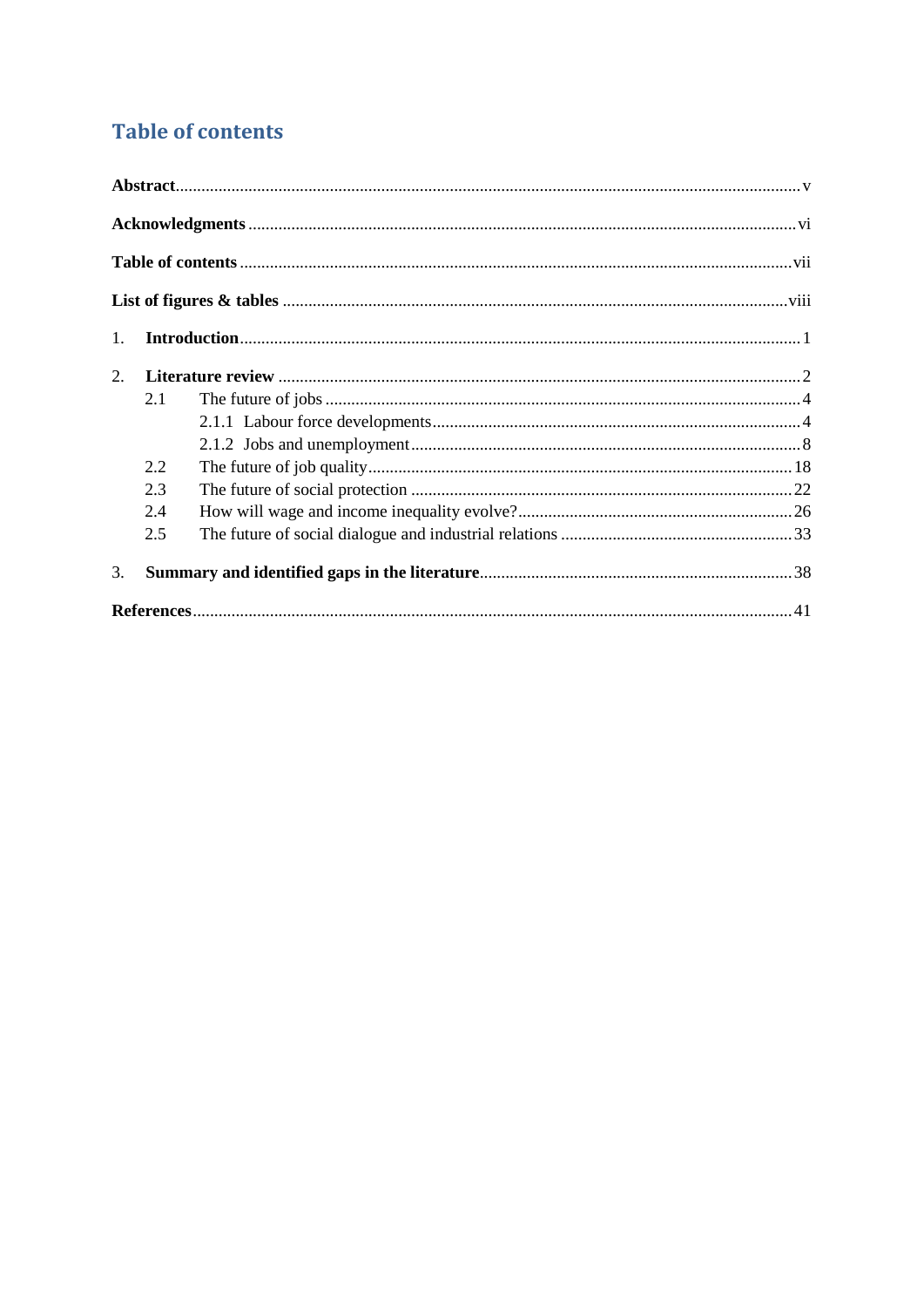# Table of contents

**Abstract** ..... v

**Acknowledgments** ..... vi

**Table of contents** ..... vii

**List of figures & tables** ..... viii

1. **Introduction** ..... 1

2. **Literature review** ..... 2
   - 2.1 The future of jobs ..... 4
     - 2.1.1 Labour force developments ..... 4
     - 2.1.2 Jobs and unemployment ..... 8
   - 2.2 The future of job quality ..... 18
   - 2.3 The future of social protection ..... 22
   - 2.4 How will wage and income inequality evolve? ..... 26
   - 2.5 The future of social dialogue and industrial relations ..... 33

3. **Summary and identified gaps in the literature** ..... 38

**References** ..... 41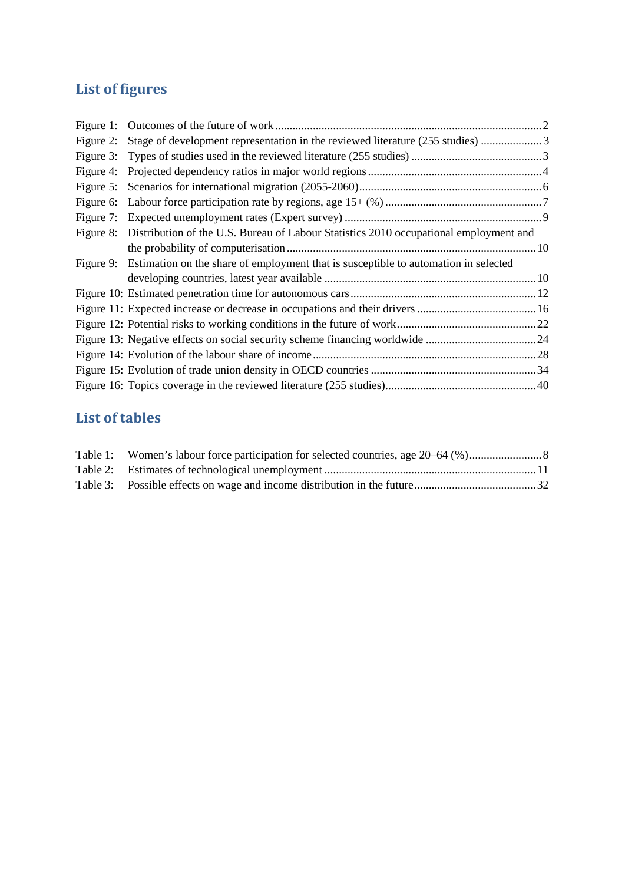## List of figures

Figure 1: Outcomes of the future of work ........................................................................................ 2
Figure 2: Stage of development representation in the reviewed literature (255 studies) ..................... 3
Figure 3: Types of studies used in the reviewed literature (255 studies) ............................................ 3
Figure 4: Projected dependency ratios in major world regions ........................................................... 4
Figure 5: Scenarios for international migration (2055-2060) .............................................................. 6
Figure 6: Labour force participation rate by regions, age 15+ (%) ..................................................... 7
Figure 7: Expected unemployment rates (Expert survey) ................................................................... 9
Figure 8: Distribution of the U.S. Bureau of Labour Statistics 2010 occupational employment and the probability of computerisation ..................................................................................... 10
Figure 9: Estimation on the share of employment that is susceptible to automation in selected developing countries, latest year available ........................................................................ 10
Figure 10: Estimated penetration time for autonomous cars ............................................................... 12
Figure 11: Expected increase or decrease in occupations and their drivers ......................................... 16
Figure 12: Potential risks to working conditions in the future of work ................................................ 22
Figure 13: Negative effects on social security scheme financing worldwide ...................................... 24
Figure 14: Evolution of the labour share of income ............................................................................ 28
Figure 15: Evolution of trade union density in OECD countries ........................................................ 34
Figure 16: Topics coverage in the reviewed literature (255 studies) ................................................... 40

## List of tables

Table 1: Women's labour force participation for selected countries, age 20–64 (%) ......................... 8
Table 2: Estimates of technological unemployment ........................................................................ 11
Table 3: Possible effects on wage and income distribution in the future .......................................... 32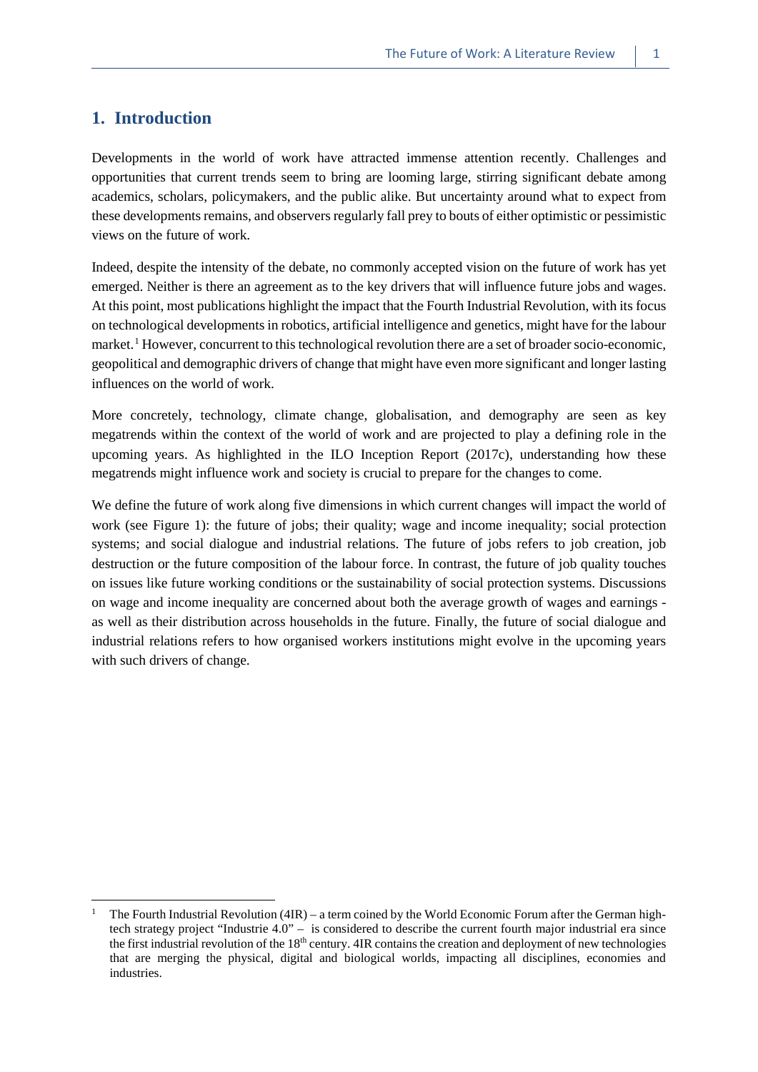# 1. Introduction

Developments in the world of work have attracted immense attention recently. Challenges and opportunities that current trends seem to bring are looming large, stirring significant debate among academics, scholars, policymakers, and the public alike. But uncertainty around what to expect from these developments remains, and observers regularly fall prey to bouts of either optimistic or pessimistic views on the future of work.

Indeed, despite the intensity of the debate, no commonly accepted vision on the future of work has yet emerged. Neither is there an agreement as to the key drivers that will influence future jobs and wages. At this point, most publications highlight the impact that the Fourth Industrial Revolution, with its focus on technological developments in robotics, artificial intelligence and genetics, might have for the labour market.[1] However, concurrent to this technological revolution there are a set of broader socio-economic, geopolitical and demographic drivers of change that might have even more significant and longer lasting influences on the world of work.

More concretely, technology, climate change, globalisation, and demography are seen as key megatrends within the context of the world of work and are projected to play a defining role in the upcoming years. As highlighted in the ILO Inception Report (2017c), understanding how these megatrends might influence work and society is crucial to prepare for the changes to come.

We define the future of work along five dimensions in which current changes will impact the world of work (see Figure 1): the future of jobs; their quality; wage and income inequality; social protection systems; and social dialogue and industrial relations. The future of jobs refers to job creation, job destruction or the future composition of the labour force. In contrast, the future of job quality touches on issues like future working conditions or the sustainability of social protection systems. Discussions on wage and income inequality are concerned about both the average growth of wages and earnings - as well as their distribution across households in the future. Finally, the future of social dialogue and industrial relations refers to how organised workers institutions might evolve in the upcoming years with such drivers of change.

[1] The Fourth Industrial Revolution (4IR) – a term coined by the World Economic Forum after the German high-tech strategy project "Industrie 4.0" – is considered to describe the current fourth major industrial era since the first industrial revolution of the 18th century. 4IR contains the creation and deployment of new technologies that are merging the physical, digital and biological worlds, impacting all disciplines, economies and industries.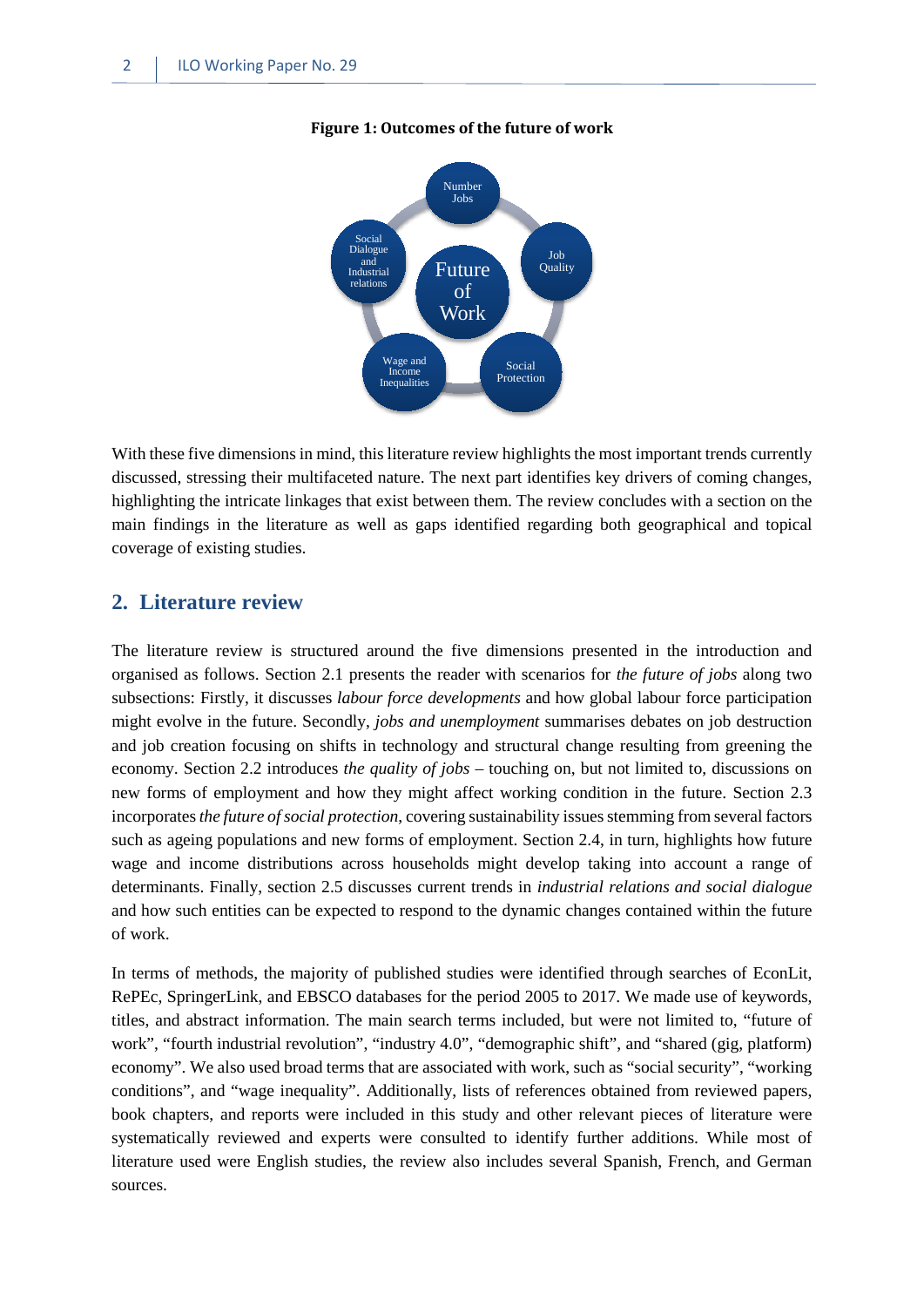**Figure 1: Outcomes of the future of work**

With these five dimensions in mind, this literature review highlights the most important trends currently discussed, stressing their multifaceted nature. The next part identifies key drivers of coming changes, highlighting the intricate linkages that exist between them. The review concludes with a section on the main findings in the literature as well as gaps identified regarding both geographical and topical coverage of existing studies.

## 2. Literature review

The literature review is structured around the five dimensions presented in the introduction and organised as follows. Section 2.1 presents the reader with scenarios for *the future of jobs* along two subsections: Firstly, it discusses *labour force developments* and how global labour force participation might evolve in the future. Secondly, *jobs and unemployment* summarises debates on job destruction and job creation focusing on shifts in technology and structural change resulting from greening the economy. Section 2.2 introduces *the quality of jobs* – touching on, but not limited to, discussions on new forms of employment and how they might affect working condition in the future. Section 2.3 incorporates *the future of social protection*, covering sustainability issues stemming from several factors such as ageing populations and new forms of employment. Section 2.4, in turn, highlights how future wage and income distributions across households might develop taking into account a range of determinants. Finally, section 2.5 discusses current trends in *industrial relations and social dialogue* and how such entities can be expected to respond to the dynamic changes contained within the future of work.

In terms of methods, the majority of published studies were identified through searches of EconLit, RePEc, SpringerLink, and EBSCO databases for the period 2005 to 2017. We made use of keywords, titles, and abstract information. The main search terms included, but were not limited to, "future of work", "fourth industrial revolution", "industry 4.0", "demographic shift", and "shared (gig, platform) economy". We also used broad terms that are associated with work, such as "social security", "working conditions", and "wage inequality". Additionally, lists of references obtained from reviewed papers, book chapters, and reports were included in this study and other relevant pieces of literature were systematically reviewed and experts were consulted to identify further additions. While most of literature used were English studies, the review also includes several Spanish, French, and German sources.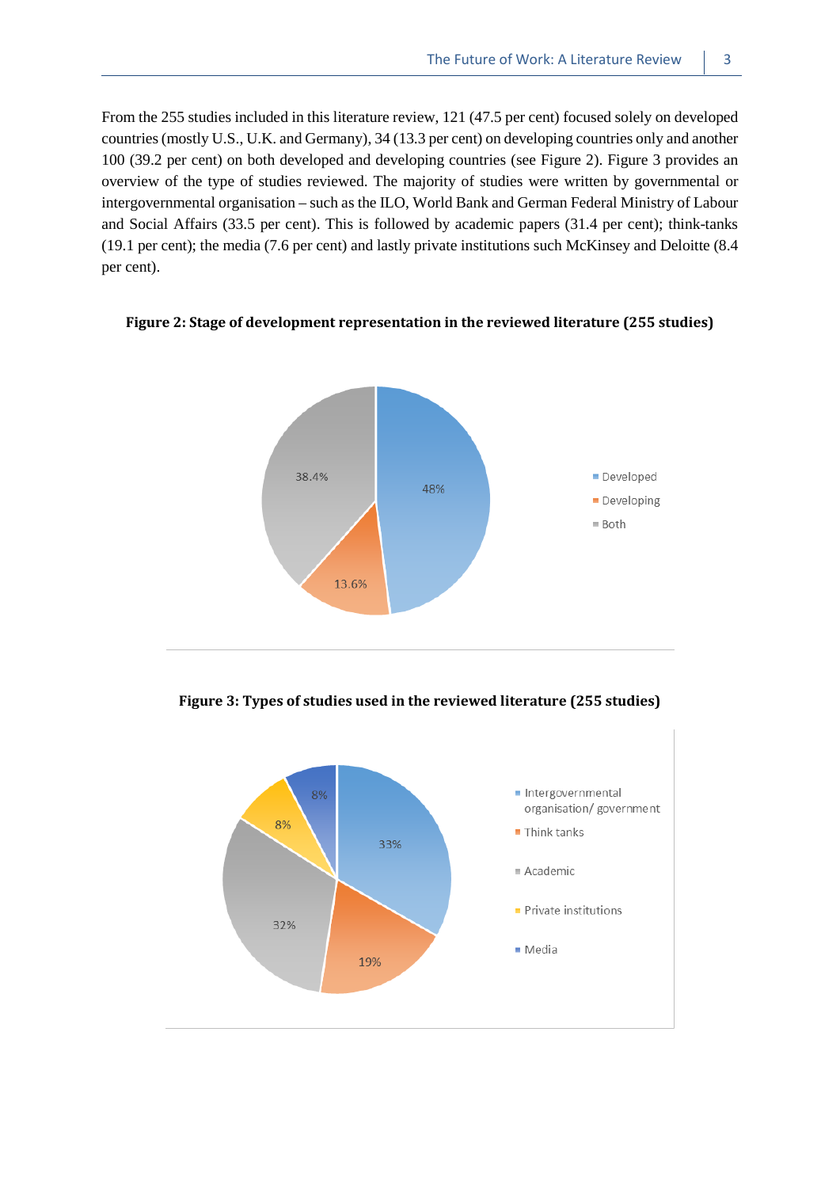From the 255 studies included in this literature review, 121 (47.5 per cent) focused solely on developed countries (mostly U.S., U.K. and Germany), 34 (13.3 per cent) on developing countries only and another 100 (39.2 per cent) on both developed and developing countries (see Figure 2). Figure 3 provides an overview of the type of studies reviewed. The majority of studies were written by governmental or intergovernmental organisation – such as the ILO, World Bank and German Federal Ministry of Labour and Social Affairs (33.5 per cent). This is followed by academic papers (31.4 per cent); think-tanks (19.1 per cent); the media (7.6 per cent) and lastly private institutions such McKinsey and Deloitte (8.4 per cent).

**Figure 2: Stage of development representation in the reviewed literature (255 studies)**

| Category | Share |
|---|---|
| Developed | 48% |
| Developing | 13.6% |
| Both | 38.4% |

**Figure 3: Types of studies used in the reviewed literature (255 studies)**

| Category | Share |
|---|---|
| Intergovernmental organisation/ government | 33% |
| Think tanks | 19% |
| Academic | 32% |
| Private institutions | 8% |
| Media | 8% |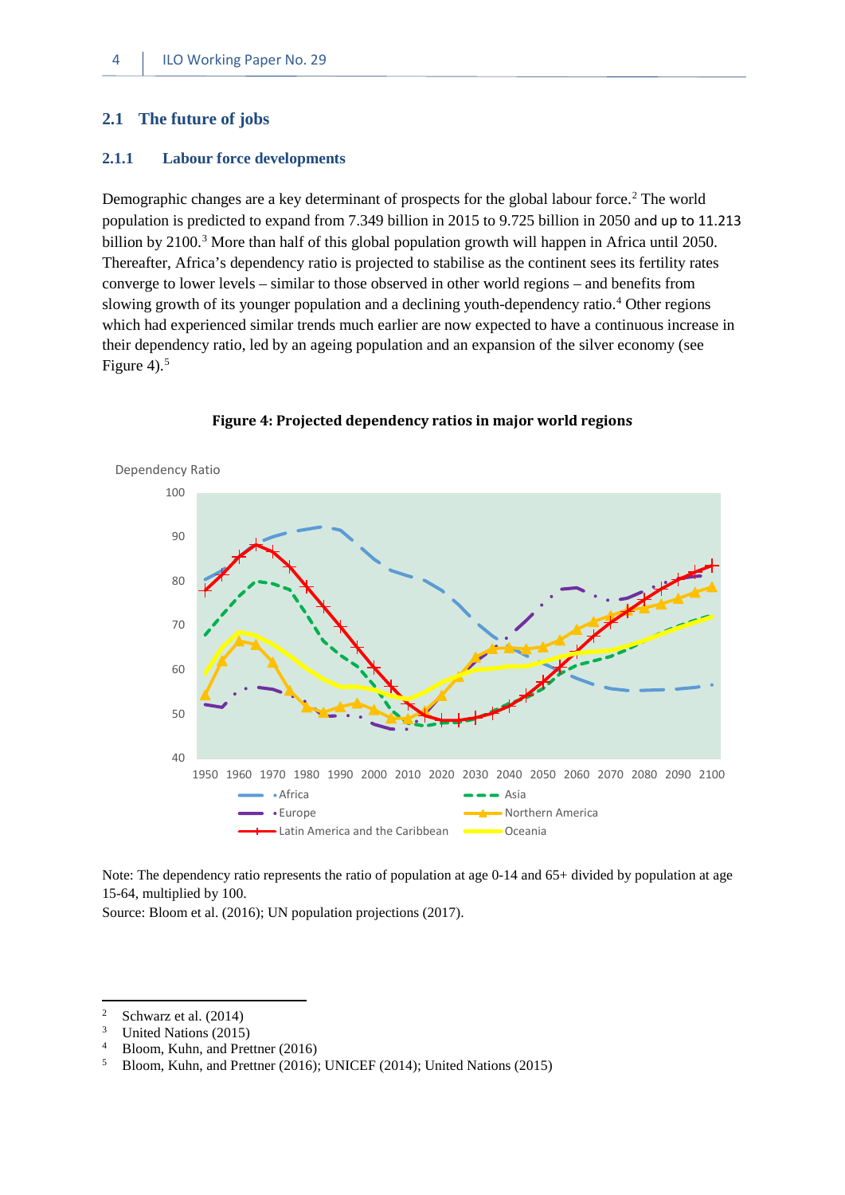### 2.1 The future of jobs

#### 2.1.1 Labour force developments

Demographic changes are a key determinant of prospects for the global labour force.[2] The world population is predicted to expand from 7.349 billion in 2015 to 9.725 billion in 2050 and up to 11.213 billion by 2100.[3] More than half of this global population growth will happen in Africa until 2050. Thereafter, Africa's dependency ratio is projected to stabilise as the continent sees its fertility rates converge to lower levels – similar to those observed in other world regions – and benefits from slowing growth of its younger population and a declining youth-dependency ratio.[4] Other regions which had experienced similar trends much earlier are now expected to have a continuous increase in their dependency ratio, led by an ageing population and an expansion of the silver economy (see Figure 4).[5]

**Figure 4: Projected dependency ratios in major world regions**

Note: The dependency ratio represents the ratio of population at age 0-14 and 65+ divided by population at age 15-64, multiplied by 100.
Source: Bloom et al. (2016); UN population projections (2017).

---

[2] Schwarz et al. (2014)
[3] United Nations (2015)
[4] Bloom, Kuhn, and Prettner (2016)
[5] Bloom, Kuhn, and Prettner (2016); UNICEF (2014); United Nations (2015)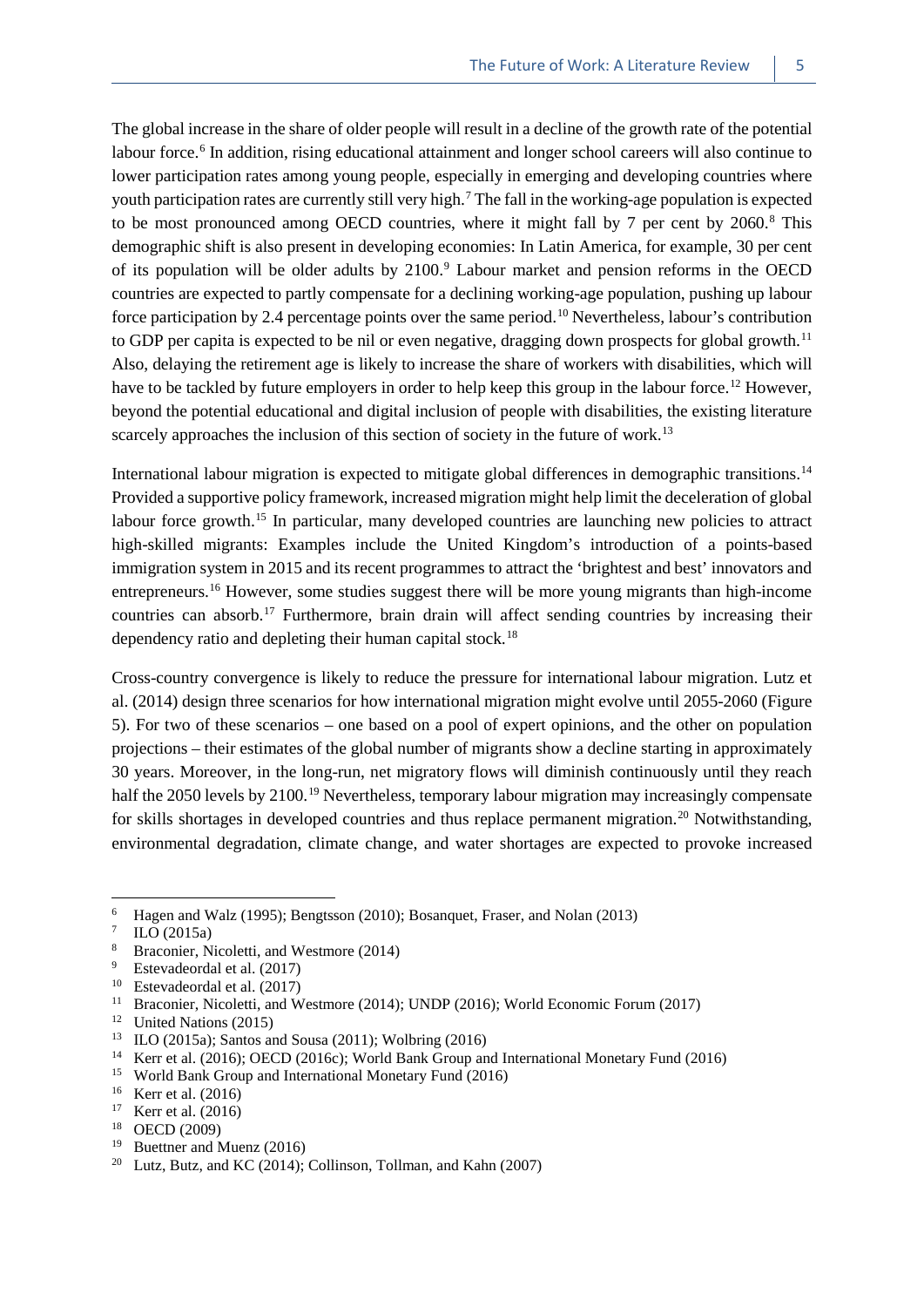The global increase in the share of older people will result in a decline of the growth rate of the potential labour force.[6] In addition, rising educational attainment and longer school careers will also continue to lower participation rates among young people, especially in emerging and developing countries where youth participation rates are currently still very high.[7] The fall in the working-age population is expected to be most pronounced among OECD countries, where it might fall by 7 per cent by 2060.[8] This demographic shift is also present in developing economies: In Latin America, for example, 30 per cent of its population will be older adults by 2100.[9] Labour market and pension reforms in the OECD countries are expected to partly compensate for a declining working-age population, pushing up labour force participation by 2.4 percentage points over the same period.[10] Nevertheless, labour's contribution to GDP per capita is expected to be nil or even negative, dragging down prospects for global growth.[11] Also, delaying the retirement age is likely to increase the share of workers with disabilities, which will have to be tackled by future employers in order to help keep this group in the labour force.[12] However, beyond the potential educational and digital inclusion of people with disabilities, the existing literature scarcely approaches the inclusion of this section of society in the future of work.[13]

International labour migration is expected to mitigate global differences in demographic transitions.[14] Provided a supportive policy framework, increased migration might help limit the deceleration of global labour force growth.[15] In particular, many developed countries are launching new policies to attract high-skilled migrants: Examples include the United Kingdom's introduction of a points-based immigration system in 2015 and its recent programmes to attract the 'brightest and best' innovators and entrepreneurs.[16] However, some studies suggest there will be more young migrants than high-income countries can absorb.[17] Furthermore, brain drain will affect sending countries by increasing their dependency ratio and depleting their human capital stock.[18]

Cross-country convergence is likely to reduce the pressure for international labour migration. Lutz et al. (2014) design three scenarios for how international migration might evolve until 2055-2060 (Figure 5). For two of these scenarios – one based on a pool of expert opinions, and the other on population projections – their estimates of the global number of migrants show a decline starting in approximately 30 years. Moreover, in the long-run, net migratory flows will diminish continuously until they reach half the 2050 levels by 2100.[19] Nevertheless, temporary labour migration may increasingly compensate for skills shortages in developed countries and thus replace permanent migration.[20] Notwithstanding, environmental degradation, climate change, and water shortages are expected to provoke increased

---

[6] Hagen and Walz (1995); Bengtsson (2010); Bosanquet, Fraser, and Nolan (2013)
[7] ILO (2015a)
[8] Braconier, Nicoletti, and Westmore (2014)
[9] Estevadeordal et al. (2017)
[10] Estevadeordal et al. (2017)
[11] Braconier, Nicoletti, and Westmore (2014); UNDP (2016); World Economic Forum (2017)
[12] United Nations (2015)
[13] ILO (2015a); Santos and Sousa (2011); Wolbring (2016)
[14] Kerr et al. (2016); OECD (2016c); World Bank Group and International Monetary Fund (2016)
[15] World Bank Group and International Monetary Fund (2016)
[16] Kerr et al. (2016)
[17] Kerr et al. (2016)
[18] OECD (2009)
[19] Buettner and Muenz (2016)
[20] Lutz, Butz, and KC (2014); Collinson, Tollman, and Kahn (2007)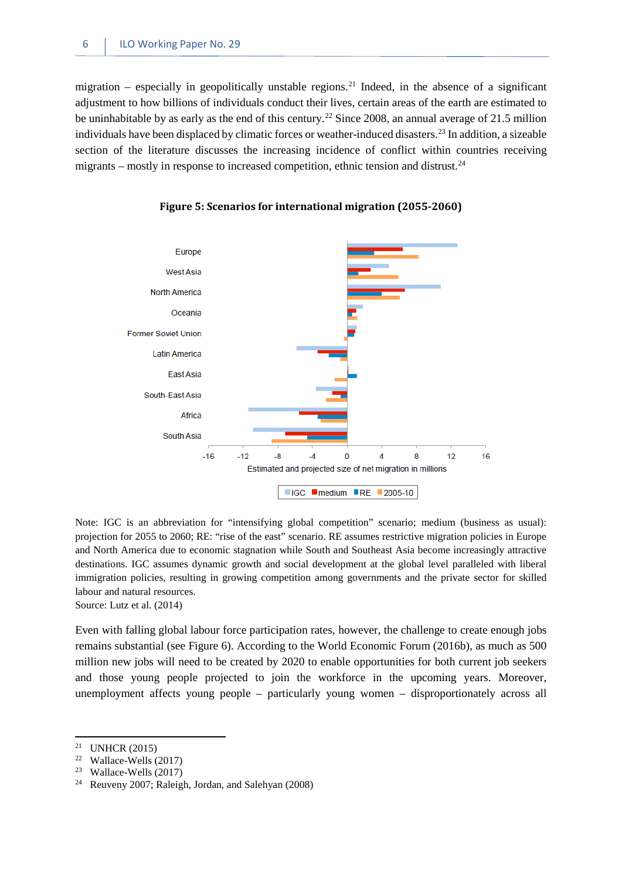migration – especially in geopolitically unstable regions.[21] Indeed, in the absence of a significant adjustment to how billions of individuals conduct their lives, certain areas of the earth are estimated to be uninhabitable by as early as the end of this century.[22] Since 2008, an annual average of 21.5 million individuals have been displaced by climatic forces or weather-induced disasters.[23] In addition, a sizeable section of the literature discusses the increasing incidence of conflict within countries receiving migrants – mostly in response to increased competition, ethnic tension and distrust.[24]

**Figure 5: Scenarios for international migration (2055-2060)**

Note: IGC is an abbreviation for "intensifying global competition" scenario; medium (business as usual): projection for 2055 to 2060; RE: "rise of the east" scenario. RE assumes restrictive migration policies in Europe and North America due to economic stagnation while South and Southeast Asia become increasingly attractive destinations. IGC assumes dynamic growth and social development at the global level paralleled with liberal immigration policies, resulting in growing competition among governments and the private sector for skilled labour and natural resources.
Source: Lutz et al. (2014)

Even with falling global labour force participation rates, however, the challenge to create enough jobs remains substantial (see Figure 6). According to the World Economic Forum (2016b), as much as 500 million new jobs will need to be created by 2020 to enable opportunities for both current job seekers and those young people projected to join the workforce in the upcoming years. Moreover, unemployment affects young people – particularly young women – disproportionately across all

---

[21] UNHCR (2015)
[22] Wallace-Wells (2017)
[23] Wallace-Wells (2017)
[24] Reuveny 2007; Raleigh, Jordan, and Salehyan (2008)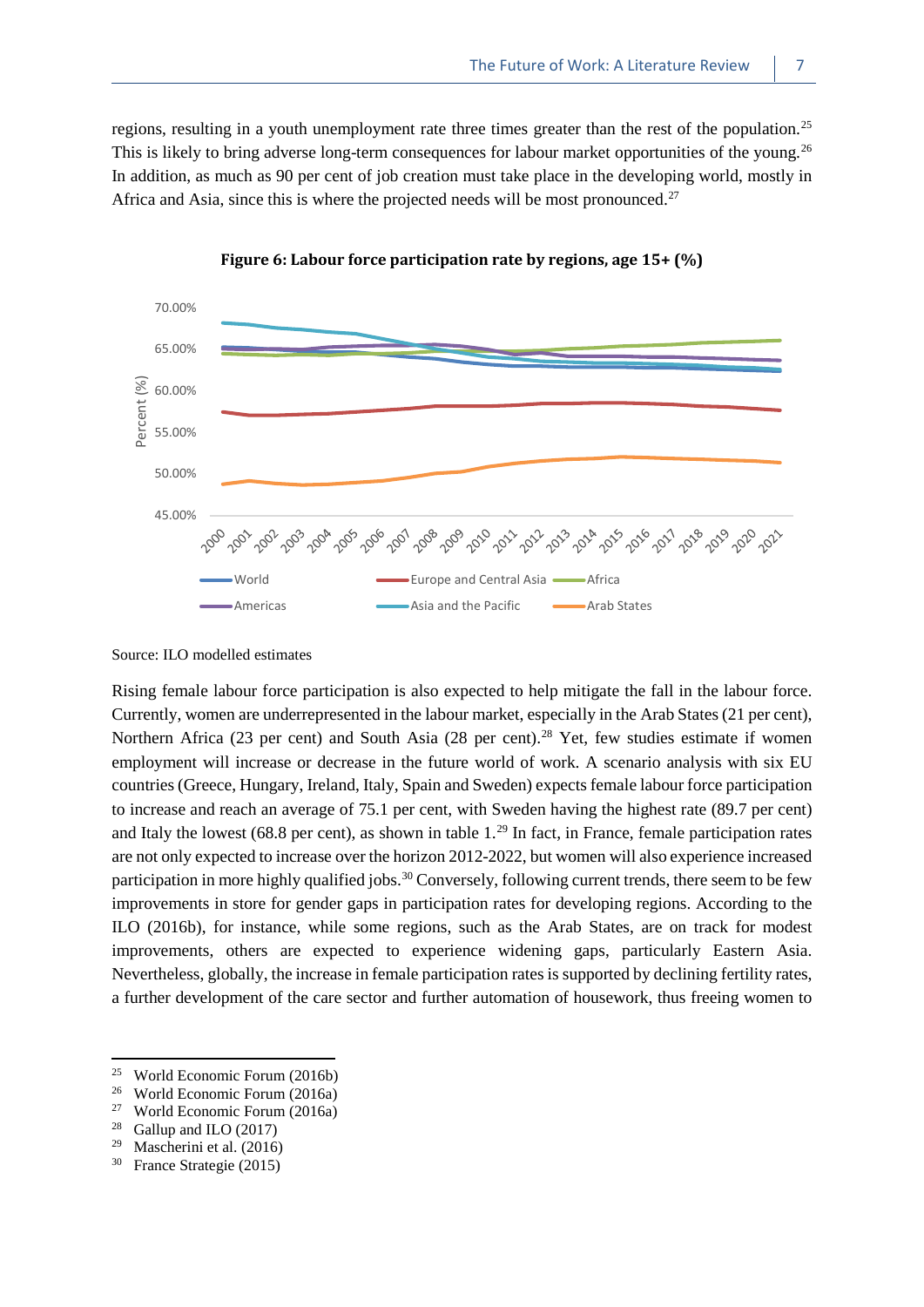regions, resulting in a youth unemployment rate three times greater than the rest of the population.[25] This is likely to bring adverse long-term consequences for labour market opportunities of the young.[26] In addition, as much as 90 per cent of job creation must take place in the developing world, mostly in Africa and Asia, since this is where the projected needs will be most pronounced.[27]

**Figure 6: Labour force participation rate by regions, age 15+ (%)**

Source: ILO modelled estimates

Rising female labour force participation is also expected to help mitigate the fall in the labour force. Currently, women are underrepresented in the labour market, especially in the Arab States (21 per cent), Northern Africa (23 per cent) and South Asia (28 per cent).[28] Yet, few studies estimate if women employment will increase or decrease in the future world of work. A scenario analysis with six EU countries (Greece, Hungary, Ireland, Italy, Spain and Sweden) expects female labour force participation to increase and reach an average of 75.1 per cent, with Sweden having the highest rate (89.7 per cent) and Italy the lowest (68.8 per cent), as shown in table 1.[29] In fact, in France, female participation rates are not only expected to increase over the horizon 2012-2022, but women will also experience increased participation in more highly qualified jobs.[30] Conversely, following current trends, there seem to be few improvements in store for gender gaps in participation rates for developing regions. According to the ILO (2016b), for instance, while some regions, such as the Arab States, are on track for modest improvements, others are expected to experience widening gaps, particularly Eastern Asia. Nevertheless, globally, the increase in female participation rates is supported by declining fertility rates, a further development of the care sector and further automation of housework, thus freeing women to

---

[25] World Economic Forum (2016b)
[26] World Economic Forum (2016a)
[27] World Economic Forum (2016a)
[28] Gallup and ILO (2017)
[29] Mascherini et al. (2016)
[30] France Strategie (2015)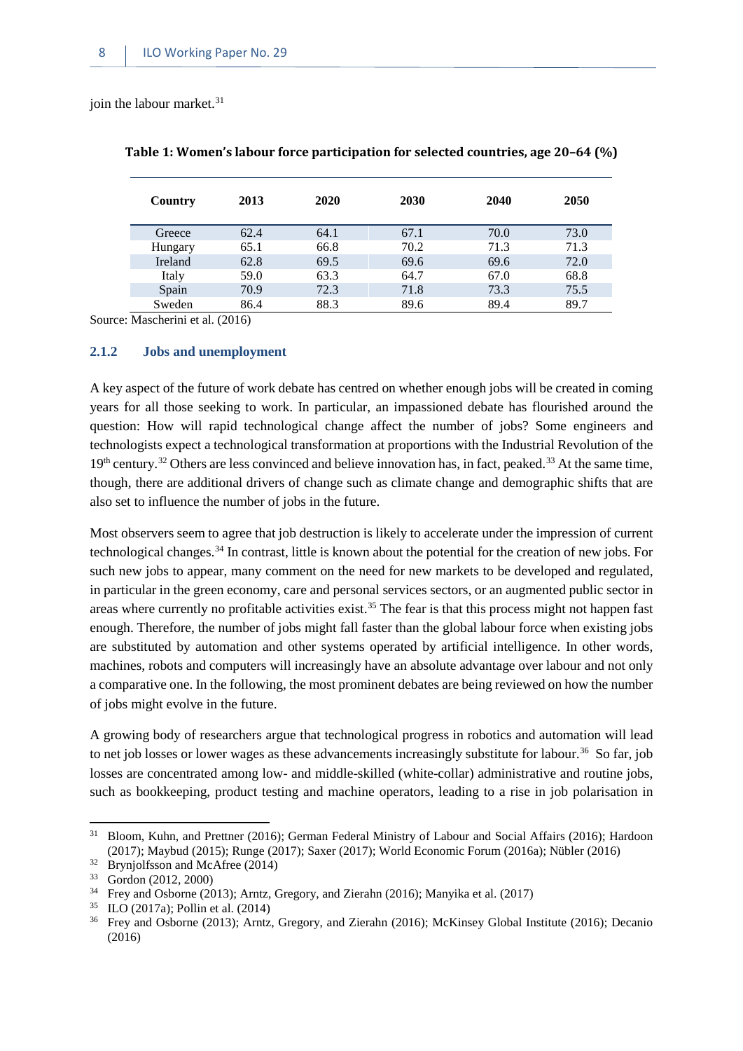join the labour market.[31]

**Table 1: Women's labour force participation for selected countries, age 20–64 (%)**

| Country | 2013 | 2020 | 2030 | 2040 | 2050 |
|---|---|---|---|---|---|
| Greece | 62.4 | 64.1 | 67.1 | 70.0 | 73.0 |
| Hungary | 65.1 | 66.8 | 70.2 | 71.3 | 71.3 |
| Ireland | 62.8 | 69.5 | 69.6 | 69.6 | 72.0 |
| Italy | 59.0 | 63.3 | 64.7 | 67.0 | 68.8 |
| Spain | 70.9 | 72.3 | 71.8 | 73.3 | 75.5 |
| Sweden | 86.4 | 88.3 | 89.6 | 89.4 | 89.7 |

Source: Mascherini et al. (2016)

### 2.1.2 Jobs and unemployment

A key aspect of the future of work debate has centred on whether enough jobs will be created in coming years for all those seeking to work. In particular, an impassioned debate has flourished around the question: How will rapid technological change affect the number of jobs? Some engineers and technologists expect a technological transformation at proportions with the Industrial Revolution of the 19th century.[32] Others are less convinced and believe innovation has, in fact, peaked.[33] At the same time, though, there are additional drivers of change such as climate change and demographic shifts that are also set to influence the number of jobs in the future.

Most observers seem to agree that job destruction is likely to accelerate under the impression of current technological changes.[34] In contrast, little is known about the potential for the creation of new jobs. For such new jobs to appear, many comment on the need for new markets to be developed and regulated, in particular in the green economy, care and personal services sectors, or an augmented public sector in areas where currently no profitable activities exist.[35] The fear is that this process might not happen fast enough. Therefore, the number of jobs might fall faster than the global labour force when existing jobs are substituted by automation and other systems operated by artificial intelligence. In other words, machines, robots and computers will increasingly have an absolute advantage over labour and not only a comparative one. In the following, the most prominent debates are being reviewed on how the number of jobs might evolve in the future.

A growing body of researchers argue that technological progress in robotics and automation will lead to net job losses or lower wages as these advancements increasingly substitute for labour.[36] So far, job losses are concentrated among low- and middle-skilled (white-collar) administrative and routine jobs, such as bookkeeping, product testing and machine operators, leading to a rise in job polarisation in

---

[31] Bloom, Kuhn, and Prettner (2016); German Federal Ministry of Labour and Social Affairs (2016); Hardoon (2017); Maybud (2015); Runge (2017); Saxer (2017); World Economic Forum (2016a); Nübler (2016)

[32] Brynjolfsson and McAfree (2014)

[33] Gordon (2012, 2000)

[34] Frey and Osborne (2013); Arntz, Gregory, and Zierahn (2016); Manyika et al. (2017)

[35] ILO (2017a); Pollin et al. (2014)

[36] Frey and Osborne (2013); Arntz, Gregory, and Zierahn (2016); McKinsey Global Institute (2016); Decanio (2016)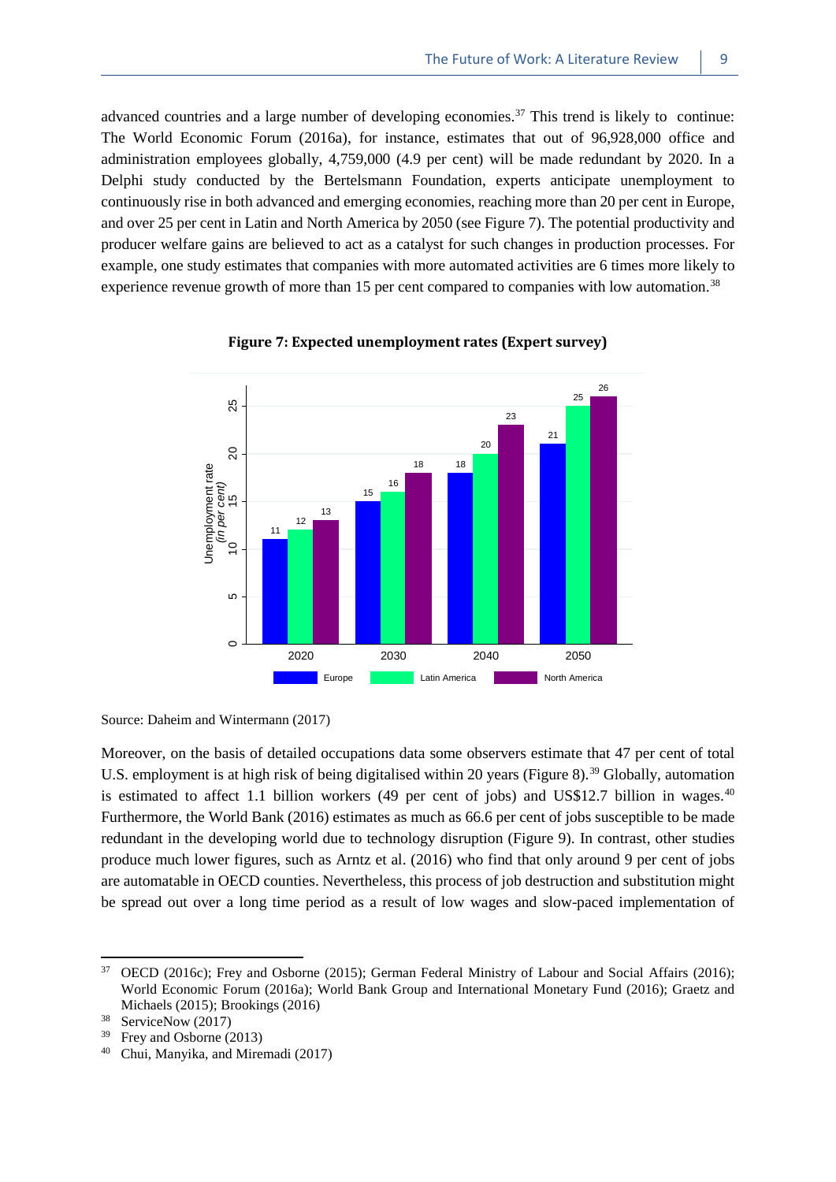advanced countries and a large number of developing economies.[37] This trend is likely to continue: The World Economic Forum (2016a), for instance, estimates that out of 96,928,000 office and administration employees globally, 4,759,000 (4.9 per cent) will be made redundant by 2020. In a Delphi study conducted by the Bertelsmann Foundation, experts anticipate unemployment to continuously rise in both advanced and emerging economies, reaching more than 20 per cent in Europe, and over 25 per cent in Latin and North America by 2050 (see Figure 7). The potential productivity and producer welfare gains are believed to act as a catalyst for such changes in production processes. For example, one study estimates that companies with more automated activities are 6 times more likely to experience revenue growth of more than 15 per cent compared to companies with low automation.[38]

**Figure 7: Expected unemployment rates (Expert survey)**

| Year | Europe | Latin America | North America |
|---|---|---|---|
| 2020 | 11 | 12 | 13 |
| 2030 | 15 | 16 | 18 |
| 2040 | 18 | 20 | 23 |
| 2050 | 21 | 25 | 26 |

Unemployment rate *(in per cent)*

Source: Daheim and Wintermann (2017)

Moreover, on the basis of detailed occupations data some observers estimate that 47 per cent of total U.S. employment is at high risk of being digitalised within 20 years (Figure 8).[39] Globally, automation is estimated to affect 1.1 billion workers (49 per cent of jobs) and US$12.7 billion in wages.[40] Furthermore, the World Bank (2016) estimates as much as 66.6 per cent of jobs susceptible to be made redundant in the developing world due to technology disruption (Figure 9). In contrast, other studies produce much lower figures, such as Arntz et al. (2016) who find that only around 9 per cent of jobs are automatable in OECD counties. Nevertheless, this process of job destruction and substitution might be spread out over a long time period as a result of low wages and slow-paced implementation of

[37] OECD (2016c); Frey and Osborne (2015); German Federal Ministry of Labour and Social Affairs (2016); World Economic Forum (2016a); World Bank Group and International Monetary Fund (2016); Graetz and Michaels (2015); Brookings (2016)

[38] ServiceNow (2017)

[39] Frey and Osborne (2013)

[40] Chui, Manyika, and Miremadi (2017)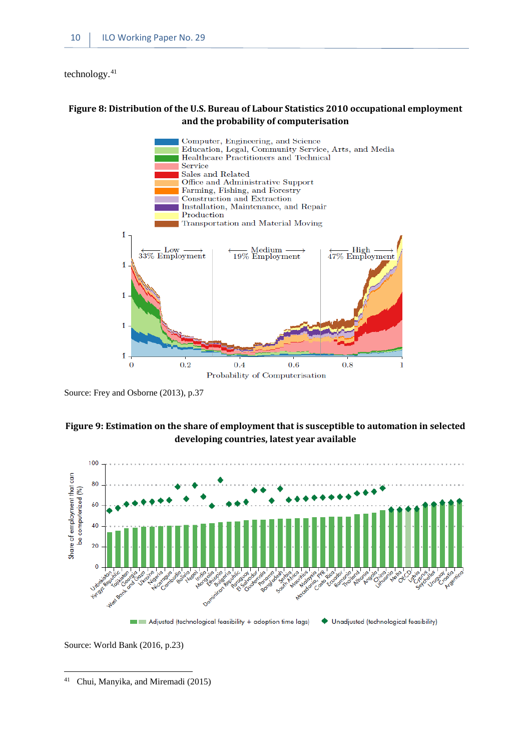technology.[41]

**Figure 8: Distribution of the U.S. Bureau of Labour Statistics 2010 occupational employment and the probability of computerisation**

Source: Frey and Osborne (2013), p.37

**Figure 9: Estimation on the share of employment that is susceptible to automation in selected developing countries, latest year available**

Source: World Bank (2016, p.23)

---

[41] Chui, Manyika, and Miremadi (2015)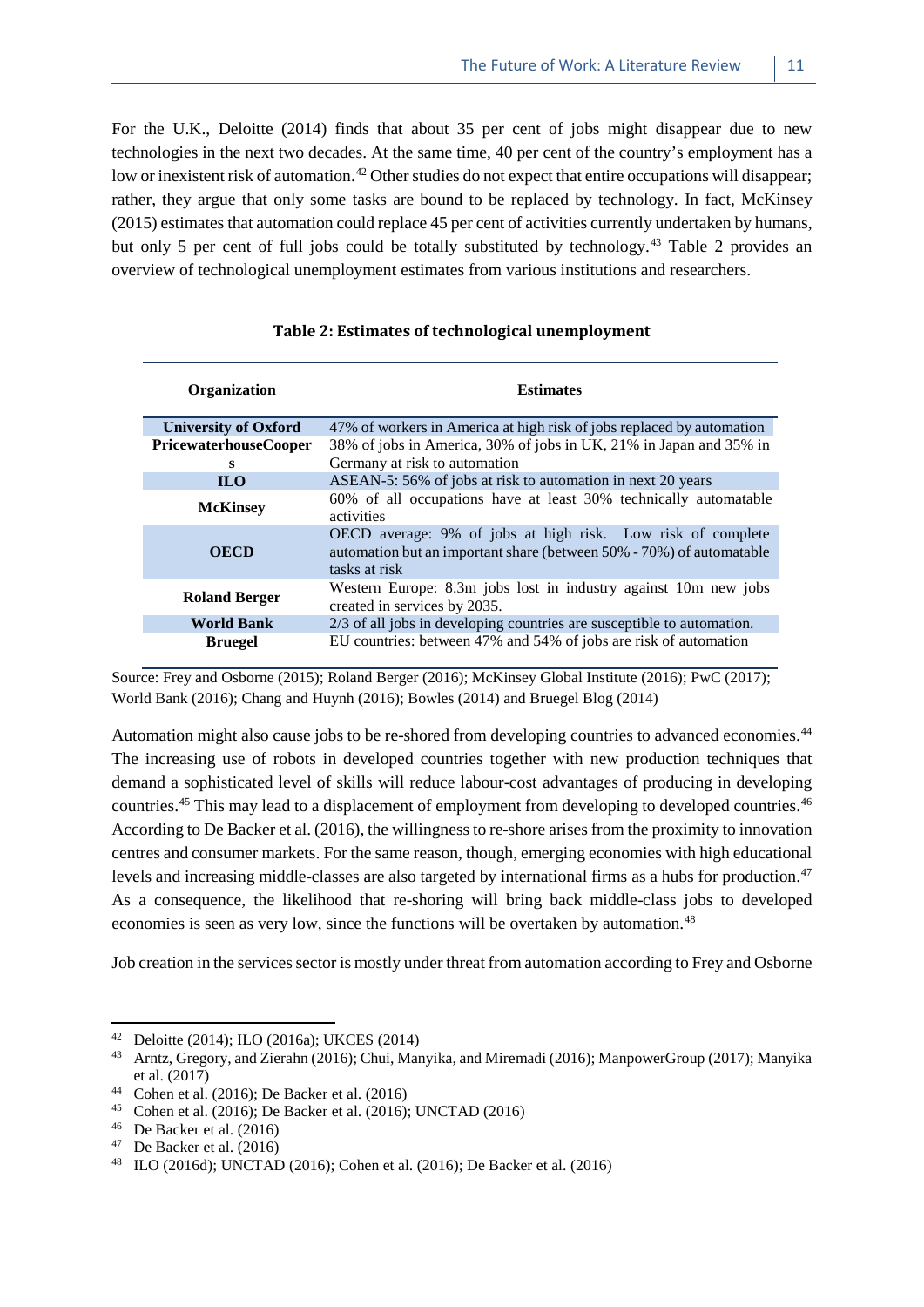For the U.K., Deloitte (2014) finds that about 35 per cent of jobs might disappear due to new technologies in the next two decades. At the same time, 40 per cent of the country's employment has a low or inexistent risk of automation.[42] Other studies do not expect that entire occupations will disappear; rather, they argue that only some tasks are bound to be replaced by technology. In fact, McKinsey (2015) estimates that automation could replace 45 per cent of activities currently undertaken by humans, but only 5 per cent of full jobs could be totally substituted by technology.[43] Table 2 provides an overview of technological unemployment estimates from various institutions and researchers.

**Table 2: Estimates of technological unemployment**

| Organization | Estimates |
|---|---|
| **University of Oxford** | 47% of workers in America at high risk of jobs replaced by automation |
| **PricewaterhouseCoopers** | 38% of jobs in America, 30% of jobs in UK, 21% in Japan and 35% in Germany at risk to automation |
| **ILO** | ASEAN-5: 56% of jobs at risk to automation in next 20 years |
| **McKinsey** | 60% of all occupations have at least 30% technically automatable activities |
| **OECD** | OECD average: 9% of jobs at high risk. Low risk of complete automation but an important share (between 50% - 70%) of automatable tasks at risk |
| **Roland Berger** | Western Europe: 8.3m jobs lost in industry against 10m new jobs created in services by 2035. |
| **World Bank** | 2/3 of all jobs in developing countries are susceptible to automation. |
| **Bruegel** | EU countries: between 47% and 54% of jobs are risk of automation |

Source: Frey and Osborne (2015); Roland Berger (2016); McKinsey Global Institute (2016); PwC (2017); World Bank (2016); Chang and Huynh (2016); Bowles (2014) and Bruegel Blog (2014)

Automation might also cause jobs to be re-shored from developing countries to advanced economies.[44] The increasing use of robots in developed countries together with new production techniques that demand a sophisticated level of skills will reduce labour-cost advantages of producing in developing countries.[45] This may lead to a displacement of employment from developing to developed countries.[46] According to De Backer et al. (2016), the willingness to re-shore arises from the proximity to innovation centres and consumer markets. For the same reason, though, emerging economies with high educational levels and increasing middle-classes are also targeted by international firms as a hubs for production.[47] As a consequence, the likelihood that re-shoring will bring back middle-class jobs to developed economies is seen as very low, since the functions will be overtaken by automation.[48]

Job creation in the services sector is mostly under threat from automation according to Frey and Osborne

---

[42] Deloitte (2014); ILO (2016a); UKCES (2014)

[43] Arntz, Gregory, and Zierahn (2016); Chui, Manyika, and Miremadi (2016); ManpowerGroup (2017); Manyika et al. (2017)

[44] Cohen et al. (2016); De Backer et al. (2016)

[45] Cohen et al. (2016); De Backer et al. (2016); UNCTAD (2016)

[46] De Backer et al. (2016)

[47] De Backer et al. (2016)

[48] ILO (2016d); UNCTAD (2016); Cohen et al. (2016); De Backer et al. (2016)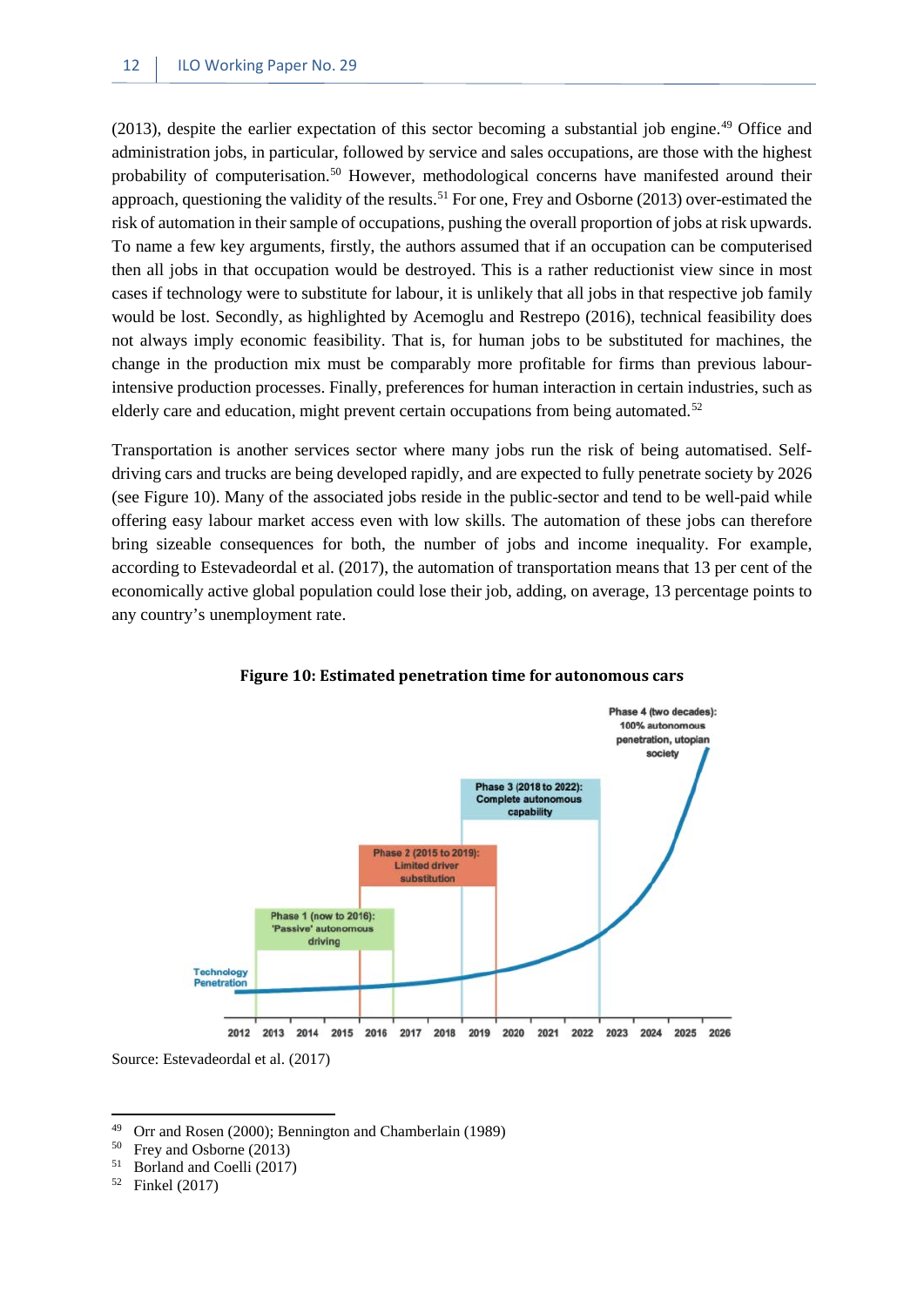(2013), despite the earlier expectation of this sector becoming a substantial job engine.[49] Office and administration jobs, in particular, followed by service and sales occupations, are those with the highest probability of computerisation.[50] However, methodological concerns have manifested around their approach, questioning the validity of the results.[51] For one, Frey and Osborne (2013) over-estimated the risk of automation in their sample of occupations, pushing the overall proportion of jobs at risk upwards. To name a few key arguments, firstly, the authors assumed that if an occupation can be computerised then all jobs in that occupation would be destroyed. This is a rather reductionist view since in most cases if technology were to substitute for labour, it is unlikely that all jobs in that respective job family would be lost. Secondly, as highlighted by Acemoglu and Restrepo (2016), technical feasibility does not always imply economic feasibility. That is, for human jobs to be substituted for machines, the change in the production mix must be comparably more profitable for firms than previous labour-intensive production processes. Finally, preferences for human interaction in certain industries, such as elderly care and education, might prevent certain occupations from being automated.[52]

Transportation is another services sector where many jobs run the risk of being automatised. Self-driving cars and trucks are being developed rapidly, and are expected to fully penetrate society by 2026 (see Figure 10). Many of the associated jobs reside in the public-sector and tend to be well-paid while offering easy labour market access even with low skills. The automation of these jobs can therefore bring sizeable consequences for both, the number of jobs and income inequality. For example, according to Estevadeordal et al. (2017), the automation of transportation means that 13 per cent of the economically active global population could lose their job, adding, on average, 13 percentage points to any country's unemployment rate.

**Figure 10: Estimated penetration time for autonomous cars**

Source: Estevadeordal et al. (2017)

[49] Orr and Rosen (2000); Bennington and Chamberlain (1989)
[50] Frey and Osborne (2013)
[51] Borland and Coelli (2017)
[52] Finkel (2017)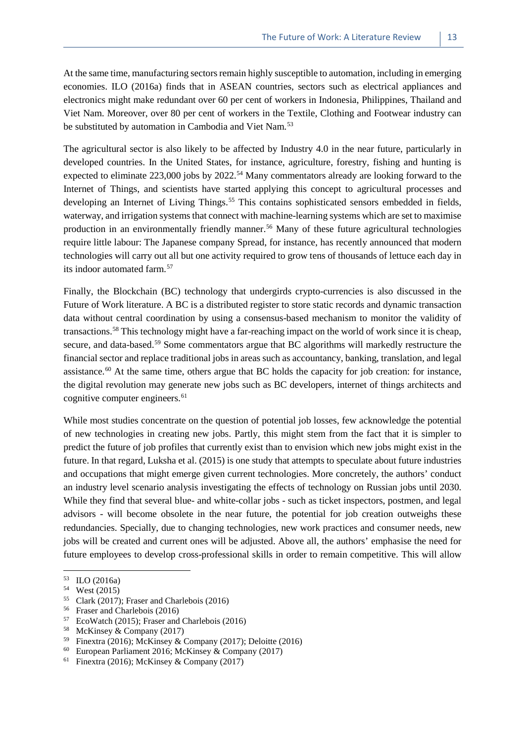At the same time, manufacturing sectors remain highly susceptible to automation, including in emerging economies. ILO (2016a) finds that in ASEAN countries, sectors such as electrical appliances and electronics might make redundant over 60 per cent of workers in Indonesia, Philippines, Thailand and Viet Nam. Moreover, over 80 per cent of workers in the Textile, Clothing and Footwear industry can be substituted by automation in Cambodia and Viet Nam.[53]

The agricultural sector is also likely to be affected by Industry 4.0 in the near future, particularly in developed countries. In the United States, for instance, agriculture, forestry, fishing and hunting is expected to eliminate 223,000 jobs by 2022.[54] Many commentators already are looking forward to the Internet of Things, and scientists have started applying this concept to agricultural processes and developing an Internet of Living Things.[55] This contains sophisticated sensors embedded in fields, waterway, and irrigation systems that connect with machine-learning systems which are set to maximise production in an environmentally friendly manner.[56] Many of these future agricultural technologies require little labour: The Japanese company Spread, for instance, has recently announced that modern technologies will carry out all but one activity required to grow tens of thousands of lettuce each day in its indoor automated farm.[57]

Finally, the Blockchain (BC) technology that undergirds crypto-currencies is also discussed in the Future of Work literature. A BC is a distributed register to store static records and dynamic transaction data without central coordination by using a consensus-based mechanism to monitor the validity of transactions.[58] This technology might have a far-reaching impact on the world of work since it is cheap, secure, and data-based.[59] Some commentators argue that BC algorithms will markedly restructure the financial sector and replace traditional jobs in areas such as accountancy, banking, translation, and legal assistance.[60] At the same time, others argue that BC holds the capacity for job creation: for instance, the digital revolution may generate new jobs such as BC developers, internet of things architects and cognitive computer engineers.[61]

While most studies concentrate on the question of potential job losses, few acknowledge the potential of new technologies in creating new jobs. Partly, this might stem from the fact that it is simpler to predict the future of job profiles that currently exist than to envision which new jobs might exist in the future. In that regard, Luksha et al. (2015) is one study that attempts to speculate about future industries and occupations that might emerge given current technologies. More concretely, the authors' conduct an industry level scenario analysis investigating the effects of technology on Russian jobs until 2030. While they find that several blue- and white-collar jobs - such as ticket inspectors, postmen, and legal advisors - will become obsolete in the near future, the potential for job creation outweighs these redundancies. Specially, due to changing technologies, new work practices and consumer needs, new jobs will be created and current ones will be adjusted. Above all, the authors' emphasise the need for future employees to develop cross-professional skills in order to remain competitive. This will allow

---

[53] ILO (2016a)
[54] West (2015)
[55] Clark (2017); Fraser and Charlebois (2016)
[56] Fraser and Charlebois (2016)
[57] EcoWatch (2015); Fraser and Charlebois (2016)
[58] McKinsey & Company (2017)
[59] Finextra (2016); McKinsey & Company (2017); Deloitte (2016)
[60] European Parliament 2016; McKinsey & Company (2017)
[61] Finextra (2016); McKinsey & Company (2017)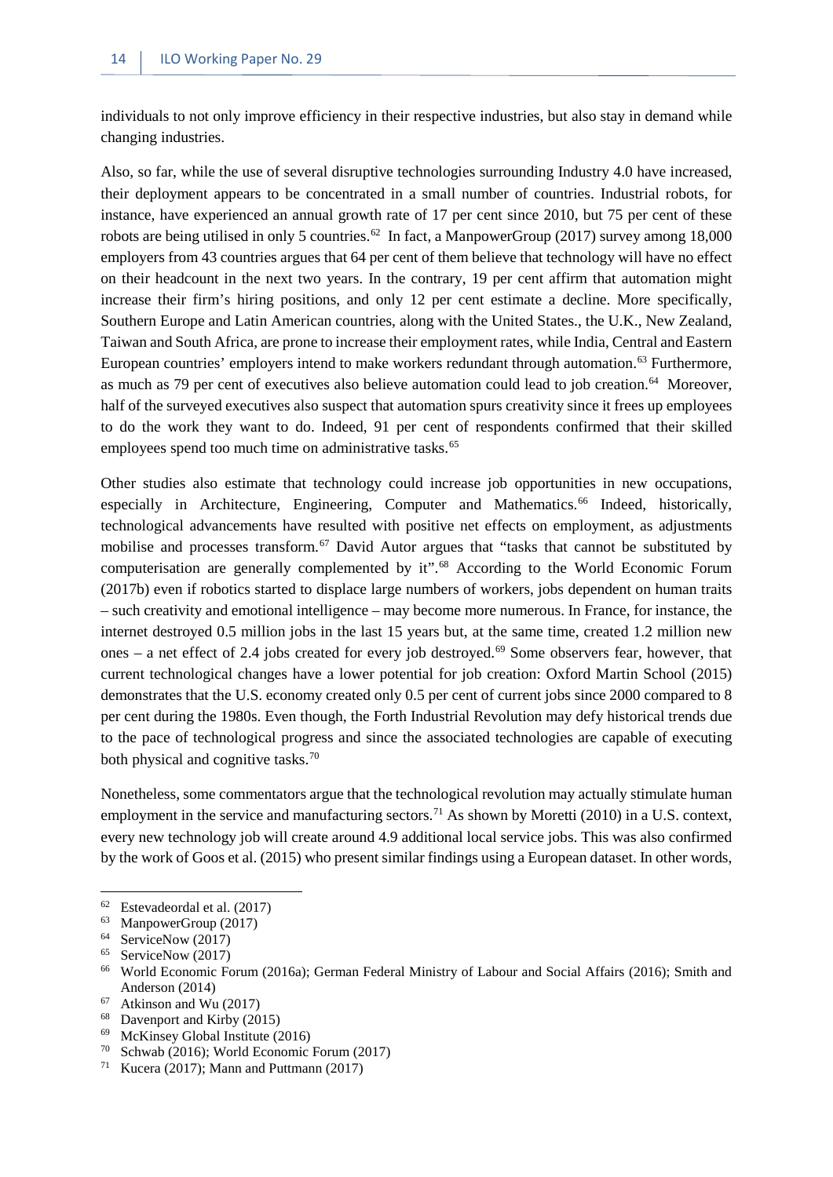individuals to not only improve efficiency in their respective industries, but also stay in demand while changing industries.

Also, so far, while the use of several disruptive technologies surrounding Industry 4.0 have increased, their deployment appears to be concentrated in a small number of countries. Industrial robots, for instance, have experienced an annual growth rate of 17 per cent since 2010, but 75 per cent of these robots are being utilised in only 5 countries.[62] In fact, a ManpowerGroup (2017) survey among 18,000 employers from 43 countries argues that 64 per cent of them believe that technology will have no effect on their headcount in the next two years. In the contrary, 19 per cent affirm that automation might increase their firm's hiring positions, and only 12 per cent estimate a decline. More specifically, Southern Europe and Latin American countries, along with the United States., the U.K., New Zealand, Taiwan and South Africa, are prone to increase their employment rates, while India, Central and Eastern European countries' employers intend to make workers redundant through automation.[63] Furthermore, as much as 79 per cent of executives also believe automation could lead to job creation.[64] Moreover, half of the surveyed executives also suspect that automation spurs creativity since it frees up employees to do the work they want to do. Indeed, 91 per cent of respondents confirmed that their skilled employees spend too much time on administrative tasks.[65]

Other studies also estimate that technology could increase job opportunities in new occupations, especially in Architecture, Engineering, Computer and Mathematics.[66] Indeed, historically, technological advancements have resulted with positive net effects on employment, as adjustments mobilise and processes transform.[67] David Autor argues that "tasks that cannot be substituted by computerisation are generally complemented by it".[68] According to the World Economic Forum (2017b) even if robotics started to displace large numbers of workers, jobs dependent on human traits – such creativity and emotional intelligence – may become more numerous. In France, for instance, the internet destroyed 0.5 million jobs in the last 15 years but, at the same time, created 1.2 million new ones – a net effect of 2.4 jobs created for every job destroyed.[69] Some observers fear, however, that current technological changes have a lower potential for job creation: Oxford Martin School (2015) demonstrates that the U.S. economy created only 0.5 per cent of current jobs since 2000 compared to 8 per cent during the 1980s. Even though, the Forth Industrial Revolution may defy historical trends due to the pace of technological progress and since the associated technologies are capable of executing both physical and cognitive tasks.[70]

Nonetheless, some commentators argue that the technological revolution may actually stimulate human employment in the service and manufacturing sectors.[71] As shown by Moretti (2010) in a U.S. context, every new technology job will create around 4.9 additional local service jobs. This was also confirmed by the work of Goos et al. (2015) who present similar findings using a European dataset. In other words,

---

[62] Estevadeordal et al. (2017)

[63] ManpowerGroup (2017)

[64] ServiceNow (2017)

[65] ServiceNow (2017)

[66] World Economic Forum (2016a); German Federal Ministry of Labour and Social Affairs (2016); Smith and Anderson (2014)

[67] Atkinson and Wu (2017)

[68] Davenport and Kirby (2015)

[69] McKinsey Global Institute (2016)

[70] Schwab (2016); World Economic Forum (2017)

[71] Kucera (2017); Mann and Puttmann (2017)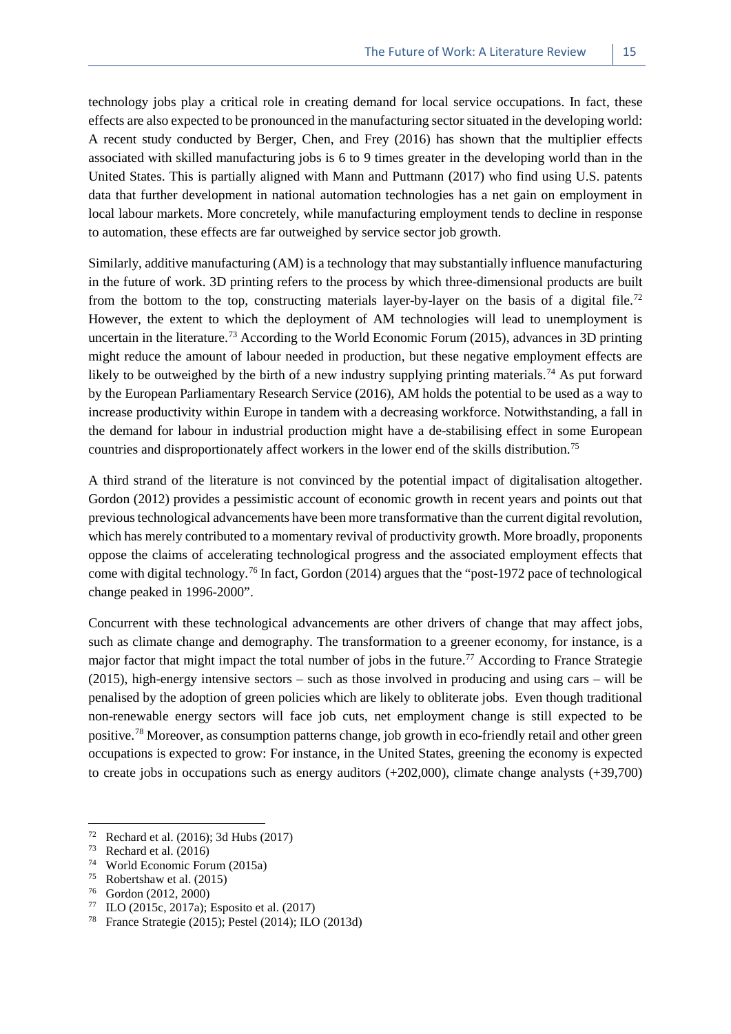technology jobs play a critical role in creating demand for local service occupations. In fact, these effects are also expected to be pronounced in the manufacturing sector situated in the developing world: A recent study conducted by Berger, Chen, and Frey (2016) has shown that the multiplier effects associated with skilled manufacturing jobs is 6 to 9 times greater in the developing world than in the United States. This is partially aligned with Mann and Puttmann (2017) who find using U.S. patents data that further development in national automation technologies has a net gain on employment in local labour markets. More concretely, while manufacturing employment tends to decline in response to automation, these effects are far outweighed by service sector job growth.

Similarly, additive manufacturing (AM) is a technology that may substantially influence manufacturing in the future of work. 3D printing refers to the process by which three-dimensional products are built from the bottom to the top, constructing materials layer-by-layer on the basis of a digital file.[72] However, the extent to which the deployment of AM technologies will lead to unemployment is uncertain in the literature.[73] According to the World Economic Forum (2015), advances in 3D printing might reduce the amount of labour needed in production, but these negative employment effects are likely to be outweighed by the birth of a new industry supplying printing materials.[74] As put forward by the European Parliamentary Research Service (2016), AM holds the potential to be used as a way to increase productivity within Europe in tandem with a decreasing workforce. Notwithstanding, a fall in the demand for labour in industrial production might have a de-stabilising effect in some European countries and disproportionately affect workers in the lower end of the skills distribution.[75]

A third strand of the literature is not convinced by the potential impact of digitalisation altogether. Gordon (2012) provides a pessimistic account of economic growth in recent years and points out that previous technological advancements have been more transformative than the current digital revolution, which has merely contributed to a momentary revival of productivity growth. More broadly, proponents oppose the claims of accelerating technological progress and the associated employment effects that come with digital technology.[76] In fact, Gordon (2014) argues that the "post-1972 pace of technological change peaked in 1996-2000".

Concurrent with these technological advancements are other drivers of change that may affect jobs, such as climate change and demography. The transformation to a greener economy, for instance, is a major factor that might impact the total number of jobs in the future.[77] According to France Strategie (2015), high-energy intensive sectors – such as those involved in producing and using cars – will be penalised by the adoption of green policies which are likely to obliterate jobs. Even though traditional non-renewable energy sectors will face job cuts, net employment change is still expected to be positive.[78] Moreover, as consumption patterns change, job growth in eco-friendly retail and other green occupations is expected to grow: For instance, in the United States, greening the economy is expected to create jobs in occupations such as energy auditors (+202,000), climate change analysts (+39,700)

---

[72] Rechard et al. (2016); 3d Hubs (2017)

[73] Rechard et al. (2016)

[74] World Economic Forum (2015a)

[75] Robertshaw et al. (2015)

[76] Gordon (2012, 2000)

[77] ILO (2015c, 2017a); Esposito et al. (2017)

[78] France Strategie (2015); Pestel (2014); ILO (2013d)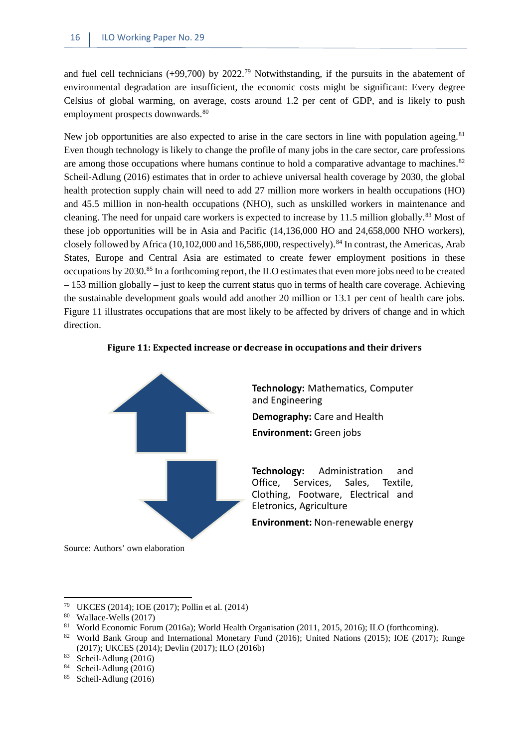and fuel cell technicians (+99,700) by 2022.[79] Notwithstanding, if the pursuits in the abatement of environmental degradation are insufficient, the economic costs might be significant: Every degree Celsius of global warming, on average, costs around 1.2 per cent of GDP, and is likely to push employment prospects downwards.[80]

New job opportunities are also expected to arise in the care sectors in line with population ageing.[81] Even though technology is likely to change the profile of many jobs in the care sector, care professions are among those occupations where humans continue to hold a comparative advantage to machines.[82] Scheil-Adlung (2016) estimates that in order to achieve universal health coverage by 2030, the global health protection supply chain will need to add 27 million more workers in health occupations (HO) and 45.5 million in non-health occupations (NHO), such as unskilled workers in maintenance and cleaning. The need for unpaid care workers is expected to increase by 11.5 million globally.[83] Most of these job opportunities will be in Asia and Pacific (14,136,000 HO and 24,658,000 NHO workers), closely followed by Africa (10,102,000 and 16,586,000, respectively).[84] In contrast, the Americas, Arab States, Europe and Central Asia are estimated to create fewer employment positions in these occupations by 2030.[85] In a forthcoming report, the ILO estimates that even more jobs need to be created – 153 million globally – just to keep the current status quo in terms of health care coverage. Achieving the sustainable development goals would add another 20 million or 13.1 per cent of health care jobs. Figure 11 illustrates occupations that are most likely to be affected by drivers of change and in which direction.

**Figure 11: Expected increase or decrease in occupations and their drivers**

(Increase ↑)

**Technology:** Mathematics, Computer and Engineering

**Demography:** Care and Health

**Environment:** Green jobs

(Decrease ↓)

**Technology:** Administration and Office, Services, Sales, Textile, Clothing, Footware, Electrical and Eletronics, Agriculture

**Environment:** Non-renewable energy

Source: Authors' own elaboration

---

[79] UKCES (2014); IOE (2017); Pollin et al. (2014)

[80] Wallace-Wells (2017)

[81] World Economic Forum (2016a); World Health Organisation (2011, 2015, 2016); ILO (forthcoming).

[82] World Bank Group and International Monetary Fund (2016); United Nations (2015); IOE (2017); Runge (2017); UKCES (2014); Devlin (2017); ILO (2016b)

[83] Scheil-Adlung (2016)

[84] Scheil-Adlung (2016)

[85] Scheil-Adlung (2016)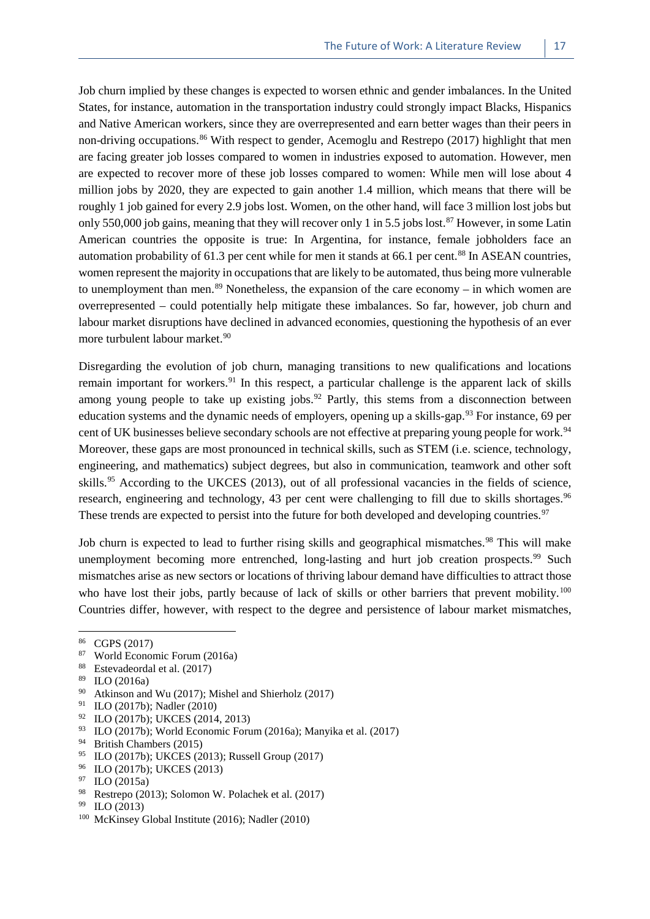Job churn implied by these changes is expected to worsen ethnic and gender imbalances. In the United States, for instance, automation in the transportation industry could strongly impact Blacks, Hispanics and Native American workers, since they are overrepresented and earn better wages than their peers in non-driving occupations.[86] With respect to gender, Acemoglu and Restrepo (2017) highlight that men are facing greater job losses compared to women in industries exposed to automation. However, men are expected to recover more of these job losses compared to women: While men will lose about 4 million jobs by 2020, they are expected to gain another 1.4 million, which means that there will be roughly 1 job gained for every 2.9 jobs lost. Women, on the other hand, will face 3 million lost jobs but only 550,000 job gains, meaning that they will recover only 1 in 5.5 jobs lost.[87] However, in some Latin American countries the opposite is true: In Argentina, for instance, female jobholders face an automation probability of 61.3 per cent while for men it stands at 66.1 per cent.[88] In ASEAN countries, women represent the majority in occupations that are likely to be automated, thus being more vulnerable to unemployment than men.[89] Nonetheless, the expansion of the care economy – in which women are overrepresented – could potentially help mitigate these imbalances. So far, however, job churn and labour market disruptions have declined in advanced economies, questioning the hypothesis of an ever more turbulent labour market.[90]

Disregarding the evolution of job churn, managing transitions to new qualifications and locations remain important for workers.[91] In this respect, a particular challenge is the apparent lack of skills among young people to take up existing jobs.[92] Partly, this stems from a disconnection between education systems and the dynamic needs of employers, opening up a skills-gap.[93] For instance, 69 per cent of UK businesses believe secondary schools are not effective at preparing young people for work.[94] Moreover, these gaps are most pronounced in technical skills, such as STEM (i.e. science, technology, engineering, and mathematics) subject degrees, but also in communication, teamwork and other soft skills.[95] According to the UKCES (2013), out of all professional vacancies in the fields of science, research, engineering and technology, 43 per cent were challenging to fill due to skills shortages.[96] These trends are expected to persist into the future for both developed and developing countries.[97]

Job churn is expected to lead to further rising skills and geographical mismatches.[98] This will make unemployment becoming more entrenched, long-lasting and hurt job creation prospects.[99] Such mismatches arise as new sectors or locations of thriving labour demand have difficulties to attract those who have lost their jobs, partly because of lack of skills or other barriers that prevent mobility.[100] Countries differ, however, with respect to the degree and persistence of labour market mismatches,

---

[86] CGPS (2017)

[87] World Economic Forum (2016a)

[88] Estevadeordal et al. (2017)

[89] ILO (2016a)

[90] Atkinson and Wu (2017); Mishel and Shierholz (2017)

[91] ILO (2017b); Nadler (2010)

[92] ILO (2017b); UKCES (2014, 2013)

[93] ILO (2017b); World Economic Forum (2016a); Manyika et al. (2017)

[94] British Chambers (2015)

[95] ILO (2017b); UKCES (2013); Russell Group (2017)

[96] ILO (2017b); UKCES (2013)

[97] ILO (2015a)

[98] Restrepo (2013); Solomon W. Polachek et al. (2017)

[99] ILO (2013)

[100] McKinsey Global Institute (2016); Nadler (2010)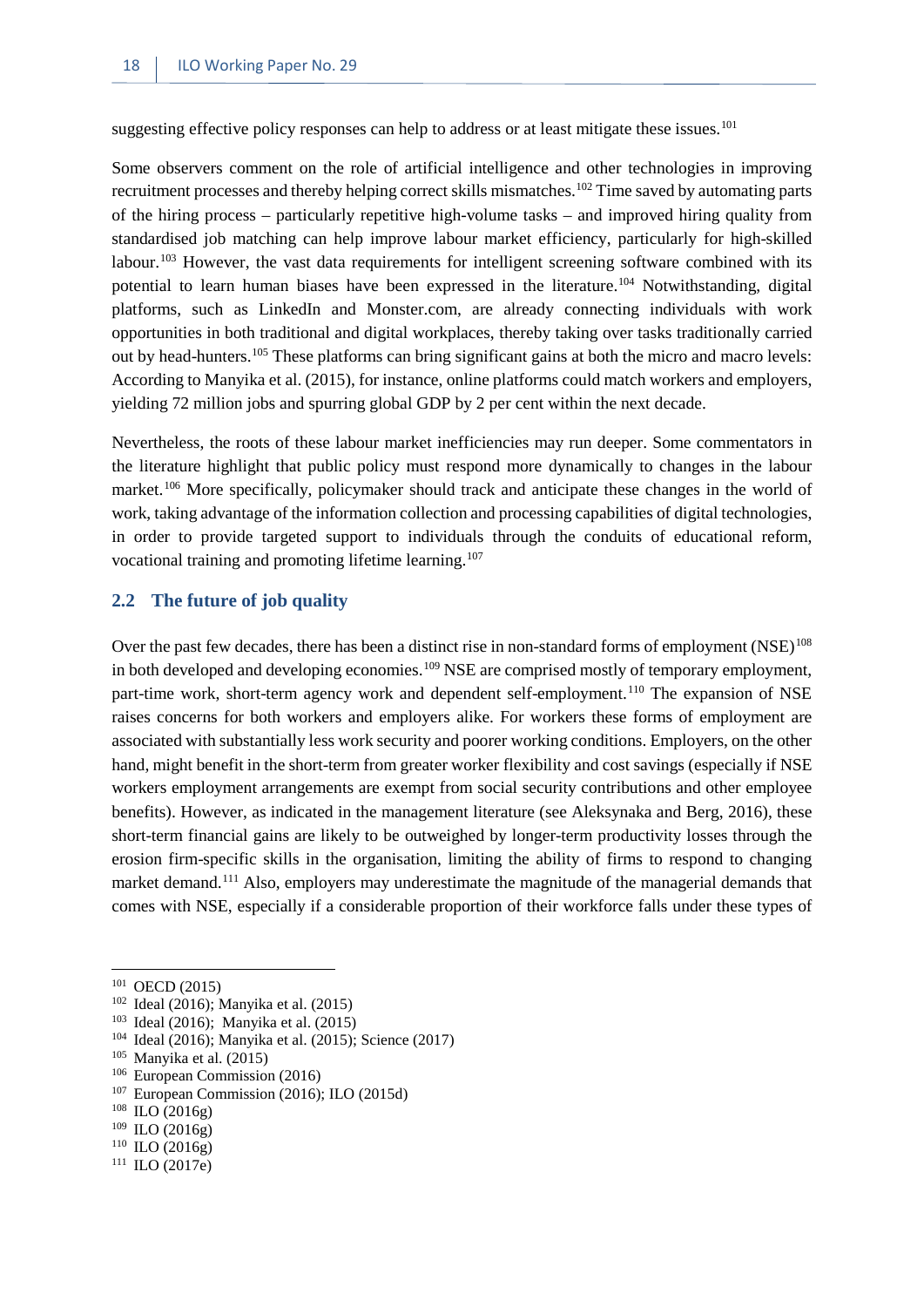suggesting effective policy responses can help to address or at least mitigate these issues.[101]

Some observers comment on the role of artificial intelligence and other technologies in improving recruitment processes and thereby helping correct skills mismatches.[102] Time saved by automating parts of the hiring process – particularly repetitive high-volume tasks – and improved hiring quality from standardised job matching can help improve labour market efficiency, particularly for high-skilled labour.[103] However, the vast data requirements for intelligent screening software combined with its potential to learn human biases have been expressed in the literature.[104] Notwithstanding, digital platforms, such as LinkedIn and Monster.com, are already connecting individuals with work opportunities in both traditional and digital workplaces, thereby taking over tasks traditionally carried out by head-hunters.[105] These platforms can bring significant gains at both the micro and macro levels: According to Manyika et al. (2015), for instance, online platforms could match workers and employers, yielding 72 million jobs and spurring global GDP by 2 per cent within the next decade.

Nevertheless, the roots of these labour market inefficiencies may run deeper. Some commentators in the literature highlight that public policy must respond more dynamically to changes in the labour market.[106] More specifically, policymaker should track and anticipate these changes in the world of work, taking advantage of the information collection and processing capabilities of digital technologies, in order to provide targeted support to individuals through the conduits of educational reform, vocational training and promoting lifetime learning.[107]

## 2.2 The future of job quality

Over the past few decades, there has been a distinct rise in non-standard forms of employment (NSE)[108] in both developed and developing economies.[109] NSE are comprised mostly of temporary employment, part-time work, short-term agency work and dependent self-employment.[110] The expansion of NSE raises concerns for both workers and employers alike. For workers these forms of employment are associated with substantially less work security and poorer working conditions. Employers, on the other hand, might benefit in the short-term from greater worker flexibility and cost savings (especially if NSE workers employment arrangements are exempt from social security contributions and other employee benefits). However, as indicated in the management literature (see Aleksynaka and Berg, 2016), these short-term financial gains are likely to be outweighed by longer-term productivity losses through the erosion firm-specific skills in the organisation, limiting the ability of firms to respond to changing market demand.[111] Also, employers may underestimate the magnitude of the managerial demands that comes with NSE, especially if a considerable proportion of their workforce falls under these types of

---

[101] OECD (2015)
[102] Ideal (2016); Manyika et al. (2015)
[103] Ideal (2016); Manyika et al. (2015)
[104] Ideal (2016); Manyika et al. (2015); Science (2017)
[105] Manyika et al. (2015)
[106] European Commission (2016)
[107] European Commission (2016); ILO (2015d)
[108] ILO (2016g)
[109] ILO (2016g)
[110] ILO (2016g)
[111] ILO (2017e)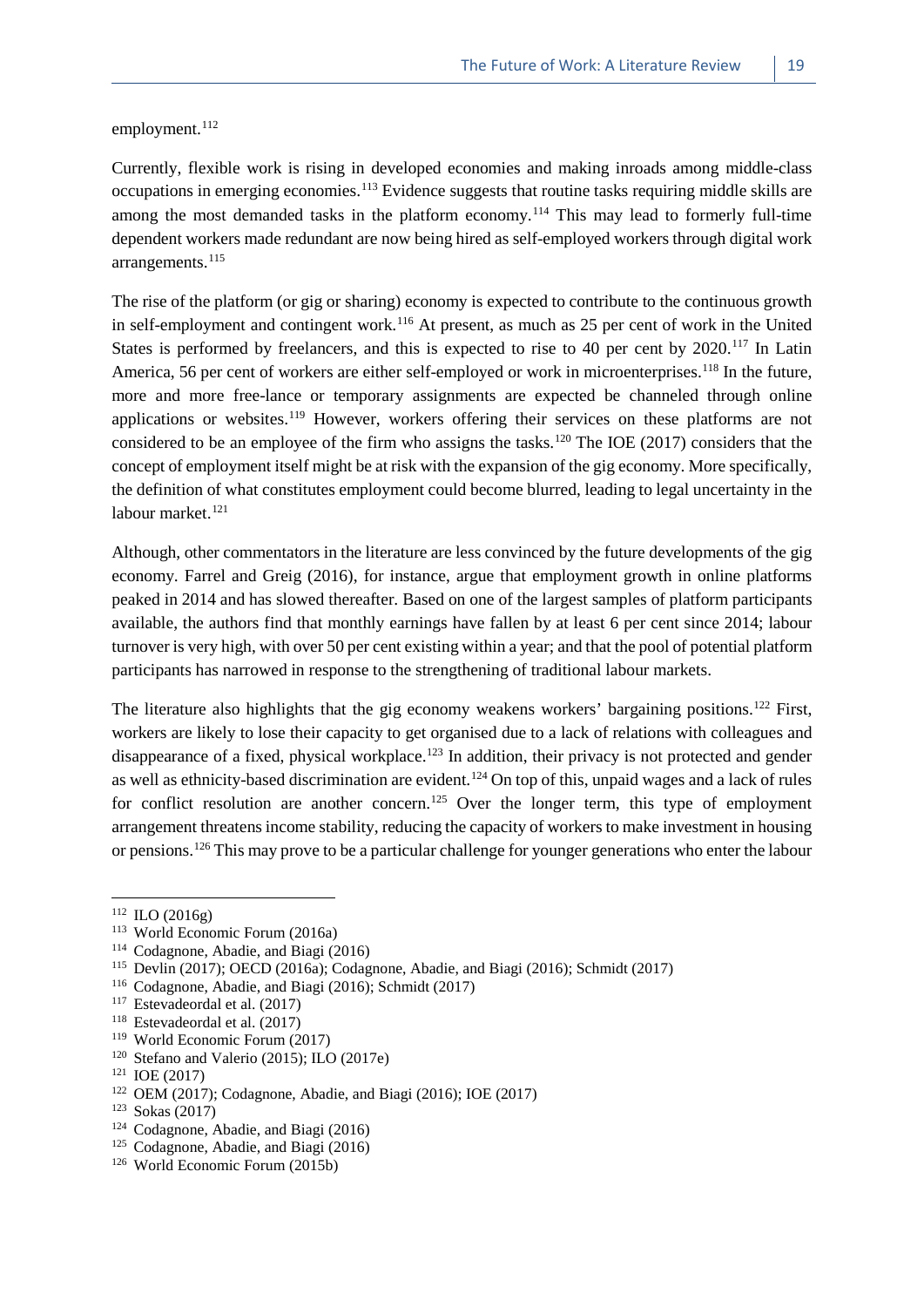employment.[112]

Currently, flexible work is rising in developed economies and making inroads among middle-class occupations in emerging economies.[113] Evidence suggests that routine tasks requiring middle skills are among the most demanded tasks in the platform economy.[114] This may lead to formerly full-time dependent workers made redundant are now being hired as self-employed workers through digital work arrangements.[115]

The rise of the platform (or gig or sharing) economy is expected to contribute to the continuous growth in self-employment and contingent work.[116] At present, as much as 25 per cent of work in the United States is performed by freelancers, and this is expected to rise to 40 per cent by 2020.[117] In Latin America, 56 per cent of workers are either self-employed or work in microenterprises.[118] In the future, more and more free-lance or temporary assignments are expected be channeled through online applications or websites.[119] However, workers offering their services on these platforms are not considered to be an employee of the firm who assigns the tasks.[120] The IOE (2017) considers that the concept of employment itself might be at risk with the expansion of the gig economy. More specifically, the definition of what constitutes employment could become blurred, leading to legal uncertainty in the labour market.[121]

Although, other commentators in the literature are less convinced by the future developments of the gig economy. Farrel and Greig (2016), for instance, argue that employment growth in online platforms peaked in 2014 and has slowed thereafter. Based on one of the largest samples of platform participants available, the authors find that monthly earnings have fallen by at least 6 per cent since 2014; labour turnover is very high, with over 50 per cent existing within a year; and that the pool of potential platform participants has narrowed in response to the strengthening of traditional labour markets.

The literature also highlights that the gig economy weakens workers' bargaining positions.[122] First, workers are likely to lose their capacity to get organised due to a lack of relations with colleagues and disappearance of a fixed, physical workplace.[123] In addition, their privacy is not protected and gender as well as ethnicity-based discrimination are evident.[124] On top of this, unpaid wages and a lack of rules for conflict resolution are another concern.[125] Over the longer term, this type of employment arrangement threatens income stability, reducing the capacity of workers to make investment in housing or pensions.[126] This may prove to be a particular challenge for younger generations who enter the labour

---

[112] ILO (2016g)

[113] World Economic Forum (2016a)

[114] Codagnone, Abadie, and Biagi (2016)

[115] Devlin (2017); OECD (2016a); Codagnone, Abadie, and Biagi (2016); Schmidt (2017)

[116] Codagnone, Abadie, and Biagi (2016); Schmidt (2017)

[117] Estevadeordal et al. (2017)

[118] Estevadeordal et al. (2017)

[119] World Economic Forum (2017)

[120] Stefano and Valerio (2015); ILO (2017e)

[121] IOE (2017)

[122] OEM (2017); Codagnone, Abadie, and Biagi (2016); IOE (2017)

[123] Sokas (2017)

[124] Codagnone, Abadie, and Biagi (2016)

[125] Codagnone, Abadie, and Biagi (2016)

[126] World Economic Forum (2015b)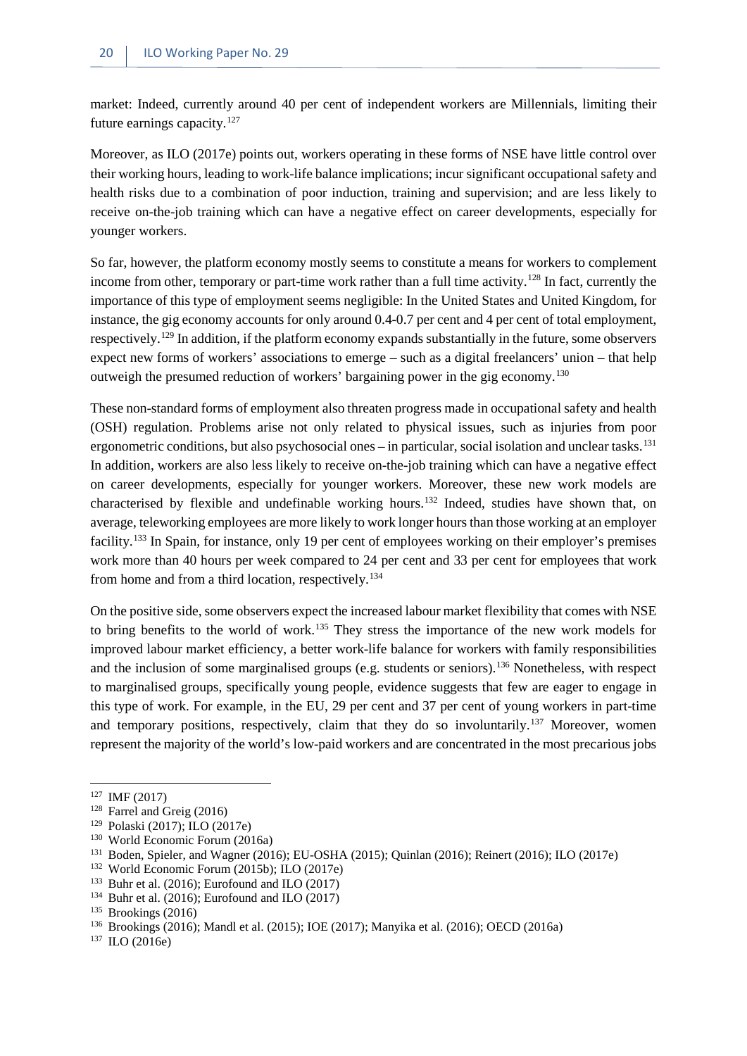market: Indeed, currently around 40 per cent of independent workers are Millennials, limiting their future earnings capacity.[127]

Moreover, as ILO (2017e) points out, workers operating in these forms of NSE have little control over their working hours, leading to work-life balance implications; incur significant occupational safety and health risks due to a combination of poor induction, training and supervision; and are less likely to receive on-the-job training which can have a negative effect on career developments, especially for younger workers.

So far, however, the platform economy mostly seems to constitute a means for workers to complement income from other, temporary or part-time work rather than a full time activity.[128] In fact, currently the importance of this type of employment seems negligible: In the United States and United Kingdom, for instance, the gig economy accounts for only around 0.4-0.7 per cent and 4 per cent of total employment, respectively.[129] In addition, if the platform economy expands substantially in the future, some observers expect new forms of workers' associations to emerge – such as a digital freelancers' union – that help outweigh the presumed reduction of workers' bargaining power in the gig economy.[130]

These non-standard forms of employment also threaten progress made in occupational safety and health (OSH) regulation. Problems arise not only related to physical issues, such as injuries from poor ergonometric conditions, but also psychosocial ones – in particular, social isolation and unclear tasks.[131] In addition, workers are also less likely to receive on-the-job training which can have a negative effect on career developments, especially for younger workers. Moreover, these new work models are characterised by flexible and undefinable working hours.[132] Indeed, studies have shown that, on average, teleworking employees are more likely to work longer hours than those working at an employer facility.[133] In Spain, for instance, only 19 per cent of employees working on their employer's premises work more than 40 hours per week compared to 24 per cent and 33 per cent for employees that work from home and from a third location, respectively.[134]

On the positive side, some observers expect the increased labour market flexibility that comes with NSE to bring benefits to the world of work.[135] They stress the importance of the new work models for improved labour market efficiency, a better work-life balance for workers with family responsibilities and the inclusion of some marginalised groups (e.g. students or seniors).[136] Nonetheless, with respect to marginalised groups, specifically young people, evidence suggests that few are eager to engage in this type of work. For example, in the EU, 29 per cent and 37 per cent of young workers in part-time and temporary positions, respectively, claim that they do so involuntarily.[137] Moreover, women represent the majority of the world's low-paid workers and are concentrated in the most precarious jobs

---

[127] IMF (2017)

[128] Farrel and Greig (2016)

[129] Polaski (2017); ILO (2017e)

[130] World Economic Forum (2016a)

[131] Boden, Spieler, and Wagner (2016); EU-OSHA (2015); Quinlan (2016); Reinert (2016); ILO (2017e)

[132] World Economic Forum (2015b); ILO (2017e)

[133] Buhr et al. (2016); Eurofound and ILO (2017)

[134] Buhr et al. (2016); Eurofound and ILO (2017)

[135] Brookings (2016)

[136] Brookings (2016); Mandl et al. (2015); IOE (2017); Manyika et al. (2016); OECD (2016a)

[137] ILO (2016e)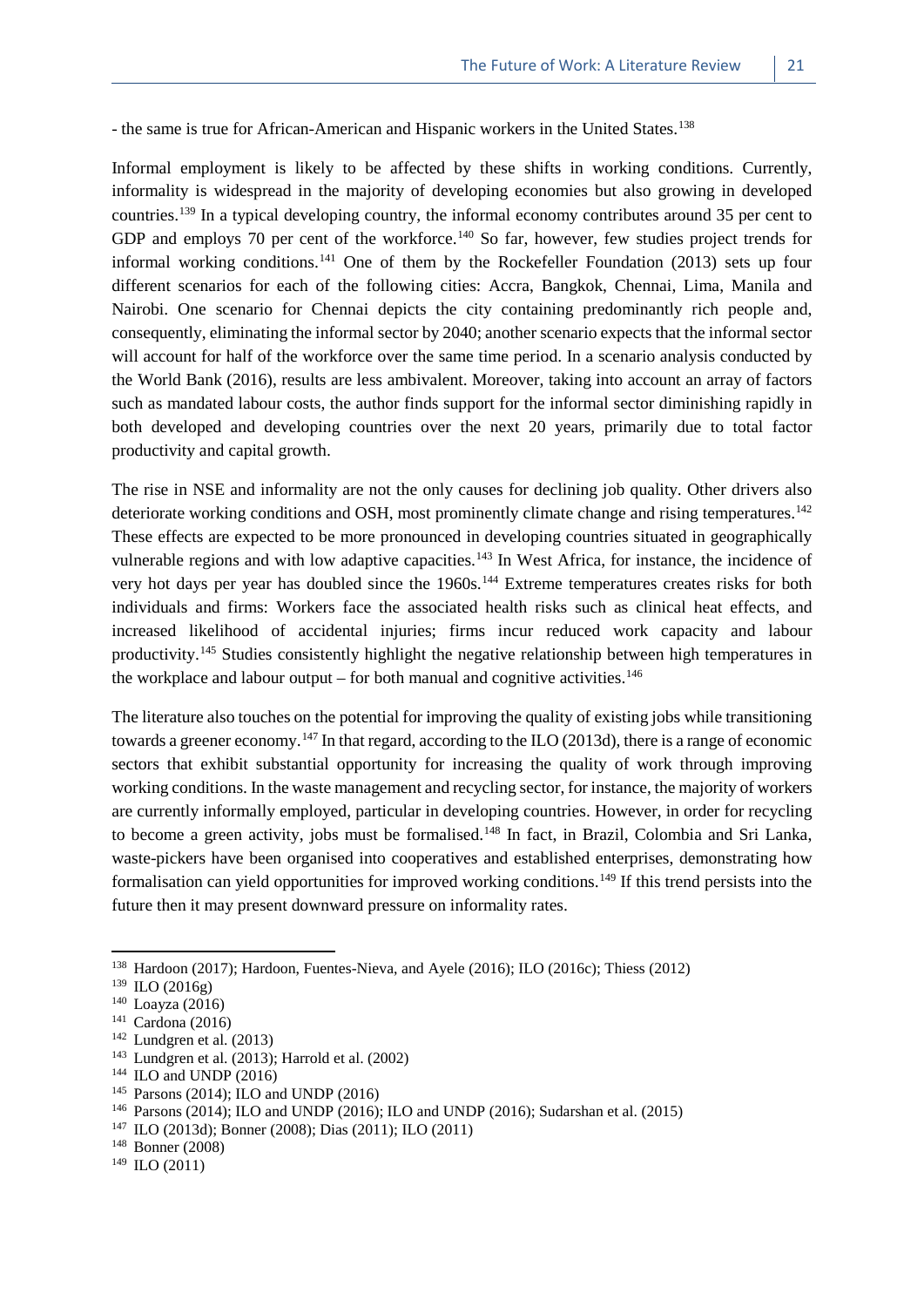- the same is true for African-American and Hispanic workers in the United States.[138]

Informal employment is likely to be affected by these shifts in working conditions. Currently, informality is widespread in the majority of developing economies but also growing in developed countries.[139] In a typical developing country, the informal economy contributes around 35 per cent to GDP and employs 70 per cent of the workforce.[140] So far, however, few studies project trends for informal working conditions.[141] One of them by the Rockefeller Foundation (2013) sets up four different scenarios for each of the following cities: Accra, Bangkok, Chennai, Lima, Manila and Nairobi. One scenario for Chennai depicts the city containing predominantly rich people and, consequently, eliminating the informal sector by 2040; another scenario expects that the informal sector will account for half of the workforce over the same time period. In a scenario analysis conducted by the World Bank (2016), results are less ambivalent. Moreover, taking into account an array of factors such as mandated labour costs, the author finds support for the informal sector diminishing rapidly in both developed and developing countries over the next 20 years, primarily due to total factor productivity and capital growth.

The rise in NSE and informality are not the only causes for declining job quality. Other drivers also deteriorate working conditions and OSH, most prominently climate change and rising temperatures.[142] These effects are expected to be more pronounced in developing countries situated in geographically vulnerable regions and with low adaptive capacities.[143] In West Africa, for instance, the incidence of very hot days per year has doubled since the 1960s.[144] Extreme temperatures creates risks for both individuals and firms: Workers face the associated health risks such as clinical heat effects, and increased likelihood of accidental injuries; firms incur reduced work capacity and labour productivity.[145] Studies consistently highlight the negative relationship between high temperatures in the workplace and labour output – for both manual and cognitive activities.[146]

The literature also touches on the potential for improving the quality of existing jobs while transitioning towards a greener economy.[147] In that regard, according to the ILO (2013d), there is a range of economic sectors that exhibit substantial opportunity for increasing the quality of work through improving working conditions. In the waste management and recycling sector, for instance, the majority of workers are currently informally employed, particular in developing countries. However, in order for recycling to become a green activity, jobs must be formalised.[148] In fact, in Brazil, Colombia and Sri Lanka, waste-pickers have been organised into cooperatives and established enterprises, demonstrating how formalisation can yield opportunities for improved working conditions.[149] If this trend persists into the future then it may present downward pressure on informality rates.

---

[138] Hardoon (2017); Hardoon, Fuentes-Nieva, and Ayele (2016); ILO (2016c); Thiess (2012)
[139] ILO (2016g)
[140] Loayza (2016)
[141] Cardona (2016)
[142] Lundgren et al. (2013)
[143] Lundgren et al. (2013); Harrold et al. (2002)
[144] ILO and UNDP (2016)
[145] Parsons (2014); ILO and UNDP (2016)
[146] Parsons (2014); ILO and UNDP (2016); ILO and UNDP (2016); Sudarshan et al. (2015)
[147] ILO (2013d); Bonner (2008); Dias (2011); ILO (2011)
[148] Bonner (2008)
[149] ILO (2011)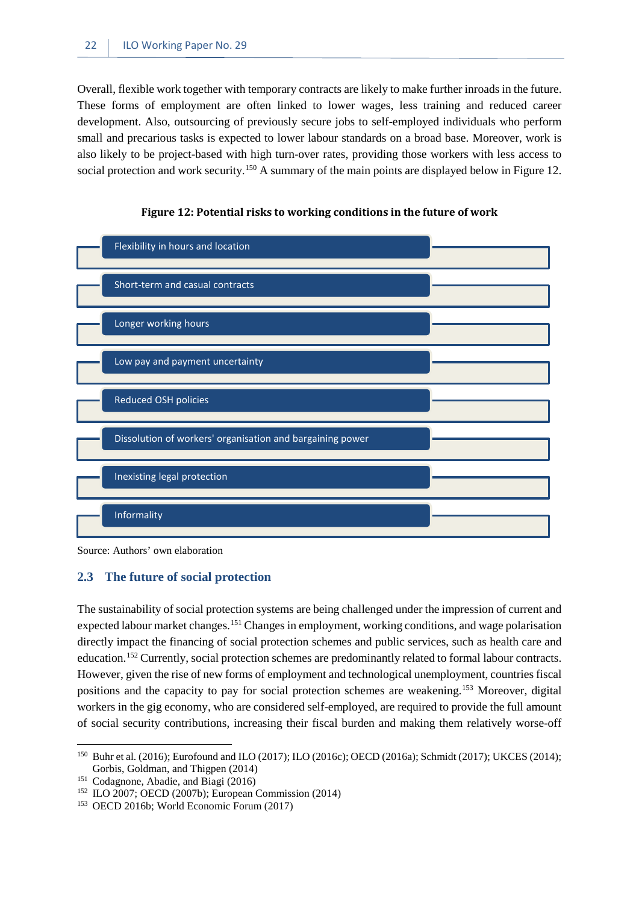Overall, flexible work together with temporary contracts are likely to make further inroads in the future. These forms of employment are often linked to lower wages, less training and reduced career development. Also, outsourcing of previously secure jobs to self-employed individuals who perform small and precarious tasks is expected to lower labour standards on a broad base. Moreover, work is also likely to be project-based with high turn-over rates, providing those workers with less access to social protection and work security.[150] A summary of the main points are displayed below in Figure 12.

**Figure 12: Potential risks to working conditions in the future of work**

- Flexibility in hours and location
- Short-term and casual contracts
- Longer working hours
- Low pay and payment uncertainty
- Reduced OSH policies
- Dissolution of workers' organisation and bargaining power
- Inexisting legal protection
- Informality

Source: Authors' own elaboration

## 2.3 The future of social protection

The sustainability of social protection systems are being challenged under the impression of current and expected labour market changes.[151] Changes in employment, working conditions, and wage polarisation directly impact the financing of social protection schemes and public services, such as health care and education.[152] Currently, social protection schemes are predominantly related to formal labour contracts. However, given the rise of new forms of employment and technological unemployment, countries fiscal positions and the capacity to pay for social protection schemes are weakening.[153] Moreover, digital workers in the gig economy, who are considered self-employed, are required to provide the full amount of social security contributions, increasing their fiscal burden and making them relatively worse-off

---

[150] Buhr et al. (2016); Eurofound and ILO (2017); ILO (2016c); OECD (2016a); Schmidt (2017); UKCES (2014); Gorbis, Goldman, and Thigpen (2014)

[151] Codagnone, Abadie, and Biagi (2016)

[152] ILO 2007; OECD (2007b); European Commission (2014)

[153] OECD 2016b; World Economic Forum (2017)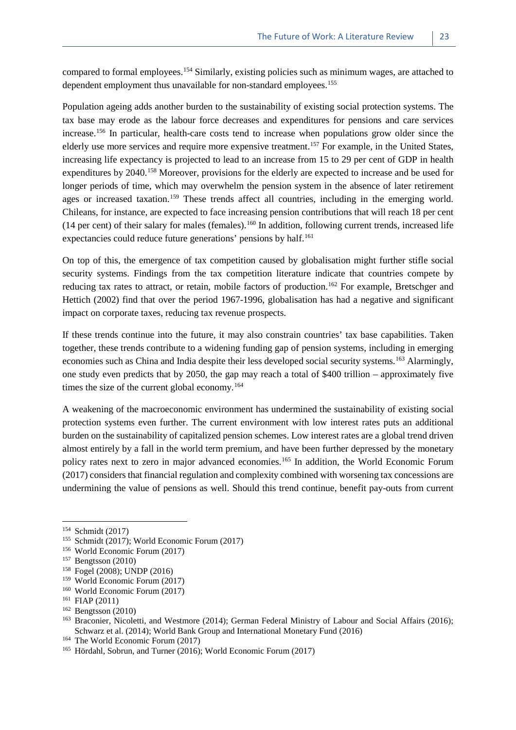compared to formal employees.[154] Similarly, existing policies such as minimum wages, are attached to dependent employment thus unavailable for non-standard employees.[155]

Population ageing adds another burden to the sustainability of existing social protection systems. The tax base may erode as the labour force decreases and expenditures for pensions and care services increase.[156] In particular, health-care costs tend to increase when populations grow older since the elderly use more services and require more expensive treatment.[157] For example, in the United States, increasing life expectancy is projected to lead to an increase from 15 to 29 per cent of GDP in health expenditures by 2040.[158] Moreover, provisions for the elderly are expected to increase and be used for longer periods of time, which may overwhelm the pension system in the absence of later retirement ages or increased taxation.[159] These trends affect all countries, including in the emerging world. Chileans, for instance, are expected to face increasing pension contributions that will reach 18 per cent (14 per cent) of their salary for males (females).[160] In addition, following current trends, increased life expectancies could reduce future generations' pensions by half.[161]

On top of this, the emergence of tax competition caused by globalisation might further stifle social security systems. Findings from the tax competition literature indicate that countries compete by reducing tax rates to attract, or retain, mobile factors of production.[162] For example, Bretschger and Hettich (2002) find that over the period 1967-1996, globalisation has had a negative and significant impact on corporate taxes, reducing tax revenue prospects.

If these trends continue into the future, it may also constrain countries' tax base capabilities. Taken together, these trends contribute to a widening funding gap of pension systems, including in emerging economies such as China and India despite their less developed social security systems.[163] Alarmingly, one study even predicts that by 2050, the gap may reach a total of $400 trillion – approximately five times the size of the current global economy.[164]

A weakening of the macroeconomic environment has undermined the sustainability of existing social protection systems even further. The current environment with low interest rates puts an additional burden on the sustainability of capitalized pension schemes. Low interest rates are a global trend driven almost entirely by a fall in the world term premium, and have been further depressed by the monetary policy rates next to zero in major advanced economies.[165] In addition, the World Economic Forum (2017) considers that financial regulation and complexity combined with worsening tax concessions are undermining the value of pensions as well. Should this trend continue, benefit pay-outs from current

---

[154] Schmidt (2017)

[155] Schmidt (2017); World Economic Forum (2017)

[156] World Economic Forum (2017)

[157] Bengtsson (2010)

[158] Fogel (2008); UNDP (2016)

[159] World Economic Forum (2017)

[160] World Economic Forum (2017)

[161] FIAP (2011)

[162] Bengtsson (2010)

[163] Braconier, Nicoletti, and Westmore (2014); German Federal Ministry of Labour and Social Affairs (2016); Schwarz et al. (2014); World Bank Group and International Monetary Fund (2016)

[164] The World Economic Forum (2017)

[165] Hördahl, Sobrun, and Turner (2016); World Economic Forum (2017)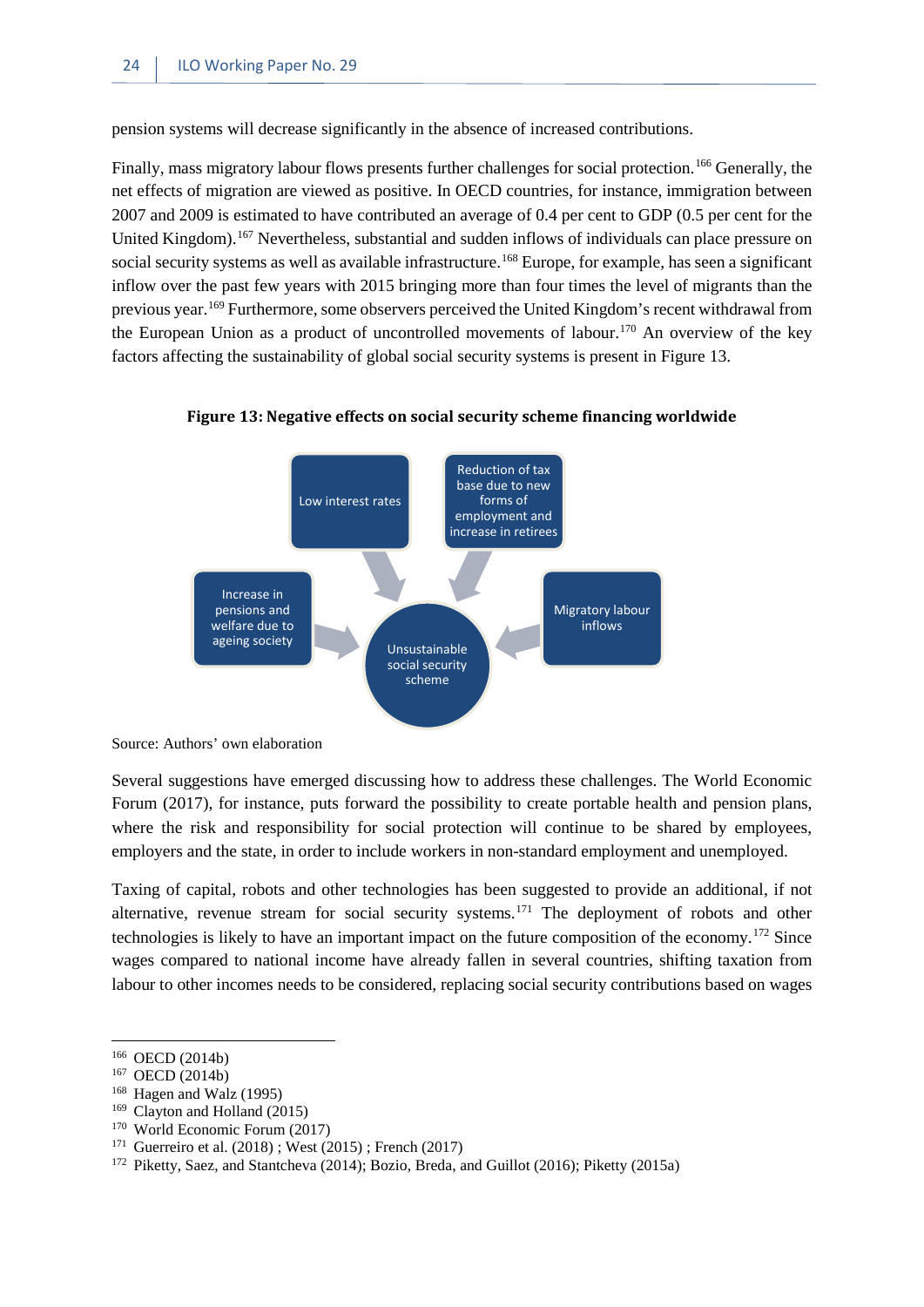pension systems will decrease significantly in the absence of increased contributions.

Finally, mass migratory labour flows presents further challenges for social protection.[166] Generally, the net effects of migration are viewed as positive. In OECD countries, for instance, immigration between 2007 and 2009 is estimated to have contributed an average of 0.4 per cent to GDP (0.5 per cent for the United Kingdom).[167] Nevertheless, substantial and sudden inflows of individuals can place pressure on social security systems as well as available infrastructure.[168] Europe, for example, has seen a significant inflow over the past few years with 2015 bringing more than four times the level of migrants than the previous year.[169] Furthermore, some observers perceived the United Kingdom's recent withdrawal from the European Union as a product of uncontrolled movements of labour.[170] An overview of the key factors affecting the sustainability of global social security systems is present in Figure 13.

**Figure 13: Negative effects on social security scheme financing worldwide**

- Low interest rates
- Reduction of tax base due to new forms of employment and increase in retirees
- Increase in pensions and welfare due to ageing society
- Migratory labour inflows

→ Unsustainable social security scheme

Source: Authors' own elaboration

Several suggestions have emerged discussing how to address these challenges. The World Economic Forum (2017), for instance, puts forward the possibility to create portable health and pension plans, where the risk and responsibility for social protection will continue to be shared by employees, employers and the state, in order to include workers in non-standard employment and unemployed.

Taxing of capital, robots and other technologies has been suggested to provide an additional, if not alternative, revenue stream for social security systems.[171] The deployment of robots and other technologies is likely to have an important impact on the future composition of the economy.[172] Since wages compared to national income have already fallen in several countries, shifting taxation from labour to other incomes needs to be considered, replacing social security contributions based on wages

---

[166] OECD (2014b)
[167] OECD (2014b)
[168] Hagen and Walz (1995)
[169] Clayton and Holland (2015)
[170] World Economic Forum (2017)
[171] Guerreiro et al. (2018) ; West (2015) ; French (2017)
[172] Piketty, Saez, and Stantcheva (2014); Bozio, Breda, and Guillot (2016); Piketty (2015a)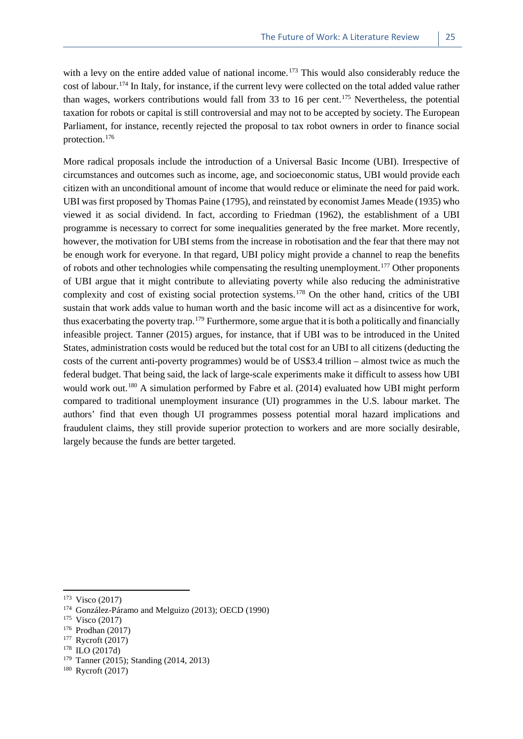with a levy on the entire added value of national income.[173] This would also considerably reduce the cost of labour.[174] In Italy, for instance, if the current levy were collected on the total added value rather than wages, workers contributions would fall from 33 to 16 per cent.[175] Nevertheless, the potential taxation for robots or capital is still controversial and may not to be accepted by society. The European Parliament, for instance, recently rejected the proposal to tax robot owners in order to finance social protection.[176]

More radical proposals include the introduction of a Universal Basic Income (UBI). Irrespective of circumstances and outcomes such as income, age, and socioeconomic status, UBI would provide each citizen with an unconditional amount of income that would reduce or eliminate the need for paid work. UBI was first proposed by Thomas Paine (1795), and reinstated by economist James Meade (1935) who viewed it as social dividend. In fact, according to Friedman (1962), the establishment of a UBI programme is necessary to correct for some inequalities generated by the free market. More recently, however, the motivation for UBI stems from the increase in robotisation and the fear that there may not be enough work for everyone. In that regard, UBI policy might provide a channel to reap the benefits of robots and other technologies while compensating the resulting unemployment.[177] Other proponents of UBI argue that it might contribute to alleviating poverty while also reducing the administrative complexity and cost of existing social protection systems.[178] On the other hand, critics of the UBI sustain that work adds value to human worth and the basic income will act as a disincentive for work, thus exacerbating the poverty trap.[179] Furthermore, some argue that it is both a politically and financially infeasible project. Tanner (2015) argues, for instance, that if UBI was to be introduced in the United States, administration costs would be reduced but the total cost for an UBI to all citizens (deducting the costs of the current anti-poverty programmes) would be of US$3.4 trillion – almost twice as much the federal budget. That being said, the lack of large-scale experiments make it difficult to assess how UBI would work out.[180] A simulation performed by Fabre et al. (2014) evaluated how UBI might perform compared to traditional unemployment insurance (UI) programmes in the U.S. labour market. The authors' find that even though UI programmes possess potential moral hazard implications and fraudulent claims, they still provide superior protection to workers and are more socially desirable, largely because the funds are better targeted.

---

[173] Visco (2017)

[174] González-Páramo and Melguizo (2013); OECD (1990)

[175] Visco (2017)

[176] Prodhan (2017)

[177] Rycroft (2017)

[178] ILO (2017d)

[179] Tanner (2015); Standing (2014, 2013)

[180] Rycroft (2017)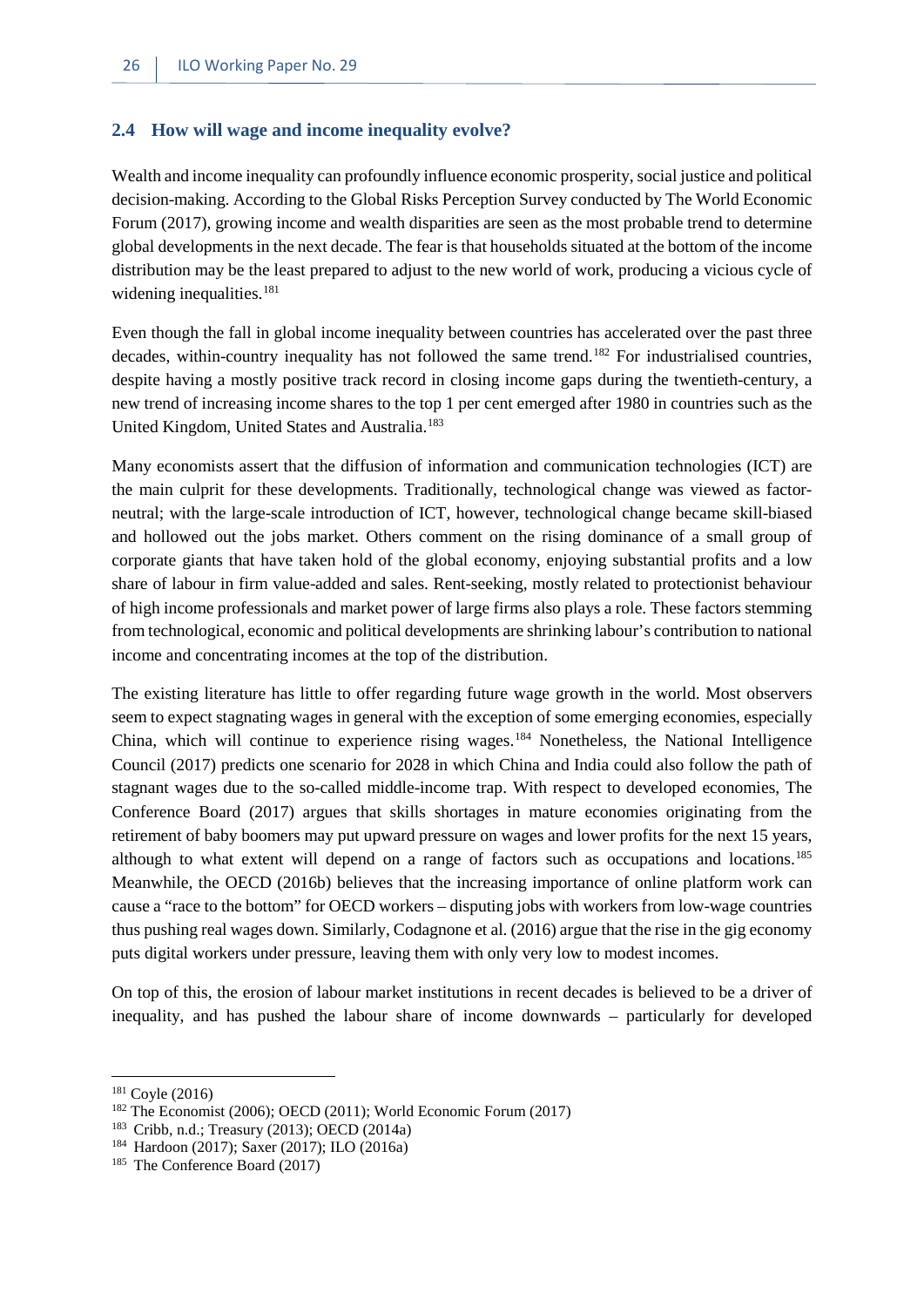## 2.4 How will wage and income inequality evolve?

Wealth and income inequality can profoundly influence economic prosperity, social justice and political decision-making. According to the Global Risks Perception Survey conducted by The World Economic Forum (2017), growing income and wealth disparities are seen as the most probable trend to determine global developments in the next decade. The fear is that households situated at the bottom of the income distribution may be the least prepared to adjust to the new world of work, producing a vicious cycle of widening inequalities.[181]

Even though the fall in global income inequality between countries has accelerated over the past three decades, within-country inequality has not followed the same trend.[182] For industrialised countries, despite having a mostly positive track record in closing income gaps during the twentieth-century, a new trend of increasing income shares to the top 1 per cent emerged after 1980 in countries such as the United Kingdom, United States and Australia.[183]

Many economists assert that the diffusion of information and communication technologies (ICT) are the main culprit for these developments. Traditionally, technological change was viewed as factor-neutral; with the large-scale introduction of ICT, however, technological change became skill-biased and hollowed out the jobs market. Others comment on the rising dominance of a small group of corporate giants that have taken hold of the global economy, enjoying substantial profits and a low share of labour in firm value-added and sales. Rent-seeking, mostly related to protectionist behaviour of high income professionals and market power of large firms also plays a role. These factors stemming from technological, economic and political developments are shrinking labour's contribution to national income and concentrating incomes at the top of the distribution.

The existing literature has little to offer regarding future wage growth in the world. Most observers seem to expect stagnating wages in general with the exception of some emerging economies, especially China, which will continue to experience rising wages.[184] Nonetheless, the National Intelligence Council (2017) predicts one scenario for 2028 in which China and India could also follow the path of stagnant wages due to the so-called middle-income trap. With respect to developed economies, The Conference Board (2017) argues that skills shortages in mature economies originating from the retirement of baby boomers may put upward pressure on wages and lower profits for the next 15 years, although to what extent will depend on a range of factors such as occupations and locations.[185] Meanwhile, the OECD (2016b) believes that the increasing importance of online platform work can cause a "race to the bottom" for OECD workers – disputing jobs with workers from low-wage countries thus pushing real wages down. Similarly, Codagnone et al. (2016) argue that the rise in the gig economy puts digital workers under pressure, leaving them with only very low to modest incomes.

On top of this, the erosion of labour market institutions in recent decades is believed to be a driver of inequality, and has pushed the labour share of income downwards – particularly for developed

---

[181] Coyle (2016)

[182] The Economist (2006); OECD (2011); World Economic Forum (2017)

[183] Cribb, n.d.; Treasury (2013); OECD (2014a)

[184] Hardoon (2017); Saxer (2017); ILO (2016a)

[185] The Conference Board (2017)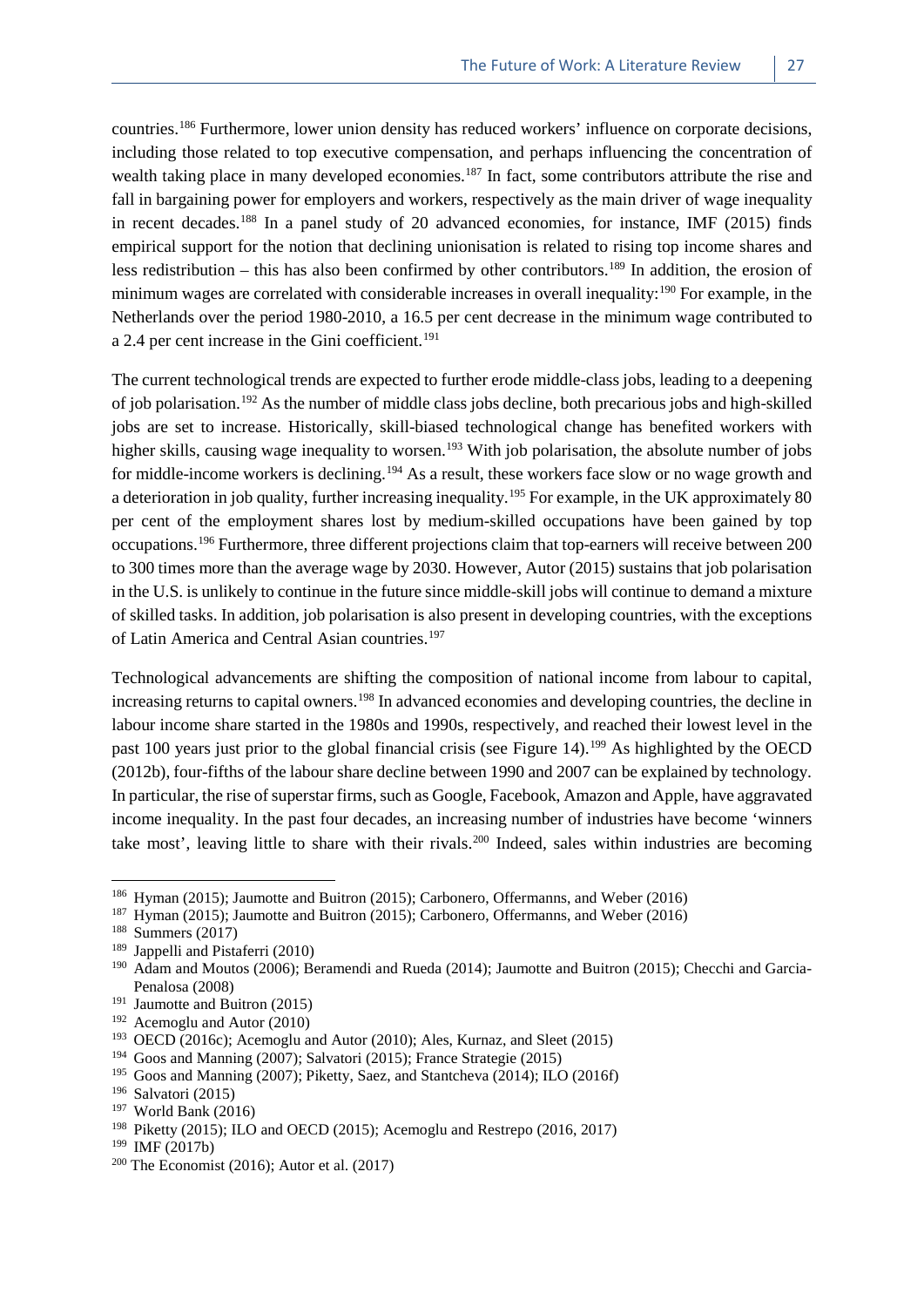countries.[186] Furthermore, lower union density has reduced workers' influence on corporate decisions, including those related to top executive compensation, and perhaps influencing the concentration of wealth taking place in many developed economies.[187] In fact, some contributors attribute the rise and fall in bargaining power for employers and workers, respectively as the main driver of wage inequality in recent decades.[188] In a panel study of 20 advanced economies, for instance, IMF (2015) finds empirical support for the notion that declining unionisation is related to rising top income shares and less redistribution – this has also been confirmed by other contributors.[189] In addition, the erosion of minimum wages are correlated with considerable increases in overall inequality:[190] For example, in the Netherlands over the period 1980-2010, a 16.5 per cent decrease in the minimum wage contributed to a 2.4 per cent increase in the Gini coefficient.[191]

The current technological trends are expected to further erode middle-class jobs, leading to a deepening of job polarisation.[192] As the number of middle class jobs decline, both precarious jobs and high-skilled jobs are set to increase. Historically, skill-biased technological change has benefited workers with higher skills, causing wage inequality to worsen.[193] With job polarisation, the absolute number of jobs for middle-income workers is declining.[194] As a result, these workers face slow or no wage growth and a deterioration in job quality, further increasing inequality.[195] For example, in the UK approximately 80 per cent of the employment shares lost by medium-skilled occupations have been gained by top occupations.[196] Furthermore, three different projections claim that top-earners will receive between 200 to 300 times more than the average wage by 2030. However, Autor (2015) sustains that job polarisation in the U.S. is unlikely to continue in the future since middle-skill jobs will continue to demand a mixture of skilled tasks. In addition, job polarisation is also present in developing countries, with the exceptions of Latin America and Central Asian countries.[197]

Technological advancements are shifting the composition of national income from labour to capital, increasing returns to capital owners.[198] In advanced economies and developing countries, the decline in labour income share started in the 1980s and 1990s, respectively, and reached their lowest level in the past 100 years just prior to the global financial crisis (see Figure 14).[199] As highlighted by the OECD (2012b), four-fifths of the labour share decline between 1990 and 2007 can be explained by technology. In particular, the rise of superstar firms, such as Google, Facebook, Amazon and Apple, have aggravated income inequality. In the past four decades, an increasing number of industries have become 'winners take most', leaving little to share with their rivals.[200] Indeed, sales within industries are becoming

---

[186] Hyman (2015); Jaumotte and Buitron (2015); Carbonero, Offermanns, and Weber (2016)

[187] Hyman (2015); Jaumotte and Buitron (2015); Carbonero, Offermanns, and Weber (2016)

[188] Summers (2017)

[189] Jappelli and Pistaferri (2010)

[190] Adam and Moutos (2006); Beramendi and Rueda (2014); Jaumotte and Buitron (2015); Checchi and Garcia-Penalosa (2008)

[191] Jaumotte and Buitron (2015)

[192] Acemoglu and Autor (2010)

[193] OECD (2016c); Acemoglu and Autor (2010); Ales, Kurnaz, and Sleet (2015)

[194] Goos and Manning (2007); Salvatori (2015); France Strategie (2015)

[195] Goos and Manning (2007); Piketty, Saez, and Stantcheva (2014); ILO (2016f)

[196] Salvatori (2015)

[197] World Bank (2016)

[198] Piketty (2015); ILO and OECD (2015); Acemoglu and Restrepo (2016, 2017)

[199] IMF (2017b)

[200] The Economist (2016); Autor et al. (2017)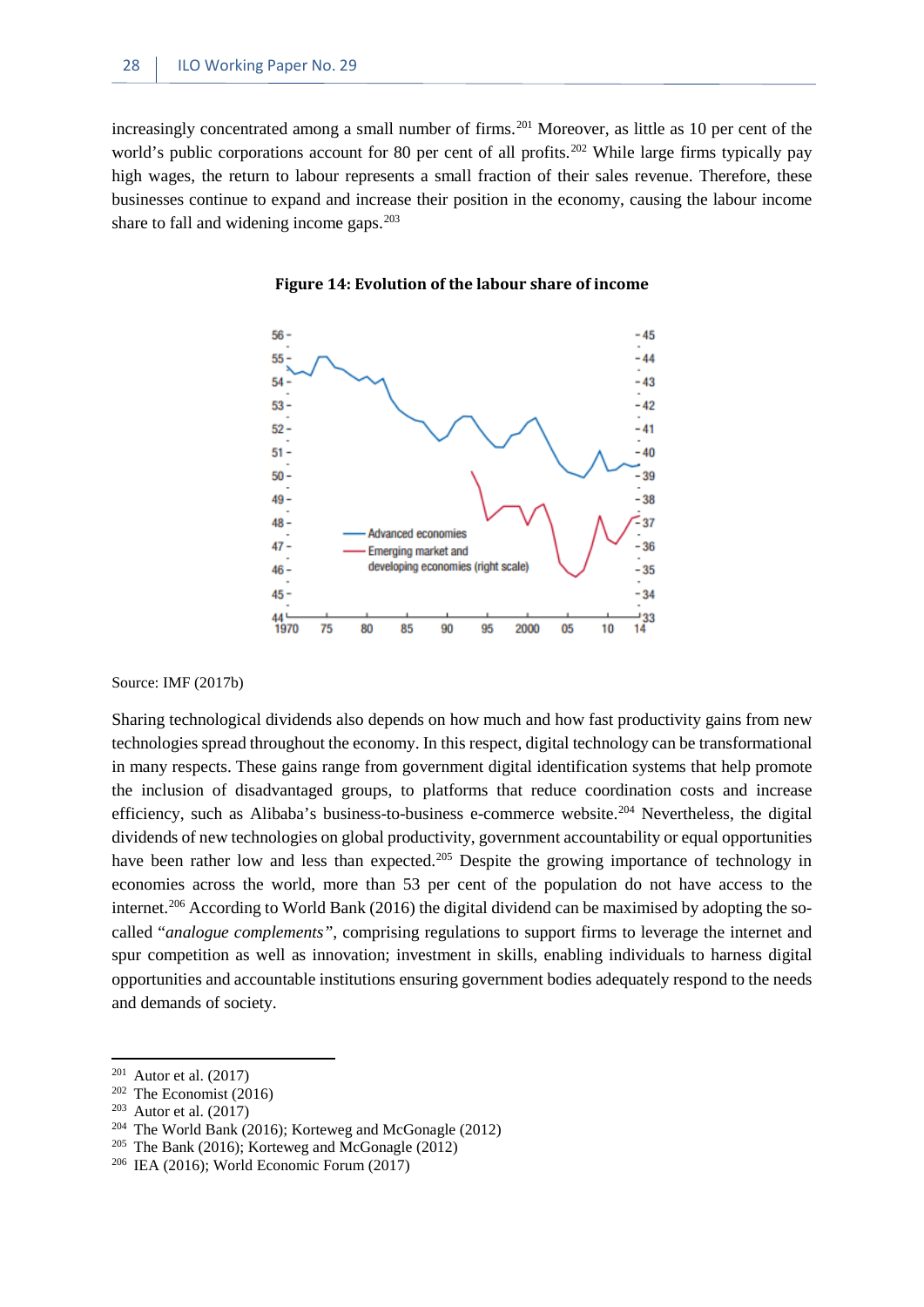increasingly concentrated among a small number of firms.[201] Moreover, as little as 10 per cent of the world's public corporations account for 80 per cent of all profits.[202] While large firms typically pay high wages, the return to labour represents a small fraction of their sales revenue. Therefore, these businesses continue to expand and increase their position in the economy, causing the labour income share to fall and widening income gaps.[203]

**Figure 14: Evolution of the labour share of income**

Source: IMF (2017b)

Sharing technological dividends also depends on how much and how fast productivity gains from new technologies spread throughout the economy. In this respect, digital technology can be transformational in many respects. These gains range from government digital identification systems that help promote the inclusion of disadvantaged groups, to platforms that reduce coordination costs and increase efficiency, such as Alibaba's business-to-business e-commerce website.[204] Nevertheless, the digital dividends of new technologies on global productivity, government accountability or equal opportunities have been rather low and less than expected.[205] Despite the growing importance of technology in economies across the world, more than 53 per cent of the population do not have access to the internet.[206] According to World Bank (2016) the digital dividend can be maximised by adopting the so-called "*analogue complements*", comprising regulations to support firms to leverage the internet and spur competition as well as innovation; investment in skills, enabling individuals to harness digital opportunities and accountable institutions ensuring government bodies adequately respond to the needs and demands of society.

---

[201] Autor et al. (2017)
[202] The Economist (2016)
[203] Autor et al. (2017)
[204] The World Bank (2016); Korteweg and McGonagle (2012)
[205] The Bank (2016); Korteweg and McGonagle (2012)
[206] IEA (2016); World Economic Forum (2017)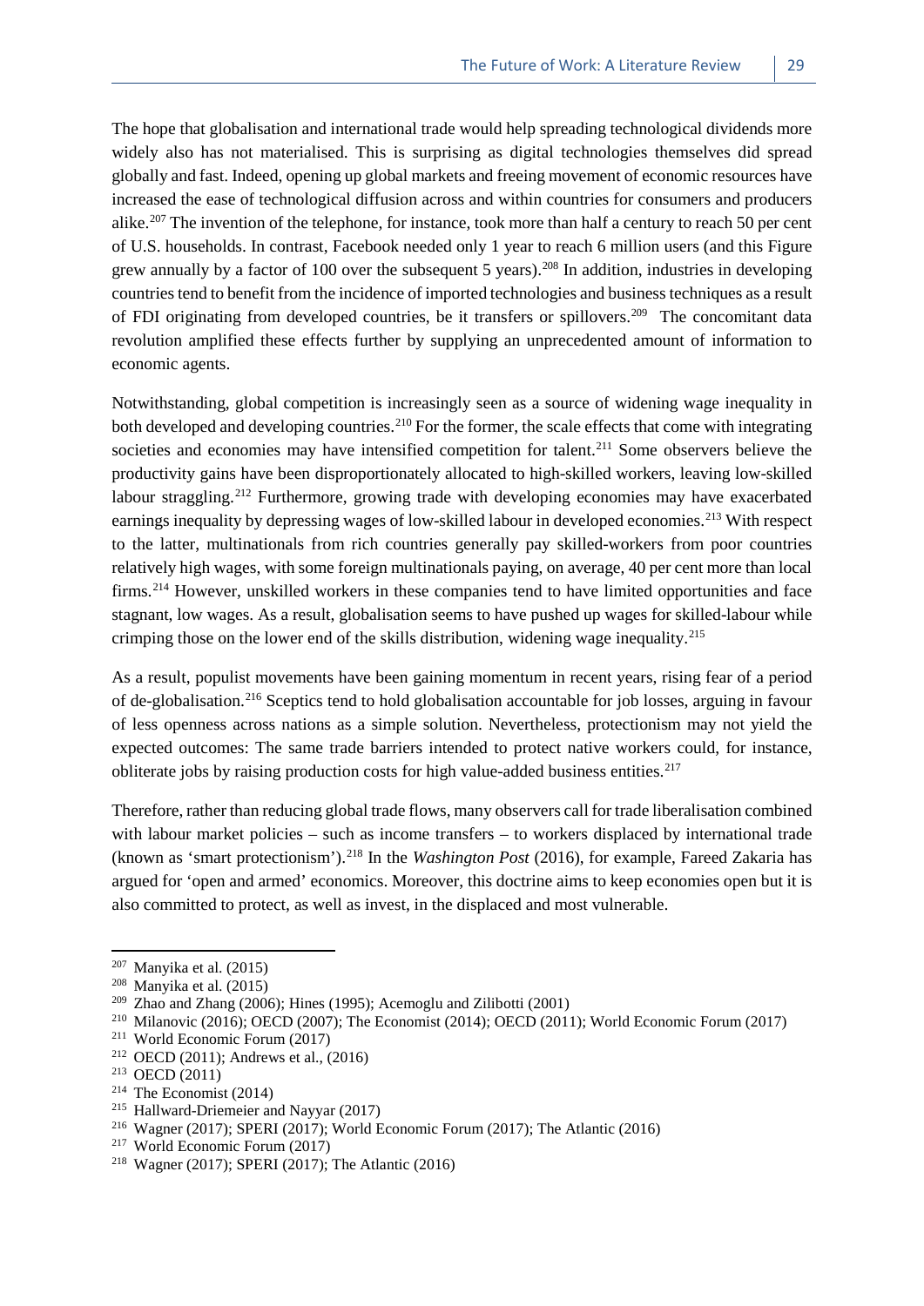The hope that globalisation and international trade would help spreading technological dividends more widely also has not materialised. This is surprising as digital technologies themselves did spread globally and fast. Indeed, opening up global markets and freeing movement of economic resources have increased the ease of technological diffusion across and within countries for consumers and producers alike.[207] The invention of the telephone, for instance, took more than half a century to reach 50 per cent of U.S. households. In contrast, Facebook needed only 1 year to reach 6 million users (and this Figure grew annually by a factor of 100 over the subsequent 5 years).[208] In addition, industries in developing countries tend to benefit from the incidence of imported technologies and business techniques as a result of FDI originating from developed countries, be it transfers or spillovers.[209] The concomitant data revolution amplified these effects further by supplying an unprecedented amount of information to economic agents.

Notwithstanding, global competition is increasingly seen as a source of widening wage inequality in both developed and developing countries.[210] For the former, the scale effects that come with integrating societies and economies may have intensified competition for talent.[211] Some observers believe the productivity gains have been disproportionately allocated to high-skilled workers, leaving low-skilled labour straggling.[212] Furthermore, growing trade with developing economies may have exacerbated earnings inequality by depressing wages of low-skilled labour in developed economies.[213] With respect to the latter, multinationals from rich countries generally pay skilled-workers from poor countries relatively high wages, with some foreign multinationals paying, on average, 40 per cent more than local firms.[214] However, unskilled workers in these companies tend to have limited opportunities and face stagnant, low wages. As a result, globalisation seems to have pushed up wages for skilled-labour while crimping those on the lower end of the skills distribution, widening wage inequality.[215]

As a result, populist movements have been gaining momentum in recent years, rising fear of a period of de-globalisation.[216] Sceptics tend to hold globalisation accountable for job losses, arguing in favour of less openness across nations as a simple solution. Nevertheless, protectionism may not yield the expected outcomes: The same trade barriers intended to protect native workers could, for instance, obliterate jobs by raising production costs for high value-added business entities.[217]

Therefore, rather than reducing global trade flows, many observers call for trade liberalisation combined with labour market policies – such as income transfers – to workers displaced by international trade (known as 'smart protectionism').[218] In the *Washington Post* (2016), for example, Fareed Zakaria has argued for 'open and armed' economics. Moreover, this doctrine aims to keep economies open but it is also committed to protect, as well as invest, in the displaced and most vulnerable.

---

[207] Manyika et al. (2015)
[208] Manyika et al. (2015)
[209] Zhao and Zhang (2006); Hines (1995); Acemoglu and Zilibotti (2001)
[210] Milanovic (2016); OECD (2007); The Economist (2014); OECD (2011); World Economic Forum (2017)
[211] World Economic Forum (2017)
[212] OECD (2011); Andrews et al., (2016)
[213] OECD (2011)
[214] The Economist (2014)
[215] Hallward-Driemeier and Nayyar (2017)
[216] Wagner (2017); SPERI (2017); World Economic Forum (2017); The Atlantic (2016)
[217] World Economic Forum (2017)
[218] Wagner (2017); SPERI (2017); The Atlantic (2016)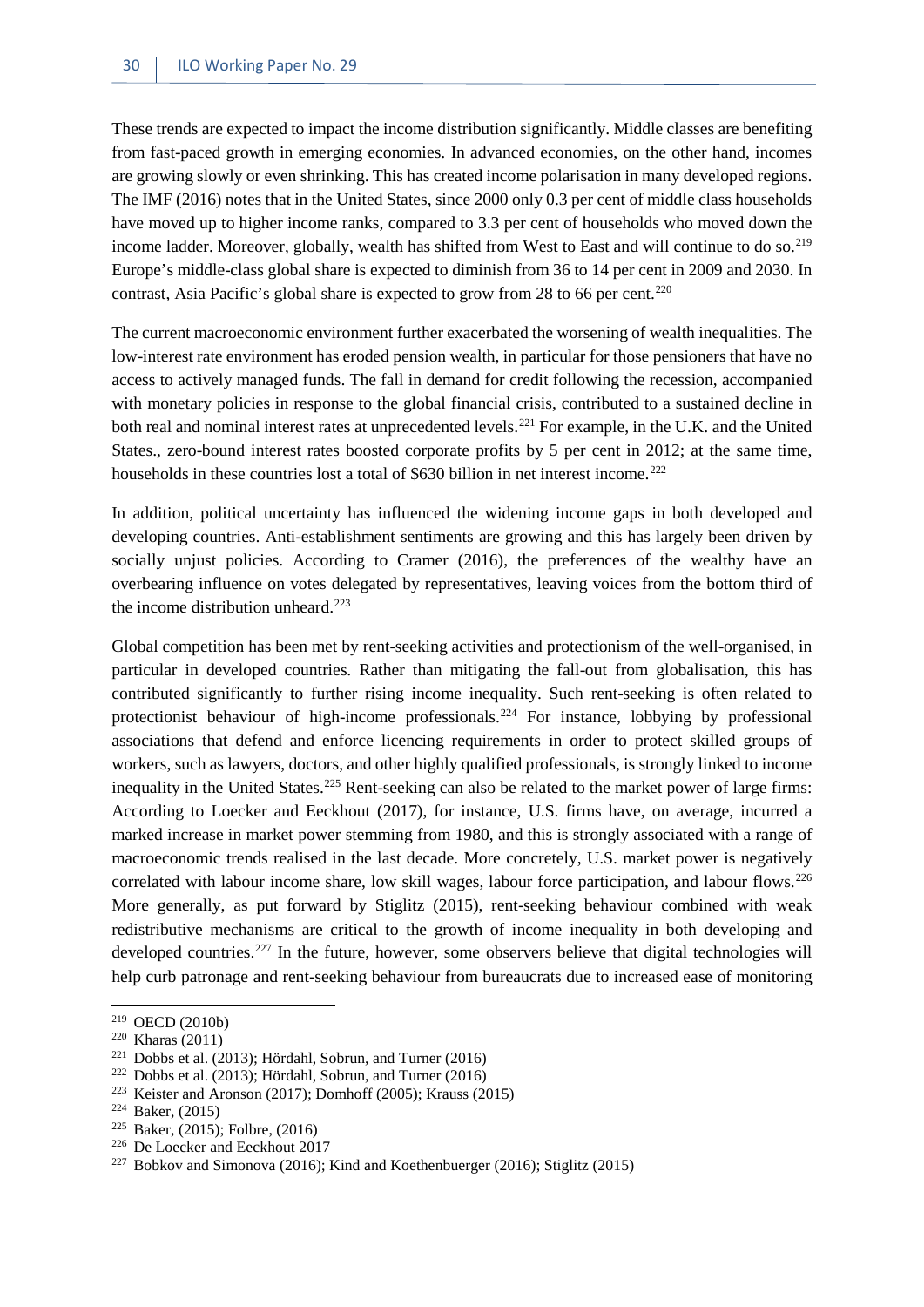These trends are expected to impact the income distribution significantly. Middle classes are benefiting from fast-paced growth in emerging economies. In advanced economies, on the other hand, incomes are growing slowly or even shrinking. This has created income polarisation in many developed regions. The IMF (2016) notes that in the United States, since 2000 only 0.3 per cent of middle class households have moved up to higher income ranks, compared to 3.3 per cent of households who moved down the income ladder. Moreover, globally, wealth has shifted from West to East and will continue to do so.[219] Europe's middle-class global share is expected to diminish from 36 to 14 per cent in 2009 and 2030. In contrast, Asia Pacific's global share is expected to grow from 28 to 66 per cent.[220]

The current macroeconomic environment further exacerbated the worsening of wealth inequalities. The low-interest rate environment has eroded pension wealth, in particular for those pensioners that have no access to actively managed funds. The fall in demand for credit following the recession, accompanied with monetary policies in response to the global financial crisis, contributed to a sustained decline in both real and nominal interest rates at unprecedented levels.[221] For example, in the U.K. and the United States., zero-bound interest rates boosted corporate profits by 5 per cent in 2012; at the same time, households in these countries lost a total of $630 billion in net interest income.[222]

In addition, political uncertainty has influenced the widening income gaps in both developed and developing countries. Anti-establishment sentiments are growing and this has largely been driven by socially unjust policies. According to Cramer (2016), the preferences of the wealthy have an overbearing influence on votes delegated by representatives, leaving voices from the bottom third of the income distribution unheard.[223]

Global competition has been met by rent-seeking activities and protectionism of the well-organised, in particular in developed countries. Rather than mitigating the fall-out from globalisation, this has contributed significantly to further rising income inequality. Such rent-seeking is often related to protectionist behaviour of high-income professionals.[224] For instance, lobbying by professional associations that defend and enforce licencing requirements in order to protect skilled groups of workers, such as lawyers, doctors, and other highly qualified professionals, is strongly linked to income inequality in the United States.[225] Rent-seeking can also be related to the market power of large firms: According to Loecker and Eeckhout (2017), for instance, U.S. firms have, on average, incurred a marked increase in market power stemming from 1980, and this is strongly associated with a range of macroeconomic trends realised in the last decade. More concretely, U.S. market power is negatively correlated with labour income share, low skill wages, labour force participation, and labour flows.[226] More generally, as put forward by Stiglitz (2015), rent-seeking behaviour combined with weak redistributive mechanisms are critical to the growth of income inequality in both developing and developed countries.[227] In the future, however, some observers believe that digital technologies will help curb patronage and rent-seeking behaviour from bureaucrats due to increased ease of monitoring

---

[219] OECD (2010b)

[220] Kharas (2011)

[221] Dobbs et al. (2013); Hördahl, Sobrun, and Turner (2016)

[222] Dobbs et al. (2013); Hördahl, Sobrun, and Turner (2016)

[223] Keister and Aronson (2017); Domhoff (2005); Krauss (2015)

[224] Baker, (2015)

[225] Baker, (2015); Folbre, (2016)

[226] De Loecker and Eeckhout 2017

[227] Bobkov and Simonova (2016); Kind and Koethenbuerger (2016); Stiglitz (2015)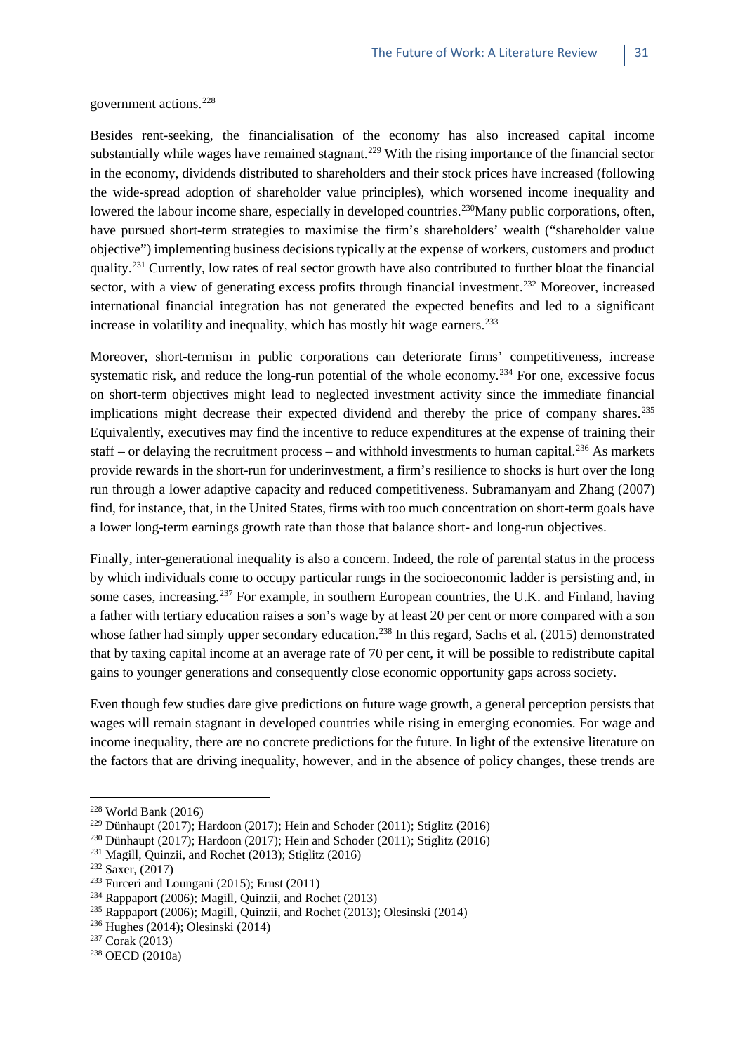government actions.[228]

Besides rent-seeking, the financialisation of the economy has also increased capital income substantially while wages have remained stagnant.[229] With the rising importance of the financial sector in the economy, dividends distributed to shareholders and their stock prices have increased (following the wide-spread adoption of shareholder value principles), which worsened income inequality and lowered the labour income share, especially in developed countries.[230]Many public corporations, often, have pursued short-term strategies to maximise the firm's shareholders' wealth ("shareholder value objective") implementing business decisions typically at the expense of workers, customers and product quality.[231] Currently, low rates of real sector growth have also contributed to further bloat the financial sector, with a view of generating excess profits through financial investment.[232] Moreover, increased international financial integration has not generated the expected benefits and led to a significant increase in volatility and inequality, which has mostly hit wage earners.[233]

Moreover, short-termism in public corporations can deteriorate firms' competitiveness, increase systematic risk, and reduce the long-run potential of the whole economy.[234] For one, excessive focus on short-term objectives might lead to neglected investment activity since the immediate financial implications might decrease their expected dividend and thereby the price of company shares.[235] Equivalently, executives may find the incentive to reduce expenditures at the expense of training their staff – or delaying the recruitment process – and withhold investments to human capital.[236] As markets provide rewards in the short-run for underinvestment, a firm's resilience to shocks is hurt over the long run through a lower adaptive capacity and reduced competitiveness. Subramanyam and Zhang (2007) find, for instance, that, in the United States, firms with too much concentration on short-term goals have a lower long-term earnings growth rate than those that balance short- and long-run objectives.

Finally, inter-generational inequality is also a concern. Indeed, the role of parental status in the process by which individuals come to occupy particular rungs in the socioeconomic ladder is persisting and, in some cases, increasing.[237] For example, in southern European countries, the U.K. and Finland, having a father with tertiary education raises a son's wage by at least 20 per cent or more compared with a son whose father had simply upper secondary education.[238] In this regard, Sachs et al. (2015) demonstrated that by taxing capital income at an average rate of 70 per cent, it will be possible to redistribute capital gains to younger generations and consequently close economic opportunity gaps across society.

Even though few studies dare give predictions on future wage growth, a general perception persists that wages will remain stagnant in developed countries while rising in emerging economies. For wage and income inequality, there are no concrete predictions for the future. In light of the extensive literature on the factors that are driving inequality, however, and in the absence of policy changes, these trends are

---

[228] World Bank (2016)

[229] Dünhaupt (2017); Hardoon (2017); Hein and Schoder (2011); Stiglitz (2016)

[230] Dünhaupt (2017); Hardoon (2017); Hein and Schoder (2011); Stiglitz (2016)

[231] Magill, Quinzii, and Rochet (2013); Stiglitz (2016)

[232] Saxer, (2017)

[233] Furceri and Loungani (2015); Ernst (2011)

[234] Rappaport (2006); Magill, Quinzii, and Rochet (2013)

[235] Rappaport (2006); Magill, Quinzii, and Rochet (2013); Olesinski (2014)

[236] Hughes (2014); Olesinski (2014)

[237] Corak (2013)

[238] OECD (2010a)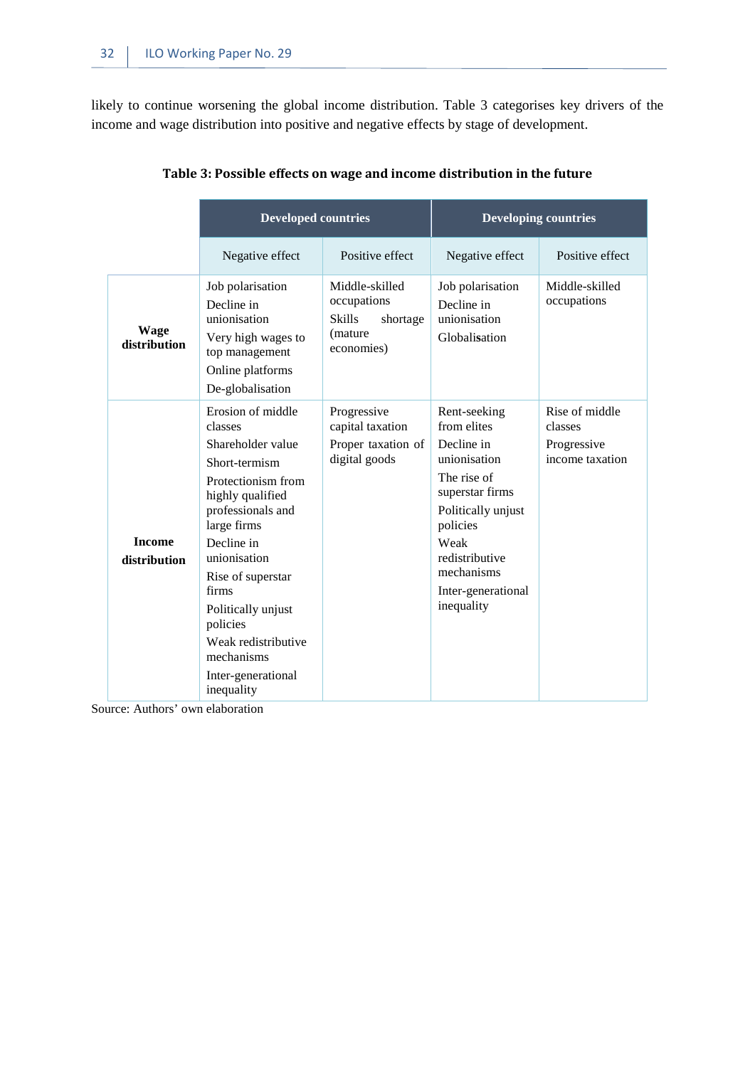likely to continue worsening the global income distribution. Table 3 categorises key drivers of the income and wage distribution into positive and negative effects by stage of development.

**Table 3: Possible effects on wage and income distribution in the future**

| | Developed countries | | Developing countries | |
|---|---|---|---|---|
| | Negative effect | Positive effect | Negative effect | Positive effect |
| **Wage distribution** | Job polarisation<br>Decline in unionisation<br>Very high wages to top management<br>Online platforms<br>De-globalisation | Middle-skilled occupations<br>Skills shortage (mature economies) | Job polarisation<br>Decline in unionisation<br>Globalisation | Middle-skilled occupations |
| **Income distribution** | Erosion of middle classes<br>Shareholder value<br>Short-termism<br>Protectionism from highly qualified professionals and large firms<br>Decline in unionisation<br>Rise of superstar firms<br>Politically unjust policies<br>Weak redistributive mechanisms<br>Inter-generational inequality | Progressive capital taxation<br>Proper taxation of digital goods | Rent-seeking from elites<br>Decline in unionisation<br>The rise of superstar firms<br>Politically unjust policies<br>Weak redistributive mechanisms<br>Inter-generational inequality | Rise of middle classes<br>Progressive income taxation |

Source: Authors' own elaboration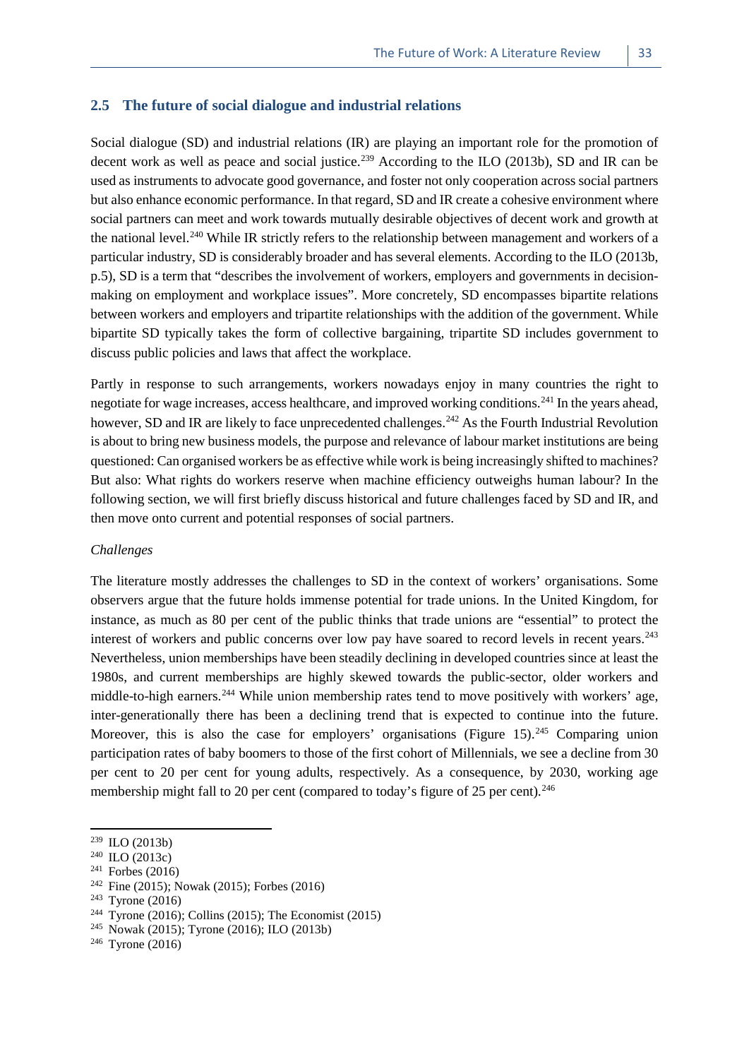## 2.5 The future of social dialogue and industrial relations

Social dialogue (SD) and industrial relations (IR) are playing an important role for the promotion of decent work as well as peace and social justice.[239] According to the ILO (2013b), SD and IR can be used as instruments to advocate good governance, and foster not only cooperation across social partners but also enhance economic performance. In that regard, SD and IR create a cohesive environment where social partners can meet and work towards mutually desirable objectives of decent work and growth at the national level.[240] While IR strictly refers to the relationship between management and workers of a particular industry, SD is considerably broader and has several elements. According to the ILO (2013b, p.5), SD is a term that "describes the involvement of workers, employers and governments in decision-making on employment and workplace issues". More concretely, SD encompasses bipartite relations between workers and employers and tripartite relationships with the addition of the government. While bipartite SD typically takes the form of collective bargaining, tripartite SD includes government to discuss public policies and laws that affect the workplace.

Partly in response to such arrangements, workers nowadays enjoy in many countries the right to negotiate for wage increases, access healthcare, and improved working conditions.[241] In the years ahead, however, SD and IR are likely to face unprecedented challenges.[242] As the Fourth Industrial Revolution is about to bring new business models, the purpose and relevance of labour market institutions are being questioned: Can organised workers be as effective while work is being increasingly shifted to machines? But also: What rights do workers reserve when machine efficiency outweighs human labour? In the following section, we will first briefly discuss historical and future challenges faced by SD and IR, and then move onto current and potential responses of social partners.

*Challenges*

The literature mostly addresses the challenges to SD in the context of workers' organisations. Some observers argue that the future holds immense potential for trade unions. In the United Kingdom, for instance, as much as 80 per cent of the public thinks that trade unions are "essential" to protect the interest of workers and public concerns over low pay have soared to record levels in recent years.[243] Nevertheless, union memberships have been steadily declining in developed countries since at least the 1980s, and current memberships are highly skewed towards the public-sector, older workers and middle-to-high earners.[244] While union membership rates tend to move positively with workers' age, inter-generationally there has been a declining trend that is expected to continue into the future. Moreover, this is also the case for employers' organisations (Figure 15).[245] Comparing union participation rates of baby boomers to those of the first cohort of Millennials, we see a decline from 30 per cent to 20 per cent for young adults, respectively. As a consequence, by 2030, working age membership might fall to 20 per cent (compared to today's figure of 25 per cent).[246]

---

[239] ILO (2013b)
[240] ILO (2013c)
[241] Forbes (2016)
[242] Fine (2015); Nowak (2015); Forbes (2016)
[243] Tyrone (2016)
[244] Tyrone (2016); Collins (2015); The Economist (2015)
[245] Nowak (2015); Tyrone (2016); ILO (2013b)
[246] Tyrone (2016)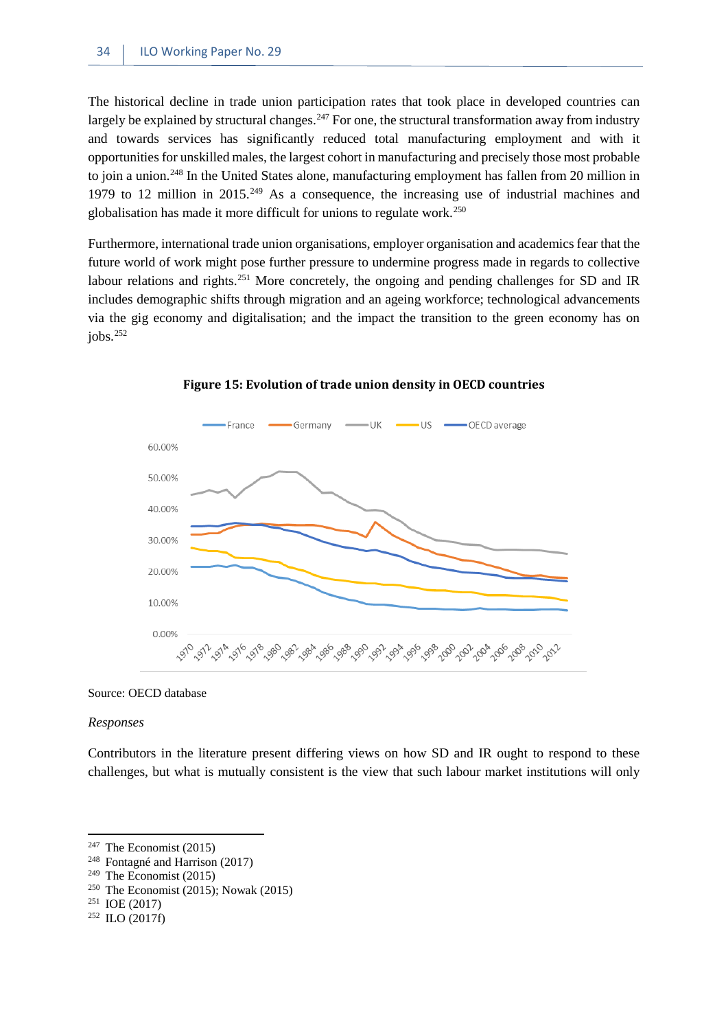The historical decline in trade union participation rates that took place in developed countries can largely be explained by structural changes.[247] For one, the structural transformation away from industry and towards services has significantly reduced total manufacturing employment and with it opportunities for unskilled males, the largest cohort in manufacturing and precisely those most probable to join a union.[248] In the United States alone, manufacturing employment has fallen from 20 million in 1979 to 12 million in 2015.[249] As a consequence, the increasing use of industrial machines and globalisation has made it more difficult for unions to regulate work.[250]

Furthermore, international trade union organisations, employer organisation and academics fear that the future world of work might pose further pressure to undermine progress made in regards to collective labour relations and rights.[251] More concretely, the ongoing and pending challenges for SD and IR includes demographic shifts through migration and an ageing workforce; technological advancements via the gig economy and digitalisation; and the impact the transition to the green economy has on jobs.[252]

**Figure 15: Evolution of trade union density in OECD countries**

Source: OECD database

*Responses*

Contributors in the literature present differing views on how SD and IR ought to respond to these challenges, but what is mutually consistent is the view that such labour market institutions will only

---

[247] The Economist (2015)

[248] Fontagné and Harrison (2017)

[249] The Economist (2015)

[250] The Economist (2015); Nowak (2015)

[251] IOE (2017)

[252] ILO (2017f)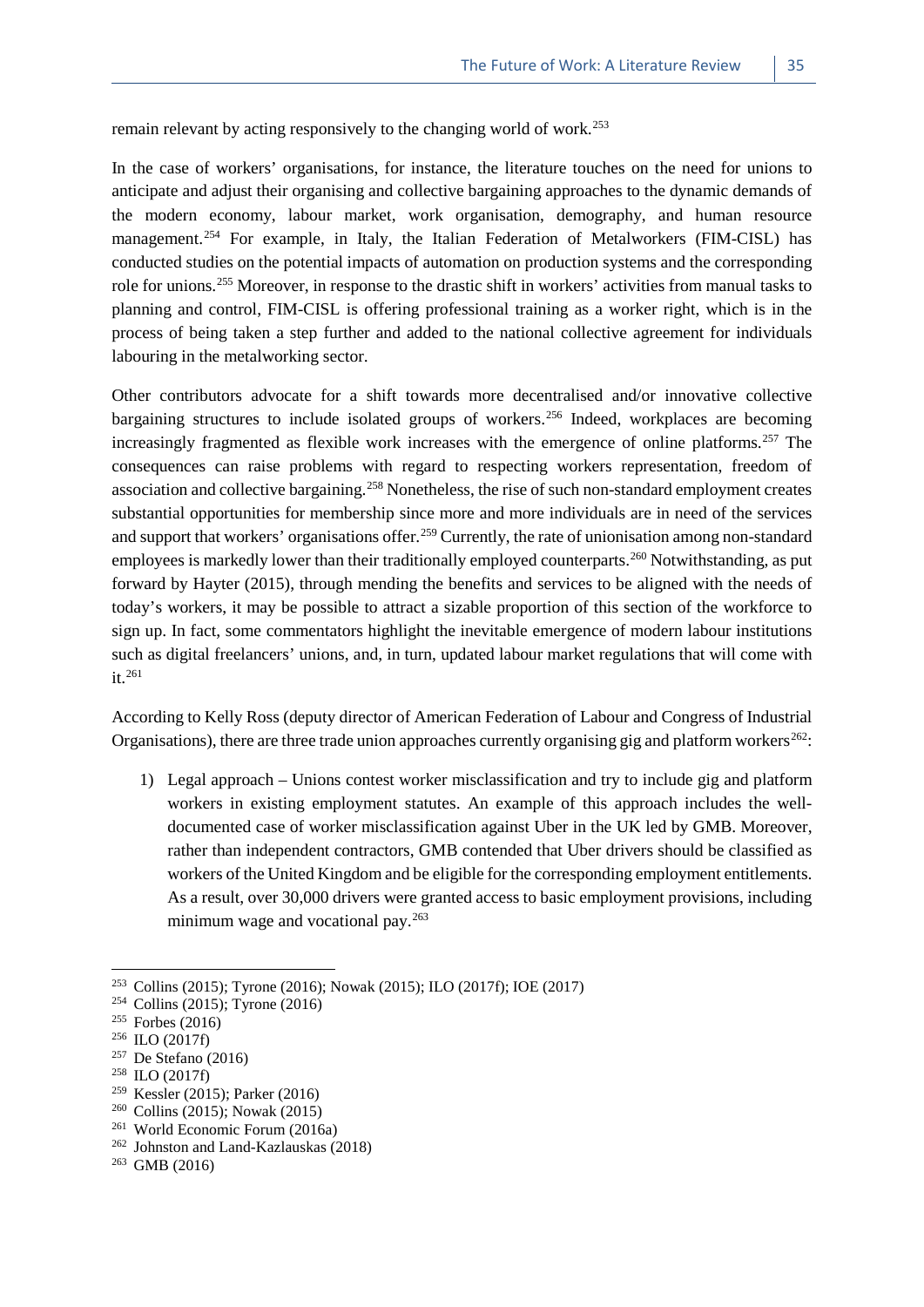remain relevant by acting responsively to the changing world of work.[253]

In the case of workers' organisations, for instance, the literature touches on the need for unions to anticipate and adjust their organising and collective bargaining approaches to the dynamic demands of the modern economy, labour market, work organisation, demography, and human resource management.[254] For example, in Italy, the Italian Federation of Metalworkers (FIM-CISL) has conducted studies on the potential impacts of automation on production systems and the corresponding role for unions.[255] Moreover, in response to the drastic shift in workers' activities from manual tasks to planning and control, FIM-CISL is offering professional training as a worker right, which is in the process of being taken a step further and added to the national collective agreement for individuals labouring in the metalworking sector.

Other contributors advocate for a shift towards more decentralised and/or innovative collective bargaining structures to include isolated groups of workers.[256] Indeed, workplaces are becoming increasingly fragmented as flexible work increases with the emergence of online platforms.[257] The consequences can raise problems with regard to respecting workers representation, freedom of association and collective bargaining.[258] Nonetheless, the rise of such non-standard employment creates substantial opportunities for membership since more and more individuals are in need of the services and support that workers' organisations offer.[259] Currently, the rate of unionisation among non-standard employees is markedly lower than their traditionally employed counterparts.[260] Notwithstanding, as put forward by Hayter (2015), through mending the benefits and services to be aligned with the needs of today's workers, it may be possible to attract a sizable proportion of this section of the workforce to sign up. In fact, some commentators highlight the inevitable emergence of modern labour institutions such as digital freelancers' unions, and, in turn, updated labour market regulations that will come with it.[261]

According to Kelly Ross (deputy director of American Federation of Labour and Congress of Industrial Organisations), there are three trade union approaches currently organising gig and platform workers[262]:

1) Legal approach – Unions contest worker misclassification and try to include gig and platform workers in existing employment statutes. An example of this approach includes the well-documented case of worker misclassification against Uber in the UK led by GMB. Moreover, rather than independent contractors, GMB contended that Uber drivers should be classified as workers of the United Kingdom and be eligible for the corresponding employment entitlements. As a result, over 30,000 drivers were granted access to basic employment provisions, including minimum wage and vocational pay.[263]

---

[253] Collins (2015); Tyrone (2016); Nowak (2015); ILO (2017f); IOE (2017)
[254] Collins (2015); Tyrone (2016)
[255] Forbes (2016)
[256] ILO (2017f)
[257] De Stefano (2016)
[258] ILO (2017f)
[259] Kessler (2015); Parker (2016)
[260] Collins (2015); Nowak (2015)
[261] World Economic Forum (2016a)
[262] Johnston and Land-Kazlauskas (2018)
[263] GMB (2016)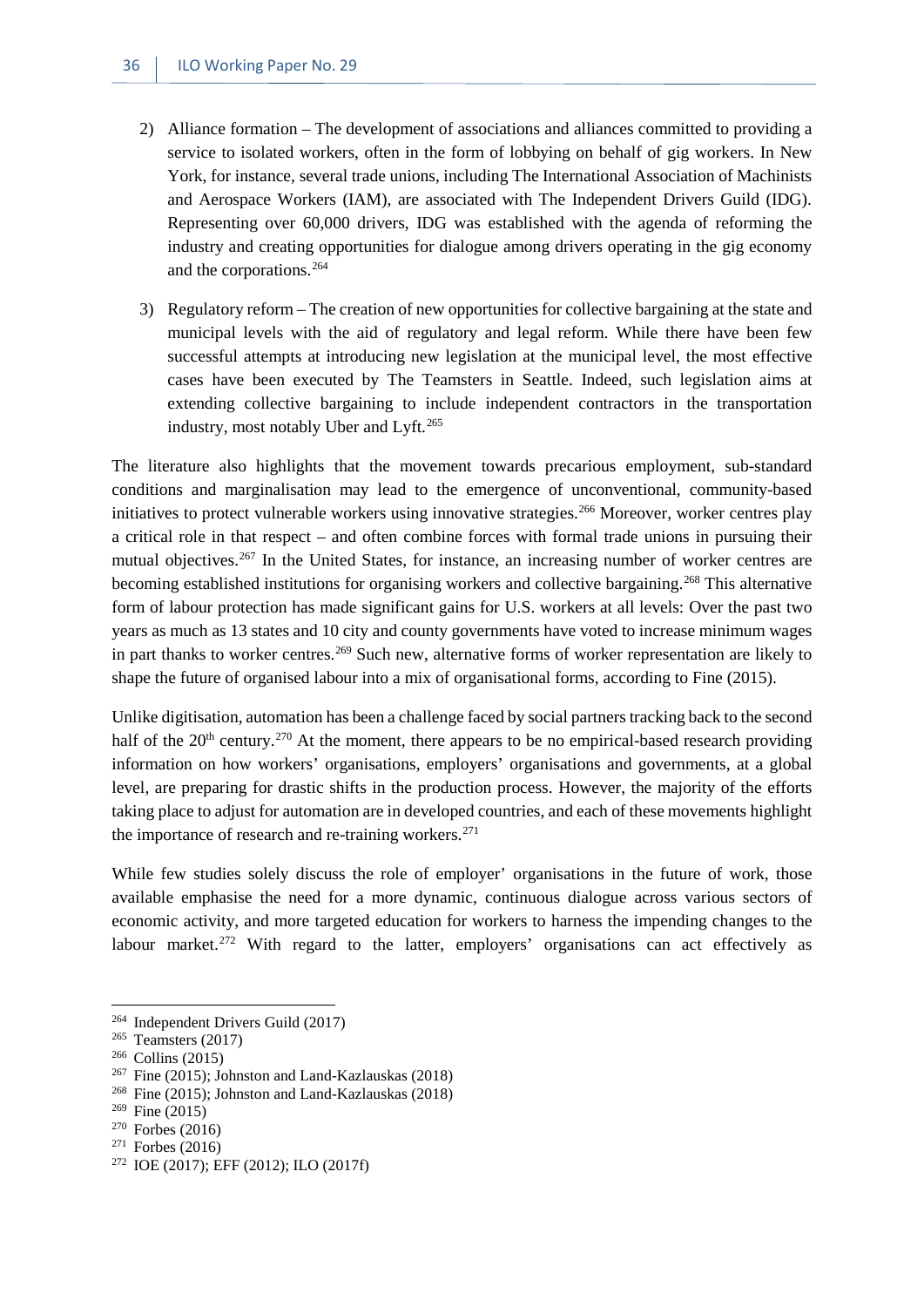2) Alliance formation – The development of associations and alliances committed to providing a service to isolated workers, often in the form of lobbying on behalf of gig workers. In New York, for instance, several trade unions, including The International Association of Machinists and Aerospace Workers (IAM), are associated with The Independent Drivers Guild (IDG). Representing over 60,000 drivers, IDG was established with the agenda of reforming the industry and creating opportunities for dialogue among drivers operating in the gig economy and the corporations.[264]

3) Regulatory reform – The creation of new opportunities for collective bargaining at the state and municipal levels with the aid of regulatory and legal reform. While there have been few successful attempts at introducing new legislation at the municipal level, the most effective cases have been executed by The Teamsters in Seattle. Indeed, such legislation aims at extending collective bargaining to include independent contractors in the transportation industry, most notably Uber and Lyft.[265]

The literature also highlights that the movement towards precarious employment, sub-standard conditions and marginalisation may lead to the emergence of unconventional, community-based initiatives to protect vulnerable workers using innovative strategies.[266] Moreover, worker centres play a critical role in that respect – and often combine forces with formal trade unions in pursuing their mutual objectives.[267] In the United States, for instance, an increasing number of worker centres are becoming established institutions for organising workers and collective bargaining.[268] This alternative form of labour protection has made significant gains for U.S. workers at all levels: Over the past two years as much as 13 states and 10 city and county governments have voted to increase minimum wages in part thanks to worker centres.[269] Such new, alternative forms of worker representation are likely to shape the future of organised labour into a mix of organisational forms, according to Fine (2015).

Unlike digitisation, automation has been a challenge faced by social partners tracking back to the second half of the 20th century.[270] At the moment, there appears to be no empirical-based research providing information on how workers' organisations, employers' organisations and governments, at a global level, are preparing for drastic shifts in the production process. However, the majority of the efforts taking place to adjust for automation are in developed countries, and each of these movements highlight the importance of research and re-training workers.[271]

While few studies solely discuss the role of employer' organisations in the future of work, those available emphasise the need for a more dynamic, continuous dialogue across various sectors of economic activity, and more targeted education for workers to harness the impending changes to the labour market.[272] With regard to the latter, employers' organisations can act effectively as

---

[264] Independent Drivers Guild (2017)
[265] Teamsters (2017)
[266] Collins (2015)
[267] Fine (2015); Johnston and Land-Kazlauskas (2018)
[268] Fine (2015); Johnston and Land-Kazlauskas (2018)
[269] Fine (2015)
[270] Forbes (2016)
[271] Forbes (2016)
[272] IOE (2017); EFF (2012); ILO (2017f)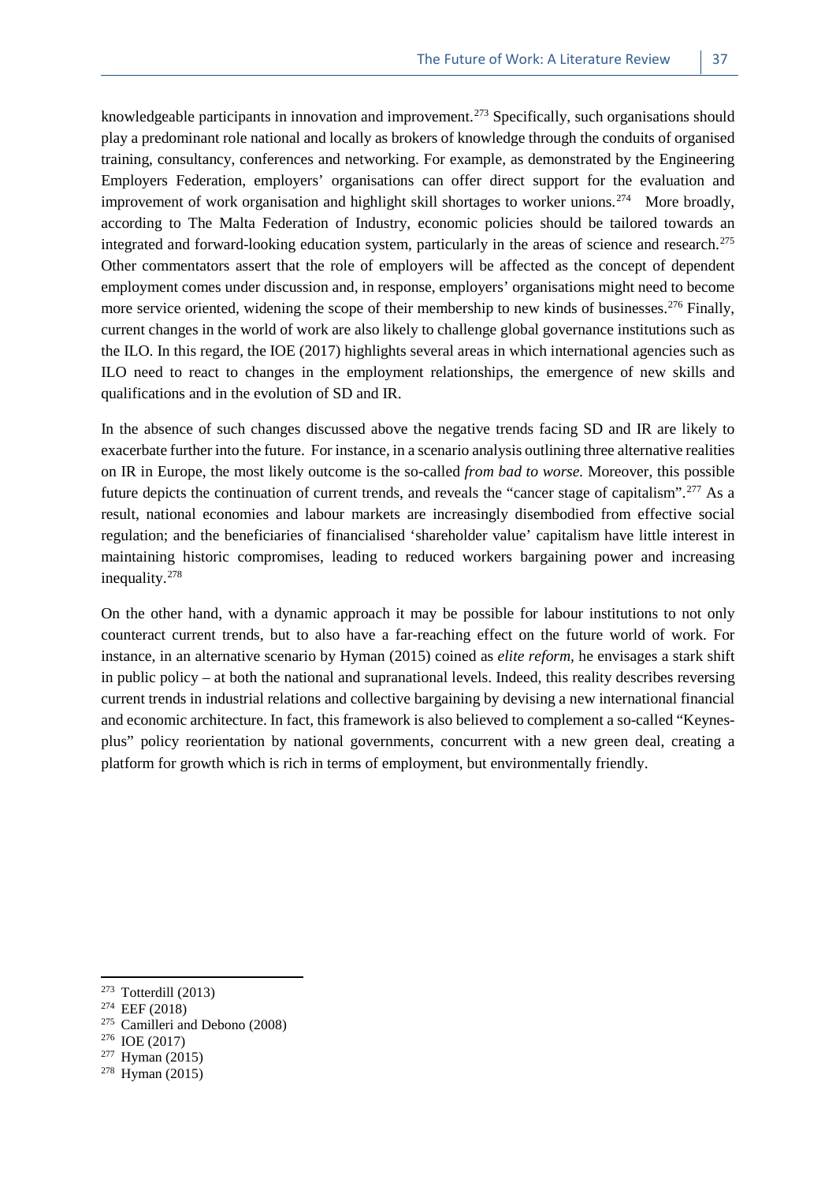knowledgeable participants in innovation and improvement.[273] Specifically, such organisations should play a predominant role national and locally as brokers of knowledge through the conduits of organised training, consultancy, conferences and networking. For example, as demonstrated by the Engineering Employers Federation, employers' organisations can offer direct support for the evaluation and improvement of work organisation and highlight skill shortages to worker unions.[274] More broadly, according to The Malta Federation of Industry, economic policies should be tailored towards an integrated and forward-looking education system, particularly in the areas of science and research.[275] Other commentators assert that the role of employers will be affected as the concept of dependent employment comes under discussion and, in response, employers' organisations might need to become more service oriented, widening the scope of their membership to new kinds of businesses.[276] Finally, current changes in the world of work are also likely to challenge global governance institutions such as the ILO. In this regard, the IOE (2017) highlights several areas in which international agencies such as ILO need to react to changes in the employment relationships, the emergence of new skills and qualifications and in the evolution of SD and IR.

In the absence of such changes discussed above the negative trends facing SD and IR are likely to exacerbate further into the future. For instance, in a scenario analysis outlining three alternative realities on IR in Europe, the most likely outcome is the so-called *from bad to worse.* Moreover, this possible future depicts the continuation of current trends, and reveals the "cancer stage of capitalism".[277] As a result, national economies and labour markets are increasingly disembodied from effective social regulation; and the beneficiaries of financialised 'shareholder value' capitalism have little interest in maintaining historic compromises, leading to reduced workers bargaining power and increasing inequality.[278]

On the other hand, with a dynamic approach it may be possible for labour institutions to not only counteract current trends, but to also have a far-reaching effect on the future world of work. For instance, in an alternative scenario by Hyman (2015) coined as *elite reform,* he envisages a stark shift in public policy – at both the national and supranational levels. Indeed, this reality describes reversing current trends in industrial relations and collective bargaining by devising a new international financial and economic architecture. In fact, this framework is also believed to complement a so-called "Keynes-plus" policy reorientation by national governments, concurrent with a new green deal, creating a platform for growth which is rich in terms of employment, but environmentally friendly.

---

[273] Totterdill (2013)
[274] EEF (2018)
[275] Camilleri and Debono (2008)
[276] IOE (2017)
[277] Hyman (2015)
[278] Hyman (2015)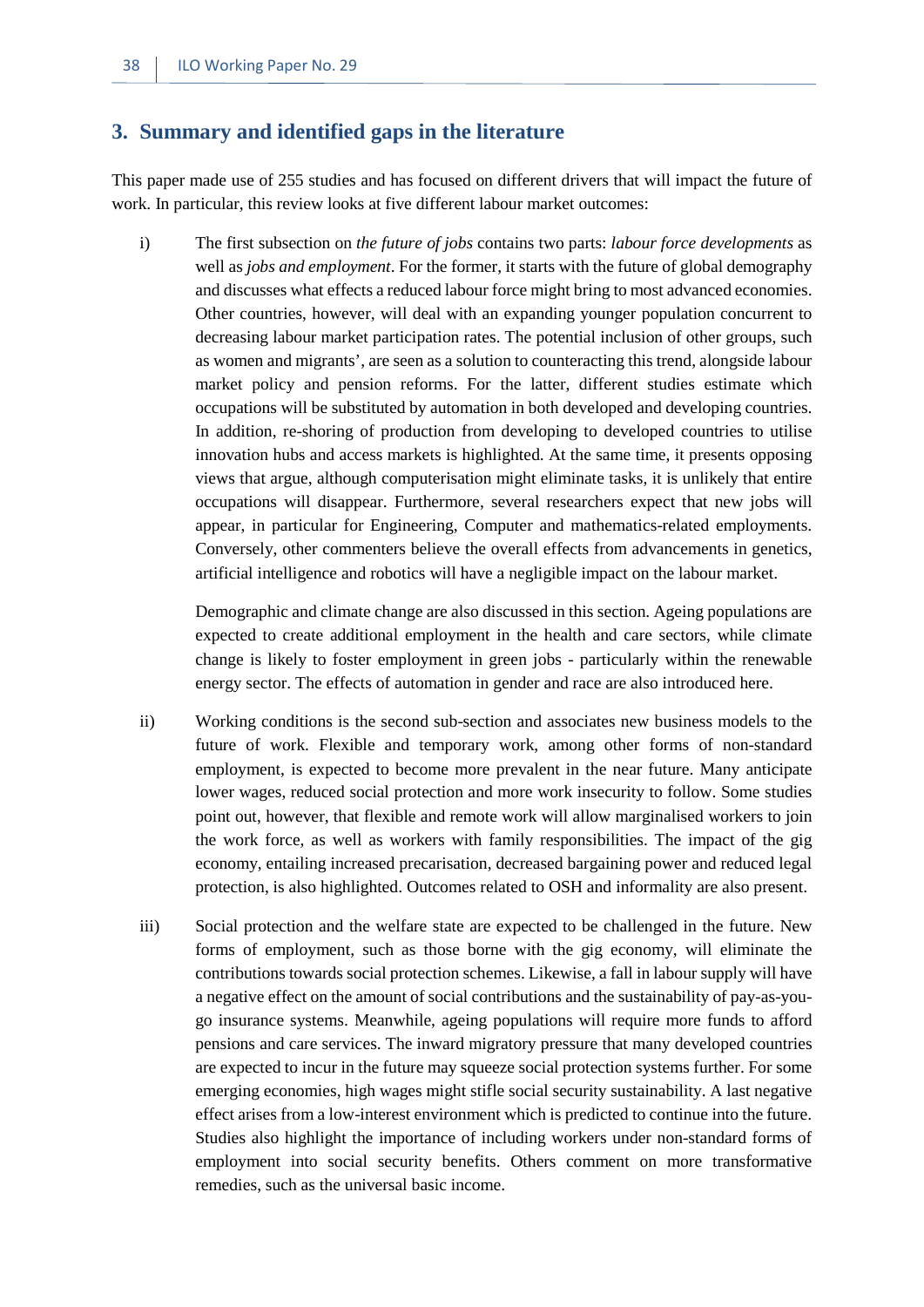## 3. Summary and identified gaps in the literature

This paper made use of 255 studies and has focused on different drivers that will impact the future of work. In particular, this review looks at five different labour market outcomes:

i) The first subsection on *the future of jobs* contains two parts: *labour force developments* as well as *jobs and employment*. For the former, it starts with the future of global demography and discusses what effects a reduced labour force might bring to most advanced economies. Other countries, however, will deal with an expanding younger population concurrent to decreasing labour market participation rates. The potential inclusion of other groups, such as women and migrants', are seen as a solution to counteracting this trend, alongside labour market policy and pension reforms. For the latter, different studies estimate which occupations will be substituted by automation in both developed and developing countries. In addition, re-shoring of production from developing to developed countries to utilise innovation hubs and access markets is highlighted. At the same time, it presents opposing views that argue, although computerisation might eliminate tasks, it is unlikely that entire occupations will disappear. Furthermore, several researchers expect that new jobs will appear, in particular for Engineering, Computer and mathematics-related employments. Conversely, other commenters believe the overall effects from advancements in genetics, artificial intelligence and robotics will have a negligible impact on the labour market.

   Demographic and climate change are also discussed in this section. Ageing populations are expected to create additional employment in the health and care sectors, while climate change is likely to foster employment in green jobs - particularly within the renewable energy sector. The effects of automation in gender and race are also introduced here.

ii) Working conditions is the second sub-section and associates new business models to the future of work. Flexible and temporary work, among other forms of non-standard employment, is expected to become more prevalent in the near future. Many anticipate lower wages, reduced social protection and more work insecurity to follow. Some studies point out, however, that flexible and remote work will allow marginalised workers to join the work force, as well as workers with family responsibilities. The impact of the gig economy, entailing increased precarisation, decreased bargaining power and reduced legal protection, is also highlighted. Outcomes related to OSH and informality are also present.

iii) Social protection and the welfare state are expected to be challenged in the future. New forms of employment, such as those borne with the gig economy, will eliminate the contributions towards social protection schemes. Likewise, a fall in labour supply will have a negative effect on the amount of social contributions and the sustainability of pay-as-you-go insurance systems. Meanwhile, ageing populations will require more funds to afford pensions and care services. The inward migratory pressure that many developed countries are expected to incur in the future may squeeze social protection systems further. For some emerging economies, high wages might stifle social security sustainability. A last negative effect arises from a low-interest environment which is predicted to continue into the future. Studies also highlight the importance of including workers under non-standard forms of employment into social security benefits. Others comment on more transformative remedies, such as the universal basic income.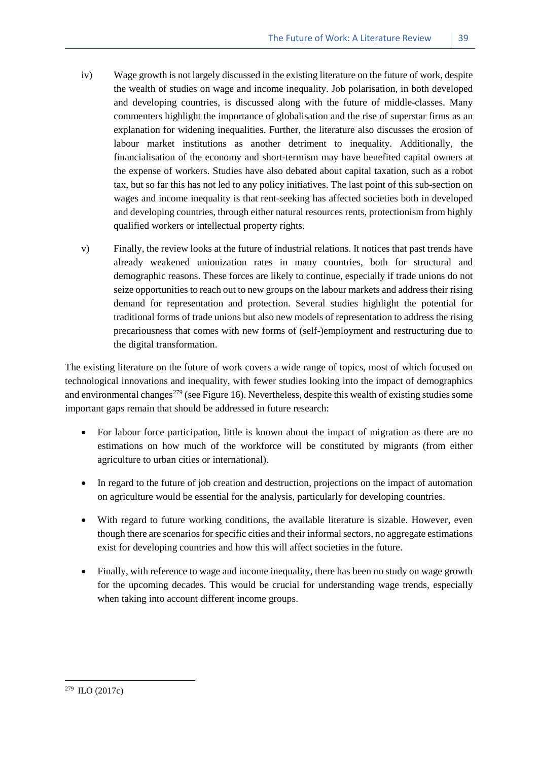iv) Wage growth is not largely discussed in the existing literature on the future of work, despite the wealth of studies on wage and income inequality. Job polarisation, in both developed and developing countries, is discussed along with the future of middle-classes. Many commenters highlight the importance of globalisation and the rise of superstar firms as an explanation for widening inequalities. Further, the literature also discusses the erosion of labour market institutions as another detriment to inequality. Additionally, the financialisation of the economy and short-termism may have benefited capital owners at the expense of workers. Studies have also debated about capital taxation, such as a robot tax, but so far this has not led to any policy initiatives. The last point of this sub-section on wages and income inequality is that rent-seeking has affected societies both in developed and developing countries, through either natural resources rents, protectionism from highly qualified workers or intellectual property rights.

v) Finally, the review looks at the future of industrial relations. It notices that past trends have already weakened unionization rates in many countries, both for structural and demographic reasons. These forces are likely to continue, especially if trade unions do not seize opportunities to reach out to new groups on the labour markets and address their rising demand for representation and protection. Several studies highlight the potential for traditional forms of trade unions but also new models of representation to address the rising precariousness that comes with new forms of (self-)employment and restructuring due to the digital transformation.

The existing literature on the future of work covers a wide range of topics, most of which focused on technological innovations and inequality, with fewer studies looking into the impact of demographics and environmental changes[279] (see Figure 16). Nevertheless, despite this wealth of existing studies some important gaps remain that should be addressed in future research:

- For labour force participation, little is known about the impact of migration as there are no estimations on how much of the workforce will be constituted by migrants (from either agriculture to urban cities or international).
- In regard to the future of job creation and destruction, projections on the impact of automation on agriculture would be essential for the analysis, particularly for developing countries.
- With regard to future working conditions, the available literature is sizable. However, even though there are scenarios for specific cities and their informal sectors, no aggregate estimations exist for developing countries and how this will affect societies in the future.
- Finally, with reference to wage and income inequality, there has been no study on wage growth for the upcoming decades. This would be crucial for understanding wage trends, especially when taking into account different income groups.

[279] ILO (2017c)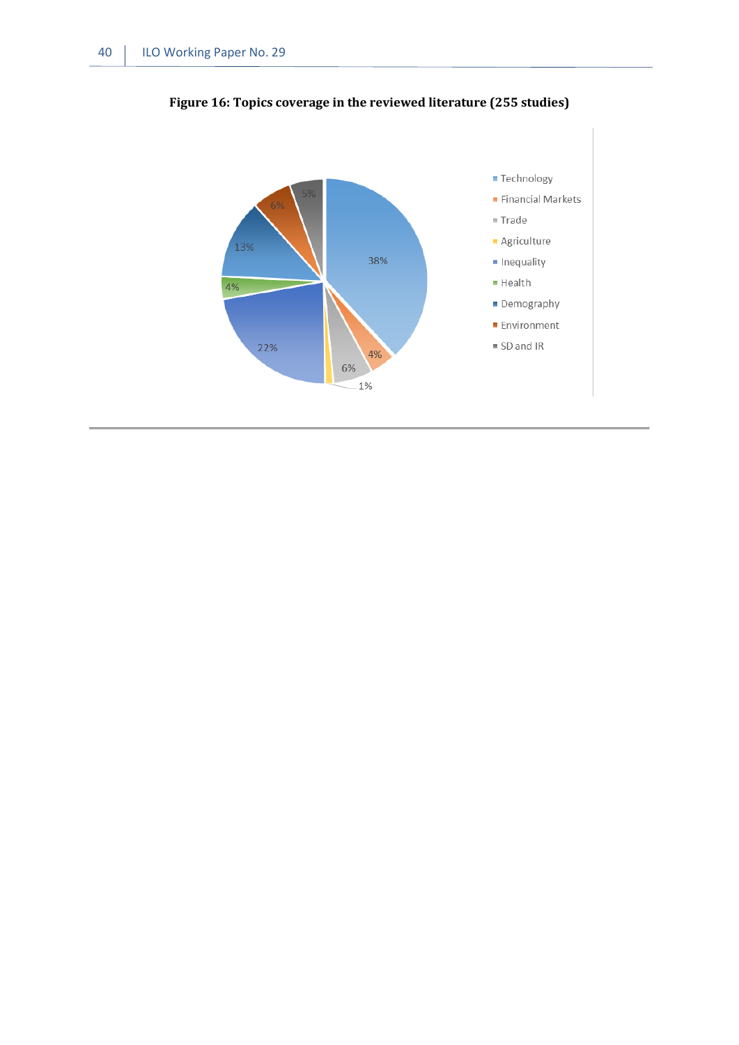**Figure 16: Topics coverage in the reviewed literature (255 studies)**

| Topic | Share |
|---|---|
| Technology | 38% |
| Financial Markets | 4% |
| Trade | 6% |
| Agriculture | 1% |
| Inequality | 22% |
| Health | 4% |
| Demography | 13% |
| Environment | 6% |
| SD and IR | 5% |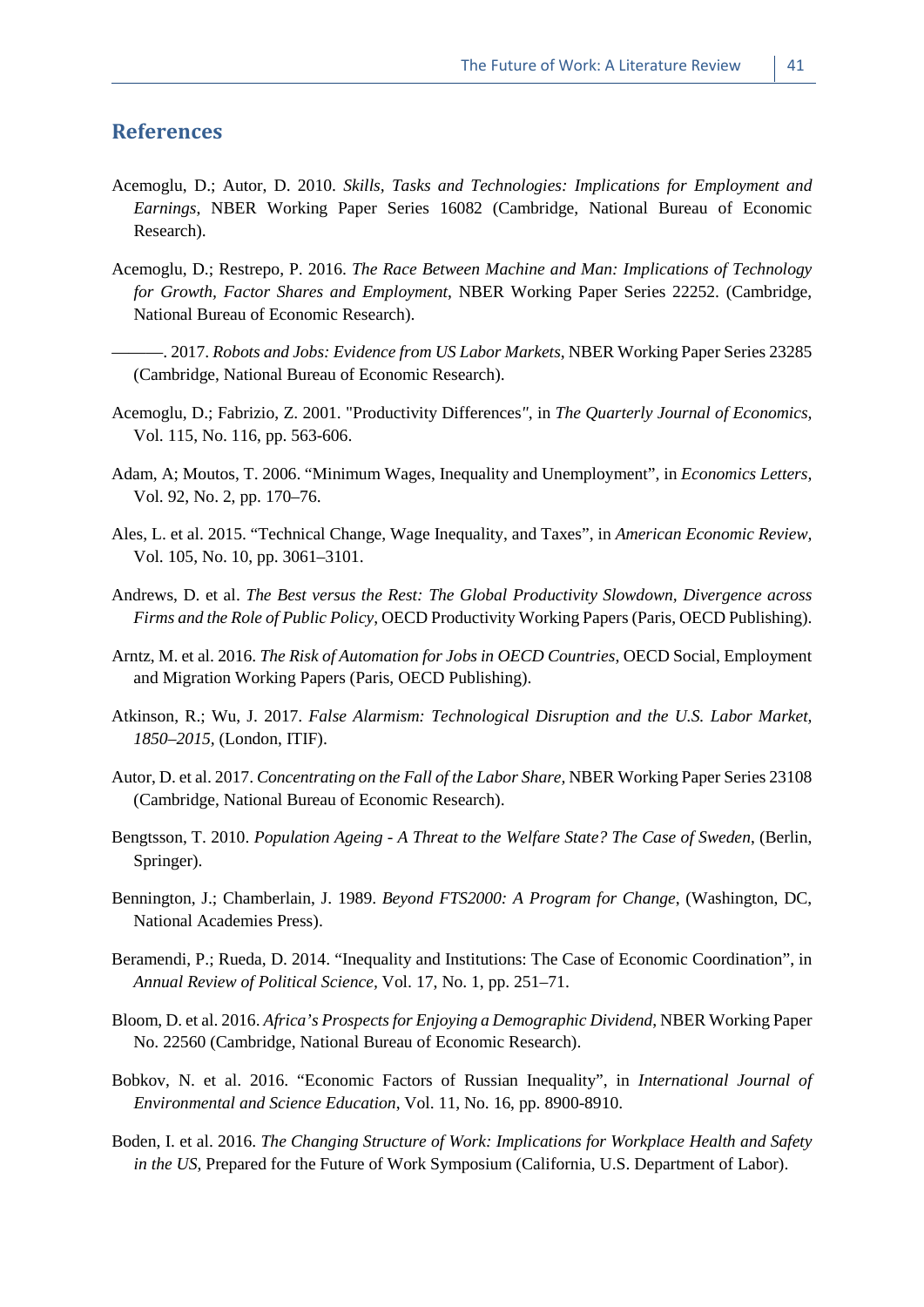## References

Acemoglu, D.; Autor, D. 2010. *Skills, Tasks and Technologies: Implications for Employment and Earnings*, NBER Working Paper Series 16082 (Cambridge, National Bureau of Economic Research).

Acemoglu, D.; Restrepo, P. 2016. *The Race Between Machine and Man: Implications of Technology for Growth, Factor Shares and Employment*, NBER Working Paper Series 22252. (Cambridge, National Bureau of Economic Research).

———. 2017. *Robots and Jobs: Evidence from US Labor Markets*, NBER Working Paper Series 23285 (Cambridge, National Bureau of Economic Research).

Acemoglu, D.; Fabrizio, Z. 2001. "Productivity Differences", in *The Quarterly Journal of Economics*, Vol. 115, No. 116, pp. 563-606.

Adam, A; Moutos, T. 2006. "Minimum Wages, Inequality and Unemployment", in *Economics Letters*, Vol. 92, No. 2, pp. 170–76.

Ales, L. et al. 2015. "Technical Change, Wage Inequality, and Taxes", in *American Economic Review*, Vol. 105, No. 10, pp. 3061–3101.

Andrews, D. et al. *The Best versus the Rest: The Global Productivity Slowdown, Divergence across Firms and the Role of Public Policy*, OECD Productivity Working Papers (Paris, OECD Publishing).

Arntz, M. et al. 2016. *The Risk of Automation for Jobs in OECD Countries*, OECD Social, Employment and Migration Working Papers (Paris, OECD Publishing).

Atkinson, R.; Wu, J. 2017. *False Alarmism: Technological Disruption and the U.S. Labor Market, 1850–2015*, (London, ITIF).

Autor, D. et al. 2017. *Concentrating on the Fall of the Labor Share*, NBER Working Paper Series 23108 (Cambridge, National Bureau of Economic Research).

Bengtsson, T. 2010. *Population Ageing - A Threat to the Welfare State? The Case of Sweden*, (Berlin, Springer).

Bennington, J.; Chamberlain, J. 1989. *Beyond FTS2000: A Program for Change*, (Washington, DC, National Academies Press).

Beramendi, P.; Rueda, D. 2014. "Inequality and Institutions: The Case of Economic Coordination", in *Annual Review of Political Science*, Vol. 17, No. 1, pp. 251–71.

Bloom, D. et al. 2016. *Africa's Prospects for Enjoying a Demographic Dividend*, NBER Working Paper No. 22560 (Cambridge, National Bureau of Economic Research).

Bobkov, N. et al. 2016. "Economic Factors of Russian Inequality", in *International Journal of Environmental and Science Education*, Vol. 11, No. 16, pp. 8900-8910.

Boden, I. et al. 2016. *The Changing Structure of Work: Implications for Workplace Health and Safety in the US*, Prepared for the Future of Work Symposium (California, U.S. Department of Labor).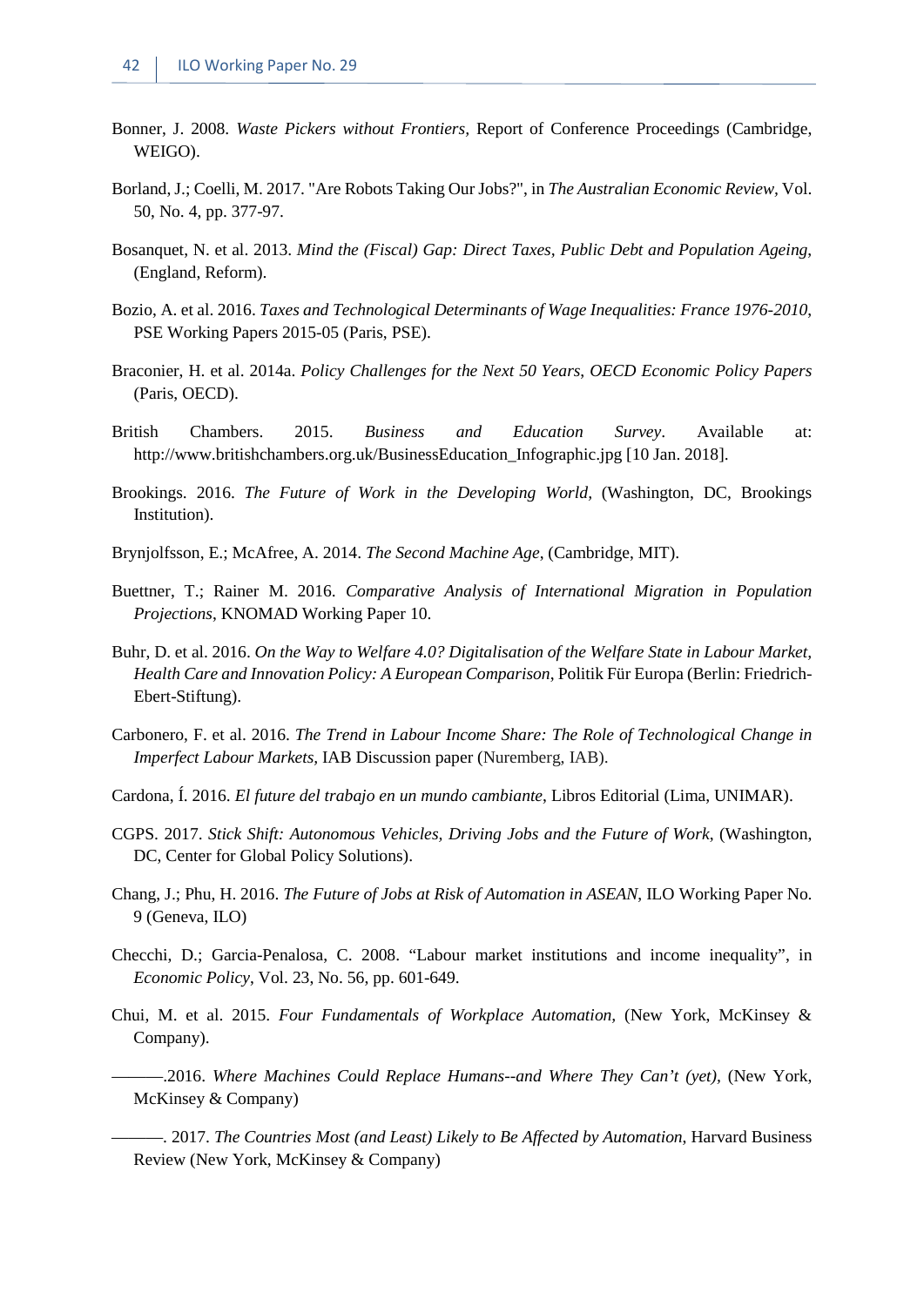Bonner, J. 2008. *Waste Pickers without Frontiers*, Report of Conference Proceedings (Cambridge, WEIGO).

Borland, J.; Coelli, M. 2017. "Are Robots Taking Our Jobs?", in *The Australian Economic Review*, Vol. 50, No. 4, pp. 377-97.

Bosanquet, N. et al. 2013. *Mind the (Fiscal) Gap: Direct Taxes, Public Debt and Population Ageing*, (England, Reform).

Bozio, A. et al. 2016. *Taxes and Technological Determinants of Wage Inequalities: France 1976-2010*, PSE Working Papers 2015-05 (Paris, PSE).

Braconier, H. et al. 2014a. *Policy Challenges for the Next 50 Years, OECD Economic Policy Papers* (Paris, OECD).

British Chambers. 2015. *Business and Education Survey*. Available at: http://www.britishchambers.org.uk/BusinessEducation_Infographic.jpg [10 Jan. 2018].

Brookings. 2016. *The Future of Work in the Developing World*, (Washington, DC, Brookings Institution).

Brynjolfsson, E.; McAfree, A. 2014. *The Second Machine Age*, (Cambridge, MIT).

Buettner, T.; Rainer M. 2016. *Comparative Analysis of International Migration in Population Projections*, KNOMAD Working Paper 10.

Buhr, D. et al. 2016. *On the Way to Welfare 4.0? Digitalisation of the Welfare State in Labour Market, Health Care and Innovation Policy: A European Comparison*, Politik Für Europa (Berlin: Friedrich-Ebert-Stiftung).

Carbonero, F. et al. 2016. *The Trend in Labour Income Share: The Role of Technological Change in Imperfect Labour Markets*, IAB Discussion paper (Nuremberg, IAB).

Cardona, Í. 2016. *El future del trabajo en un mundo cambiante*, Libros Editorial (Lima, UNIMAR).

CGPS. 2017. *Stick Shift: Autonomous Vehicles, Driving Jobs and the Future of Work*, (Washington, DC, Center for Global Policy Solutions).

Chang, J.; Phu, H. 2016. *The Future of Jobs at Risk of Automation in ASEAN*, ILO Working Paper No. 9 (Geneva, ILO)

Checchi, D.; Garcia-Penalosa, C. 2008. "Labour market institutions and income inequality", in *Economic Policy*, Vol. 23, No. 56, pp. 601-649.

Chui, M. et al. 2015. *Four Fundamentals of Workplace Automation*, (New York, McKinsey & Company).

———.2016. *Where Machines Could Replace Humans--and Where They Can't (yet)*, (New York, McKinsey & Company)

———. 2017. *The Countries Most (and Least) Likely to Be Affected by Automation*, Harvard Business Review (New York, McKinsey & Company)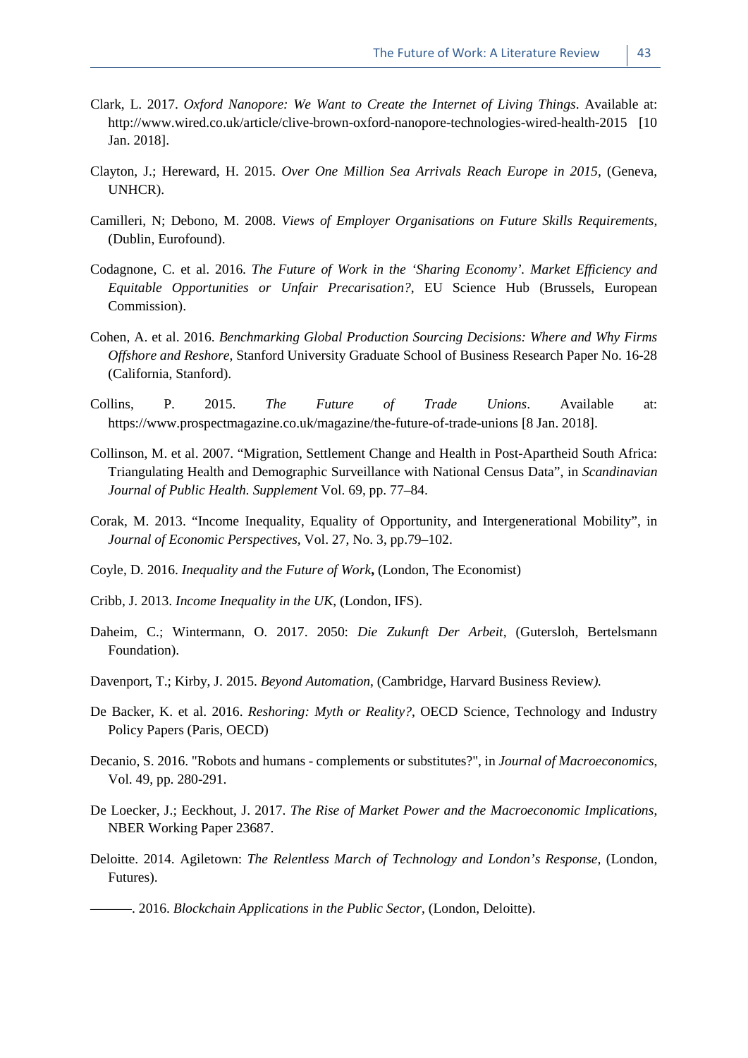Clark, L. 2017. *Oxford Nanopore: We Want to Create the Internet of Living Things*. Available at: http://www.wired.co.uk/article/clive-brown-oxford-nanopore-technologies-wired-health-2015 [10 Jan. 2018].

Clayton, J.; Hereward, H. 2015. *Over One Million Sea Arrivals Reach Europe in 2015*, (Geneva, UNHCR).

Camilleri, N; Debono, M. 2008. *Views of Employer Organisations on Future Skills Requirements*, (Dublin, Eurofound).

Codagnone, C. et al. 2016. *The Future of Work in the 'Sharing Economy'. Market Efficiency and Equitable Opportunities or Unfair Precarisation?*, EU Science Hub (Brussels, European Commission).

Cohen, A. et al. 2016. *Benchmarking Global Production Sourcing Decisions: Where and Why Firms Offshore and Reshore,* Stanford University Graduate School of Business Research Paper No. 16-28 (California, Stanford).

Collins, P. 2015. *The Future of Trade Unions*. Available at: https://www.prospectmagazine.co.uk/magazine/the-future-of-trade-unions [8 Jan. 2018].

Collinson, M. et al. 2007. "Migration, Settlement Change and Health in Post-Apartheid South Africa: Triangulating Health and Demographic Surveillance with National Census Data", in *Scandinavian Journal of Public Health. Supplement* Vol. 69, pp. 77–84.

Corak, M. 2013. "Income Inequality, Equality of Opportunity, and Intergenerational Mobility", in *Journal of Economic Perspectives,* Vol. 27, No. 3, pp.79–102.

Coyle, D. 2016. *Inequality and the Future of Work***,** (London, The Economist)

Cribb, J. 2013. *Income Inequality in the UK*, (London, IFS).

Daheim, C.; Wintermann, O. 2017. 2050: *Die Zukunft Der Arbeit*, (Gutersloh, Bertelsmann Foundation).

Davenport, T.; Kirby, J. 2015. *Beyond Automation*, (Cambridge, Harvard Business Review).

De Backer, K. et al. 2016. *Reshoring: Myth or Reality?*, OECD Science, Technology and Industry Policy Papers (Paris, OECD)

Decanio, S. 2016. "Robots and humans - complements or substitutes?", in *Journal of Macroeconomics*, Vol. 49, pp. 280-291.

De Loecker, J.; Eeckhout, J. 2017. *The Rise of Market Power and the Macroeconomic Implications*, NBER Working Paper 23687.

Deloitte. 2014. Agiletown: *The Relentless March of Technology and London's Response,* (London, Futures).

———. 2016. *Blockchain Applications in the Public Sector*, (London, Deloitte).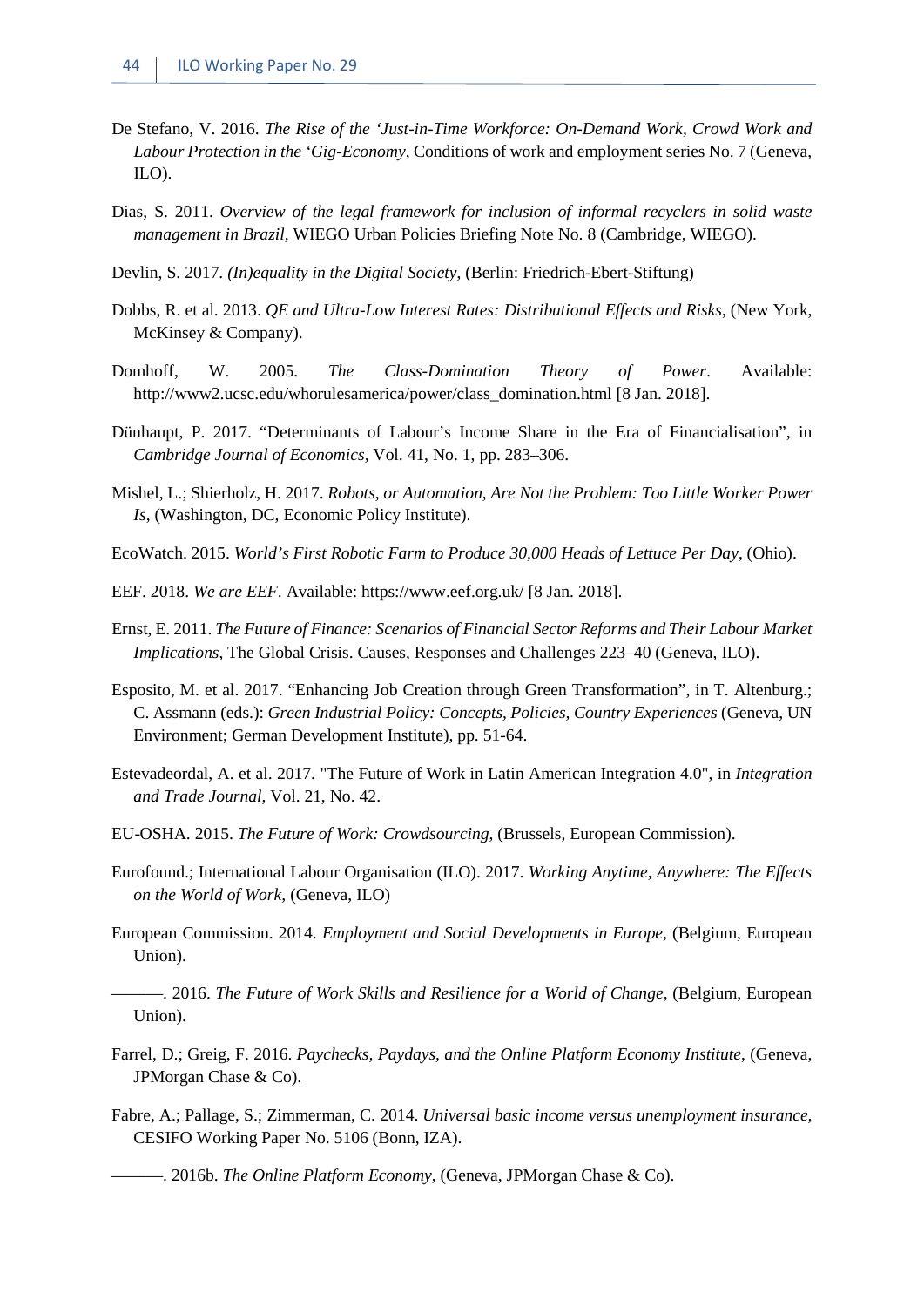De Stefano, V. 2016. *The Rise of the 'Just-in-Time Workforce: On-Demand Work, Crowd Work and Labour Protection in the 'Gig-Economy*, Conditions of work and employment series No. 7 (Geneva, ILO).

Dias, S. 2011. *Overview of the legal framework for inclusion of informal recyclers in solid waste management in Brazil*, WIEGO Urban Policies Briefing Note No. 8 (Cambridge, WIEGO).

Devlin, S. 2017. *(In)equality in the Digital Society*, (Berlin: Friedrich-Ebert-Stiftung)

Dobbs, R. et al. 2013. *QE and Ultra-Low Interest Rates: Distributional Effects and Risks*, (New York, McKinsey & Company).

Domhoff, W. 2005. *The Class-Domination Theory of Power*. Available: http://www2.ucsc.edu/whorulesamerica/power/class_domination.html [8 Jan. 2018].

Dünhaupt, P. 2017. "Determinants of Labour's Income Share in the Era of Financialisation", in *Cambridge Journal of Economics*, Vol. 41, No. 1, pp. 283–306.

Mishel, L.; Shierholz, H. 2017. *Robots, or Automation, Are Not the Problem: Too Little Worker Power Is*, (Washington, DC, Economic Policy Institute).

EcoWatch. 2015. *World's First Robotic Farm to Produce 30,000 Heads of Lettuce Per Day*, (Ohio).

EEF. 2018. *We are EEF*. Available: https://www.eef.org.uk/ [8 Jan. 2018].

Ernst, E. 2011. *The Future of Finance: Scenarios of Financial Sector Reforms and Their Labour Market Implications*, The Global Crisis. Causes, Responses and Challenges 223–40 (Geneva, ILO).

Esposito, M. et al. 2017. "Enhancing Job Creation through Green Transformation", in T. Altenburg.; C. Assmann (eds.): *Green Industrial Policy: Concepts, Policies, Country Experiences* (Geneva, UN Environment; German Development Institute), pp. 51-64.

Estevadeordal, A. et al. 2017. "The Future of Work in Latin American Integration 4.0", in *Integration and Trade Journal*, Vol. 21, No. 42.

EU-OSHA. 2015. *The Future of Work: Crowdsourcing*, (Brussels, European Commission).

Eurofound.; International Labour Organisation (ILO). 2017. *Working Anytime, Anywhere: The Effects on the World of Work*, (Geneva, ILO)

European Commission. 2014. *Employment and Social Developments in Europe*, (Belgium, European Union).

———. 2016. *The Future of Work Skills and Resilience for a World of Change*, (Belgium, European Union).

Farrel, D.; Greig, F. 2016. *Paychecks, Paydays, and the Online Platform Economy Institute*, (Geneva, JPMorgan Chase & Co).

Fabre, A.; Pallage, S.; Zimmerman, C. 2014. *Universal basic income versus unemployment insurance*, CESIFO Working Paper No. 5106 (Bonn, IZA).

———. 2016b. *The Online Platform Economy*, (Geneva, JPMorgan Chase & Co).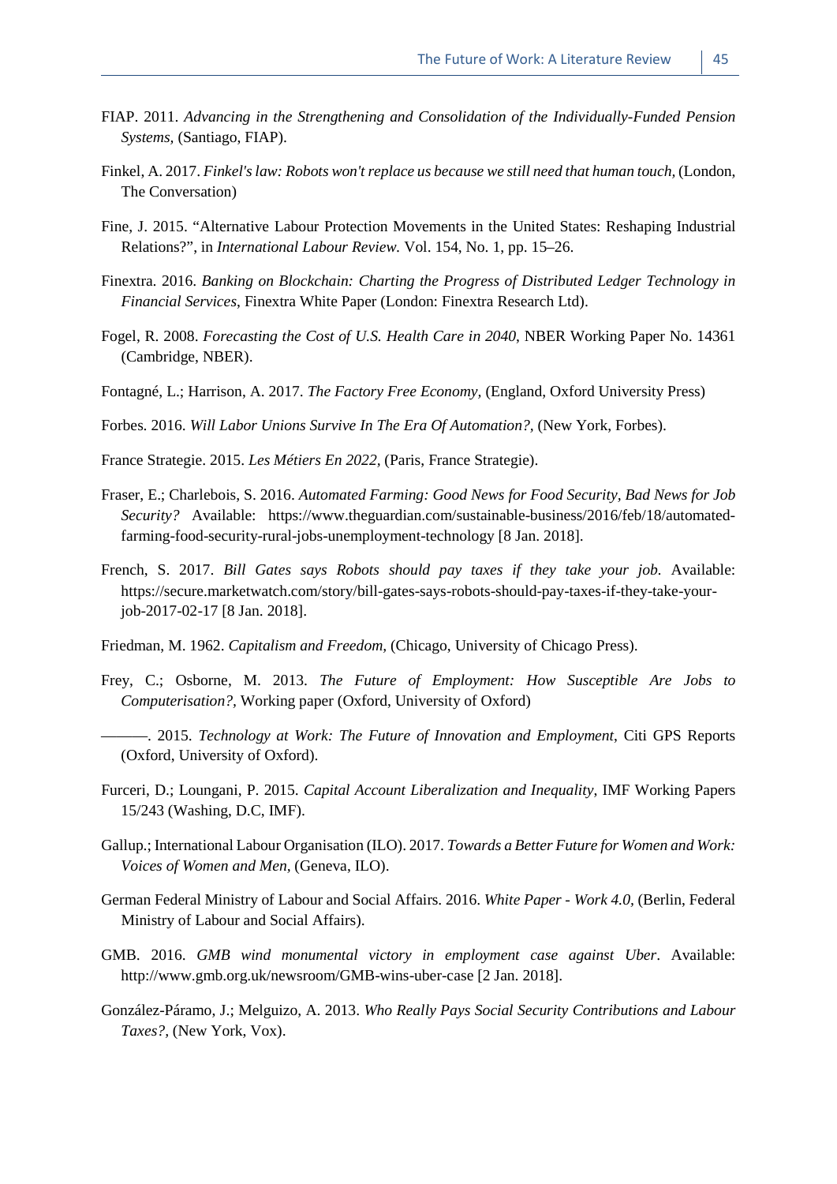FIAP. 2011. *Advancing in the Strengthening and Consolidation of the Individually-Funded Pension Systems*, (Santiago, FIAP).

Finkel, A. 2017. *Finkel's law: Robots won't replace us because we still need that human touch*, (London, The Conversation)

Fine, J. 2015. "Alternative Labour Protection Movements in the United States: Reshaping Industrial Relations?", in *International Labour Review.* Vol. 154, No. 1, pp. 15–26.

Finextra. 2016. *Banking on Blockchain: Charting the Progress of Distributed Ledger Technology in Financial Services*, Finextra White Paper (London: Finextra Research Ltd).

Fogel, R. 2008. *Forecasting the Cost of U.S. Health Care in 2040*, NBER Working Paper No. 14361 (Cambridge, NBER).

Fontagné, L.; Harrison, A. 2017. *The Factory Free Economy,* (England, Oxford University Press)

Forbes. 2016. *Will Labor Unions Survive In The Era Of Automation?,* (New York, Forbes).

France Strategie. 2015. *Les Métiers En 2022,* (Paris, France Strategie).

Fraser, E.; Charlebois, S. 2016. *Automated Farming: Good News for Food Security, Bad News for Job Security?* Available: https://www.theguardian.com/sustainable-business/2016/feb/18/automated-farming-food-security-rural-jobs-unemployment-technology [8 Jan. 2018].

French, S. 2017. *Bill Gates says Robots should pay taxes if they take your job.* Available: https://secure.marketwatch.com/story/bill-gates-says-robots-should-pay-taxes-if-they-take-your-job-2017-02-17 [8 Jan. 2018].

Friedman, M. 1962. *Capitalism and Freedom,* (Chicago, University of Chicago Press).

Frey, C.; Osborne, M. 2013. *The Future of Employment: How Susceptible Are Jobs to Computerisation?,* Working paper (Oxford, University of Oxford)

———. 2015. *Technology at Work: The Future of Innovation and Employment*, Citi GPS Reports (Oxford, University of Oxford).

Furceri, D.; Loungani, P. 2015. *Capital Account Liberalization and Inequality*, IMF Working Papers 15/243 (Washing, D.C, IMF).

Gallup.; International Labour Organisation (ILO). 2017. *Towards a Better Future for Women and Work: Voices of Women and Men,* (Geneva, ILO).

German Federal Ministry of Labour and Social Affairs. 2016. *White Paper - Work 4.0,* (Berlin, Federal Ministry of Labour and Social Affairs).

GMB. 2016. *GMB wind monumental victory in employment case against Uber*. Available: http://www.gmb.org.uk/newsroom/GMB-wins-uber-case [2 Jan. 2018].

González-Páramo, J.; Melguizo, A. 2013. *Who Really Pays Social Security Contributions and Labour Taxes?,* (New York, Vox).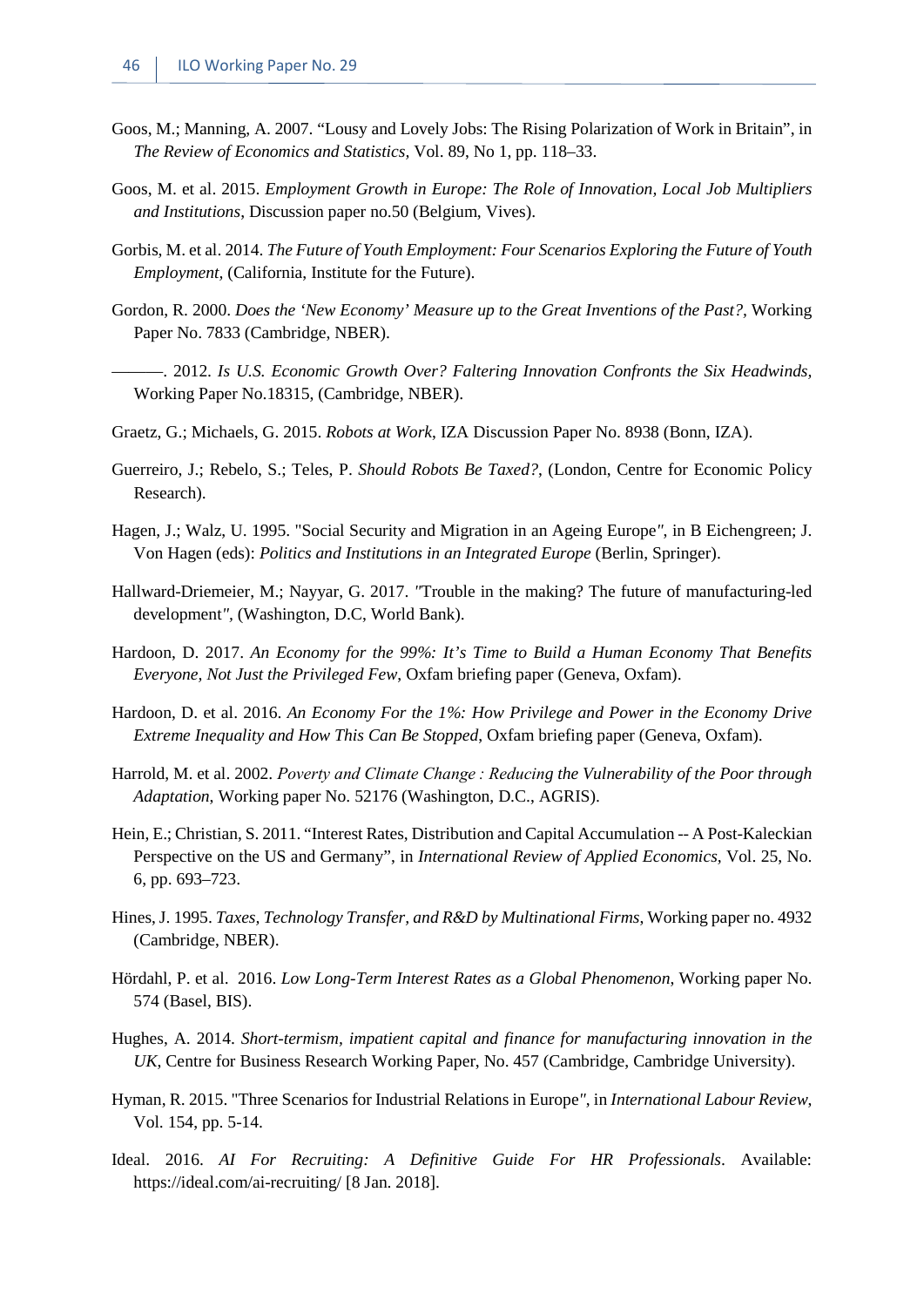Goos, M.; Manning, A. 2007. “Lousy and Lovely Jobs: The Rising Polarization of Work in Britain”, in *The Review of Economics and Statistics*, Vol. 89, No 1, pp. 118–33.

Goos, M. et al. 2015. *Employment Growth in Europe: The Role of Innovation, Local Job Multipliers and Institutions*, Discussion paper no.50 (Belgium, Vives).

Gorbis, M. et al. 2014. *The Future of Youth Employment: Four Scenarios Exploring the Future of Youth Employment,* (California, Institute for the Future).

Gordon, R. 2000. *Does the ‘New Economy’ Measure up to the Great Inventions of the Past?*, Working Paper No. 7833 (Cambridge, NBER).

———. 2012. *Is U.S. Economic Growth Over? Faltering Innovation Confronts the Six Headwinds,* Working Paper No.18315, (Cambridge, NBER).

Graetz, G.; Michaels, G. 2015. *Robots at Work*, IZA Discussion Paper No. 8938 (Bonn, IZA).

Guerreiro, J.; Rebelo, S.; Teles, P. *Should Robots Be Taxed?*, (London, Centre for Economic Policy Research).

Hagen, J.; Walz, U. 1995. "Social Security and Migration in an Ageing Europe", in B Eichengreen; J. Von Hagen (eds): *Politics and Institutions in an Integrated Europe* (Berlin, Springer).

Hallward-Driemeier, M.; Nayyar, G. 2017. "Trouble in the making? The future of manufacturing-led development", (Washington, D.C, World Bank).

Hardoon, D. 2017. *An Economy for the 99%: It’s Time to Build a Human Economy That Benefits Everyone, Not Just the Privileged Few*, Oxfam briefing paper (Geneva, Oxfam).

Hardoon, D. et al. 2016. *An Economy For the 1%: How Privilege and Power in the Economy Drive Extreme Inequality and How This Can Be Stopped*, Oxfam briefing paper (Geneva, Oxfam).

Harrold, M. et al. 2002. *Poverty and Climate Change : Reducing the Vulnerability of the Poor through Adaptation*, Working paper No. 52176 (Washington, D.C., AGRIS).

Hein, E.; Christian, S. 2011. “Interest Rates, Distribution and Capital Accumulation -- A Post-Kaleckian Perspective on the US and Germany”, in *International Review of Applied Economics*, Vol. 25, No. 6, pp. 693–723.

Hines, J. 1995. *Taxes, Technology Transfer, and R&D by Multinational Firms*, Working paper no. 4932 (Cambridge, NBER).

Hördahl, P. et al. 2016. *Low Long-Term Interest Rates as a Global Phenomenon*, Working paper No. 574 (Basel, BIS).

Hughes, A. 2014. *Short-termism, impatient capital and finance for manufacturing innovation in the UK*, Centre for Business Research Working Paper, No. 457 (Cambridge, Cambridge University).

Hyman, R. 2015. "Three Scenarios for Industrial Relations in Europe", in *International Labour Review*, Vol. 154, pp. 5-14.

Ideal. 2016. *AI For Recruiting: A Definitive Guide For HR Professionals*. Available: https://ideal.com/ai-recruiting/ [8 Jan. 2018].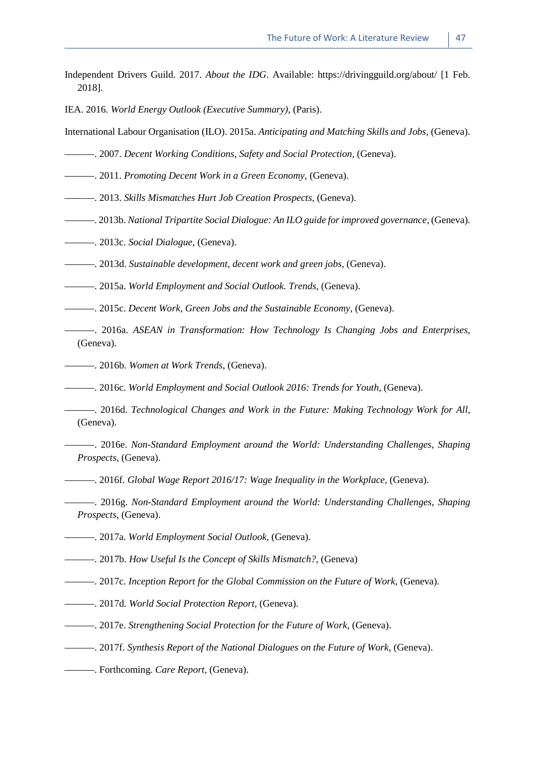Independent Drivers Guild. 2017. *About the IDG*. Available: https://drivingguild.org/about/ [1 Feb. 2018].

IEA. 2016. *World Energy Outlook (Executive Summary)*, (Paris).

International Labour Organisation (ILO). 2015a. *Anticipating and Matching Skills and Jobs*, (Geneva).

———. 2007. *Decent Working Conditions, Safety and Social Protection*, (Geneva).

———. 2011. *Promoting Decent Work in a Green Economy*, (Geneva).

———. 2013. *Skills Mismatches Hurt Job Creation Prospects*, (Geneva).

———. 2013b. *National Tripartite Social Dialogue: An ILO guide for improved governance*, (Geneva).

———. 2013c. *Social Dialogue*, (Geneva).

———. 2013d. *Sustainable development, decent work and green jobs*, (Geneva).

———. 2015a. *World Employment and Social Outlook. Trends*, (Geneva).

———. 2015c. *Decent Work, Green Jobs and the Sustainable Economy*, (Geneva).

———. 2016a. *ASEAN in Transformation: How Technology Is Changing Jobs and Enterprises*, (Geneva).

———. 2016b. *Women at Work Trends*, (Geneva).

———. 2016c. *World Employment and Social Outlook 2016: Trends for Youth*, (Geneva).

———. 2016d. *Technological Changes and Work in the Future: Making Technology Work for All*, (Geneva).

———. 2016e. *Non-Standard Employment around the World: Understanding Challenges, Shaping Prospects*, (Geneva).

———. 2016f. *Global Wage Report 2016/17: Wage Inequality in the Workplace*, (Geneva).

———. 2016g. *Non-Standard Employment around the World: Understanding Challenges, Shaping Prospects*, (Geneva).

———. 2017a. *World Employment Social Outlook*, (Geneva).

———. 2017b. *How Useful Is the Concept of Skills Mismatch?*, (Geneva)

———. 2017c. *Inception Report for the Global Commission on the Future of Work*, (Geneva).

———. 2017d. *World Social Protection Report*, (Geneva).

———. 2017e. *Strengthening Social Protection for the Future of Work*, (Geneva).

———. 2017f. *Synthesis Report of the National Dialogues on the Future of Work*, (Geneva).

———. Forthcoming. *Care Report*, (Geneva).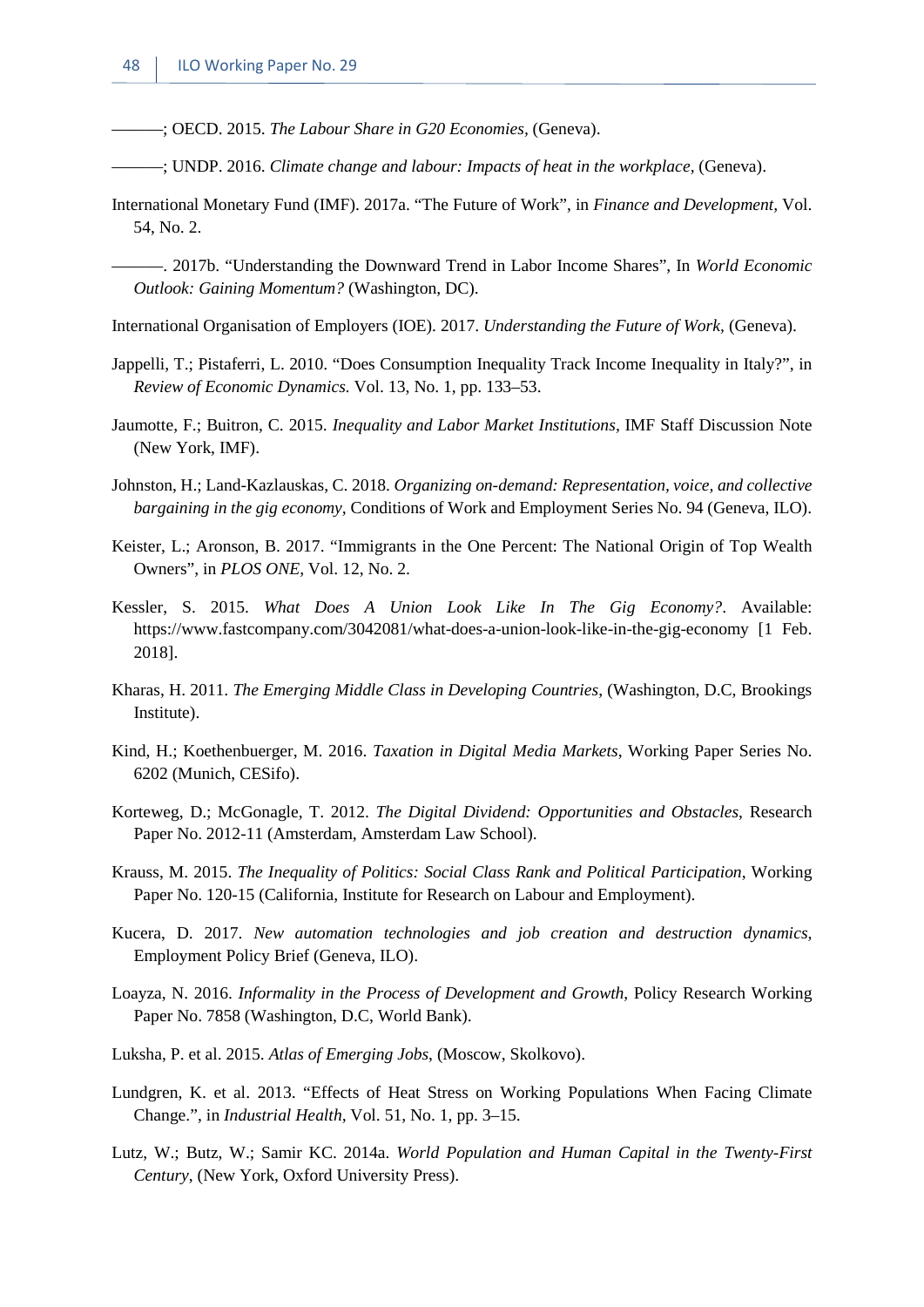———; OECD. 2015. *The Labour Share in G20 Economies*, (Geneva).

———; UNDP. 2016. *Climate change and labour: Impacts of heat in the workplace*, (Geneva).

International Monetary Fund (IMF). 2017a. “The Future of Work”, in *Finance and Development*, Vol. 54, No. 2.

———. 2017b. “Understanding the Downward Trend in Labor Income Shares”, In *World Economic Outlook: Gaining Momentum?* (Washington, DC).

International Organisation of Employers (IOE). 2017. *Understanding the Future of Work*, (Geneva).

Jappelli, T.; Pistaferri, L. 2010. “Does Consumption Inequality Track Income Inequality in Italy?”, in *Review of Economic Dynamics.* Vol. 13, No. 1, pp. 133–53.

Jaumotte, F.; Buitron, C. 2015. *Inequality and Labor Market Institutions*, IMF Staff Discussion Note (New York, IMF).

Johnston, H.; Land-Kazlauskas, C. 2018. *Organizing on-demand: Representation, voice, and collective bargaining in the gig economy*, Conditions of Work and Employment Series No. 94 (Geneva, ILO).

Keister, L.; Aronson, B. 2017. “Immigrants in the One Percent: The National Origin of Top Wealth Owners”, in *PLOS ONE*, Vol. 12, No. 2.

Kessler, S. 2015. *What Does A Union Look Like In The Gig Economy?*. Available: https://www.fastcompany.com/3042081/what-does-a-union-look-like-in-the-gig-economy [1 Feb. 2018].

Kharas, H. 2011. *The Emerging Middle Class in Developing Countries*, (Washington, D.C, Brookings Institute).

Kind, H.; Koethenbuerger, M. 2016. *Taxation in Digital Media Markets*, Working Paper Series No. 6202 (Munich, CESifo).

Korteweg, D.; McGonagle, T. 2012. *The Digital Dividend: Opportunities and Obstacles*, Research Paper No. 2012-11 (Amsterdam, Amsterdam Law School).

Krauss, M. 2015. *The Inequality of Politics: Social Class Rank and Political Participation*, Working Paper No. 120-15 (California, Institute for Research on Labour and Employment).

Kucera, D. 2017. *New automation technologies and job creation and destruction dynamics*, Employment Policy Brief (Geneva, ILO).

Loayza, N. 2016. *Informality in the Process of Development and Growth*, Policy Research Working Paper No. 7858 (Washington, D.C, World Bank).

Luksha, P. et al. 2015. *Atlas of Emerging Jobs*, (Moscow, Skolkovo).

Lundgren, K. et al. 2013. “Effects of Heat Stress on Working Populations When Facing Climate Change.”, in *Industrial Health*, Vol. 51, No. 1, pp. 3–15.

Lutz, W.; Butz, W.; Samir KC. 2014a. *World Population and Human Capital in the Twenty-First Century*, (New York, Oxford University Press).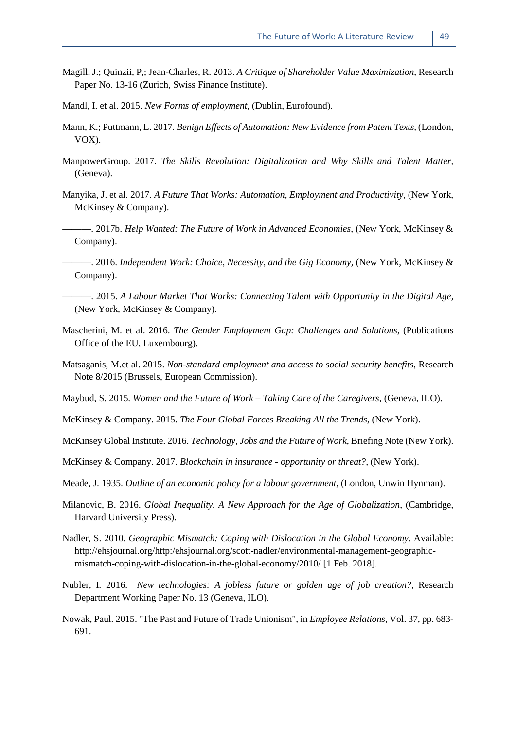Magill, J.; Quinzii, P,; Jean-Charles, R. 2013. *A Critique of Shareholder Value Maximization*, Research Paper No. 13-16 (Zurich, Swiss Finance Institute).

Mandl, I. et al. 2015. *New Forms of employment*, (Dublin, Eurofound).

Mann, K.; Puttmann, L. 2017. *Benign Effects of Automation: New Evidence from Patent Texts*, (London, VOX).

ManpowerGroup. 2017. *The Skills Revolution: Digitalization and Why Skills and Talent Matter*, (Geneva).

Manyika, J. et al. 2017. *A Future That Works: Automation, Employment and Productivity*, (New York, McKinsey & Company).

———. 2017b. *Help Wanted: The Future of Work in Advanced Economies*, (New York, McKinsey & Company).

———. 2016. *Independent Work: Choice, Necessity, and the Gig Economy*, (New York, McKinsey & Company).

———. 2015. *A Labour Market That Works: Connecting Talent with Opportunity in the Digital Age*, (New York, McKinsey & Company).

Mascherini, M. et al. 2016. *The Gender Employment Gap: Challenges and Solutions*, (Publications Office of the EU, Luxembourg).

Matsaganis, M.et al. 2015. *Non-standard employment and access to social security benefits*, Research Note 8/2015 (Brussels, European Commission).

Maybud, S. 2015. *Women and the Future of Work – Taking Care of the Caregivers*, (Geneva, ILO).

McKinsey & Company. 2015. *The Four Global Forces Breaking All the Trends*, (New York).

McKinsey Global Institute. 2016. *Technology, Jobs and the Future of Work*, Briefing Note (New York).

McKinsey & Company. 2017. *Blockchain in insurance - opportunity or threat?*, (New York).

Meade, J. 1935. *Outline of an economic policy for a labour government*, (London, Unwin Hynman).

Milanovic, B. 2016. *Global Inequality. A New Approach for the Age of Globalization*, (Cambridge, Harvard University Press).

Nadler, S. 2010. *Geographic Mismatch: Coping with Dislocation in the Global Economy*. Available: http://ehsjournal.org/http:/ehsjournal.org/scott-nadler/environmental-management-geographic-mismatch-coping-with-dislocation-in-the-global-economy/2010/ [1 Feb. 2018].

Nubler, I. 2016. *New technologies: A jobless future or golden age of job creation?*, Research Department Working Paper No. 13 (Geneva, ILO).

Nowak, Paul. 2015. "The Past and Future of Trade Unionism", in *Employee Relations*, Vol. 37, pp. 683-691.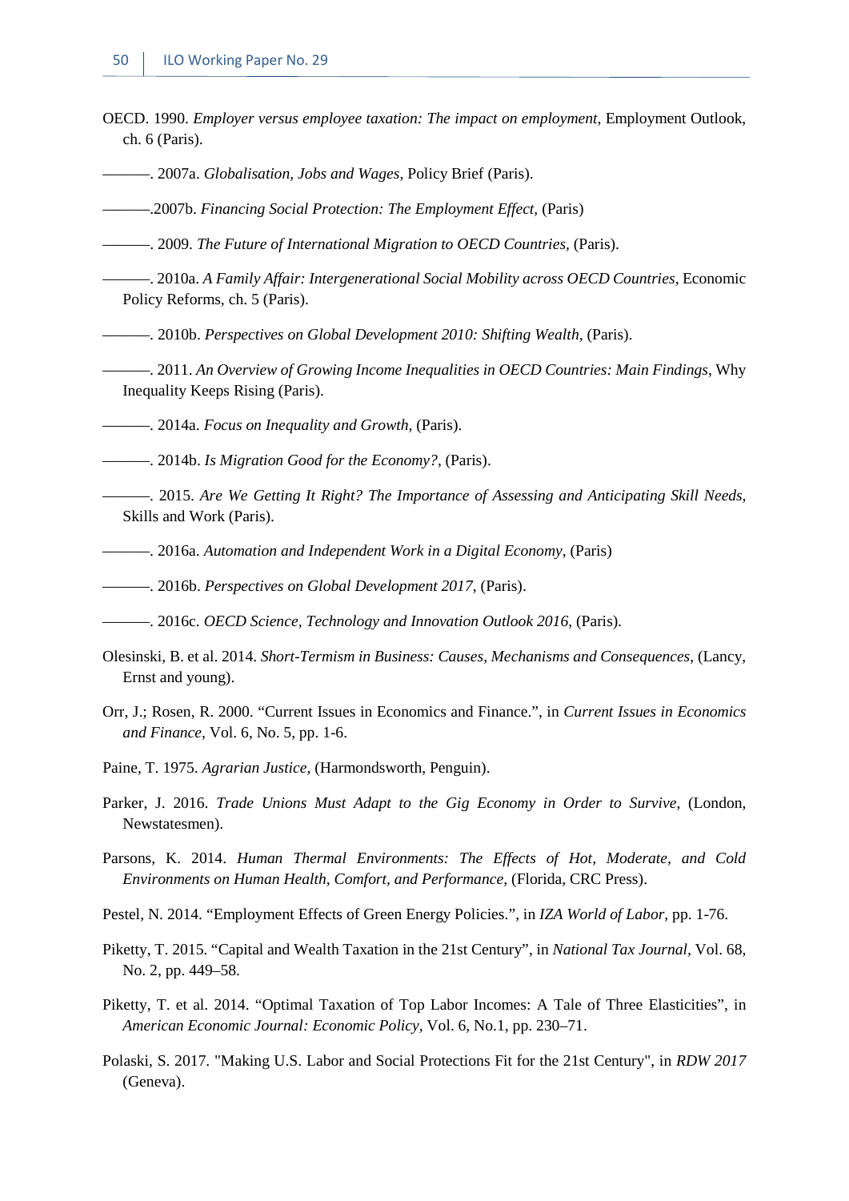OECD. 1990. *Employer versus employee taxation: The impact on employment*, Employment Outlook, ch. 6 (Paris).

———. 2007a. *Globalisation, Jobs and Wages*, Policy Brief (Paris).

———.2007b. *Financing Social Protection: The Employment Effect*, (Paris)

———. 2009. *The Future of International Migration to OECD Countries*, (Paris).

———. 2010a. *A Family Affair: Intergenerational Social Mobility across OECD Countries*, Economic Policy Reforms, ch. 5 (Paris).

———. 2010b. *Perspectives on Global Development 2010: Shifting Wealth*, (Paris).

———. 2011. *An Overview of Growing Income Inequalities in OECD Countries: Main Findings*, Why Inequality Keeps Rising (Paris).

———. 2014a. *Focus on Inequality and Growth*, (Paris).

———. 2014b. *Is Migration Good for the Economy?*, (Paris).

———. 2015. *Are We Getting It Right? The Importance of Assessing and Anticipating Skill Needs*, Skills and Work (Paris).

———. 2016a. *Automation and Independent Work in a Digital Economy*, (Paris)

———. 2016b. *Perspectives on Global Development 2017*, (Paris).

———. 2016c. *OECD Science, Technology and Innovation Outlook 2016*, (Paris).

Olesinski, B. et al. 2014. *Short-Termism in Business: Causes, Mechanisms and Consequences*, (Lancy, Ernst and young).

Orr, J.; Rosen, R. 2000. “Current Issues in Economics and Finance.”, in *Current Issues in Economics and Finance*, Vol. 6, No. 5, pp. 1-6.

Paine, T. 1975. *Agrarian Justice*, (Harmondsworth, Penguin).

Parker, J. 2016. *Trade Unions Must Adapt to the Gig Economy in Order to Survive*, (London, Newstatesmen).

Parsons, K. 2014. *Human Thermal Environments: The Effects of Hot, Moderate, and Cold Environments on Human Health, Comfort, and Performance*, (Florida, CRC Press).

Pestel, N. 2014. “Employment Effects of Green Energy Policies.”, in *IZA World of Labor*, pp. 1-76.

Piketty, T. 2015. “Capital and Wealth Taxation in the 21st Century”, in *National Tax Journal*, Vol. 68, No. 2, pp. 449–58.

Piketty, T. et al. 2014. “Optimal Taxation of Top Labor Incomes: A Tale of Three Elasticities”, in *American Economic Journal: Economic Policy*, Vol. 6, No.1, pp. 230–71.

Polaski, S. 2017. "Making U.S. Labor and Social Protections Fit for the 21st Century", in *RDW 2017* (Geneva).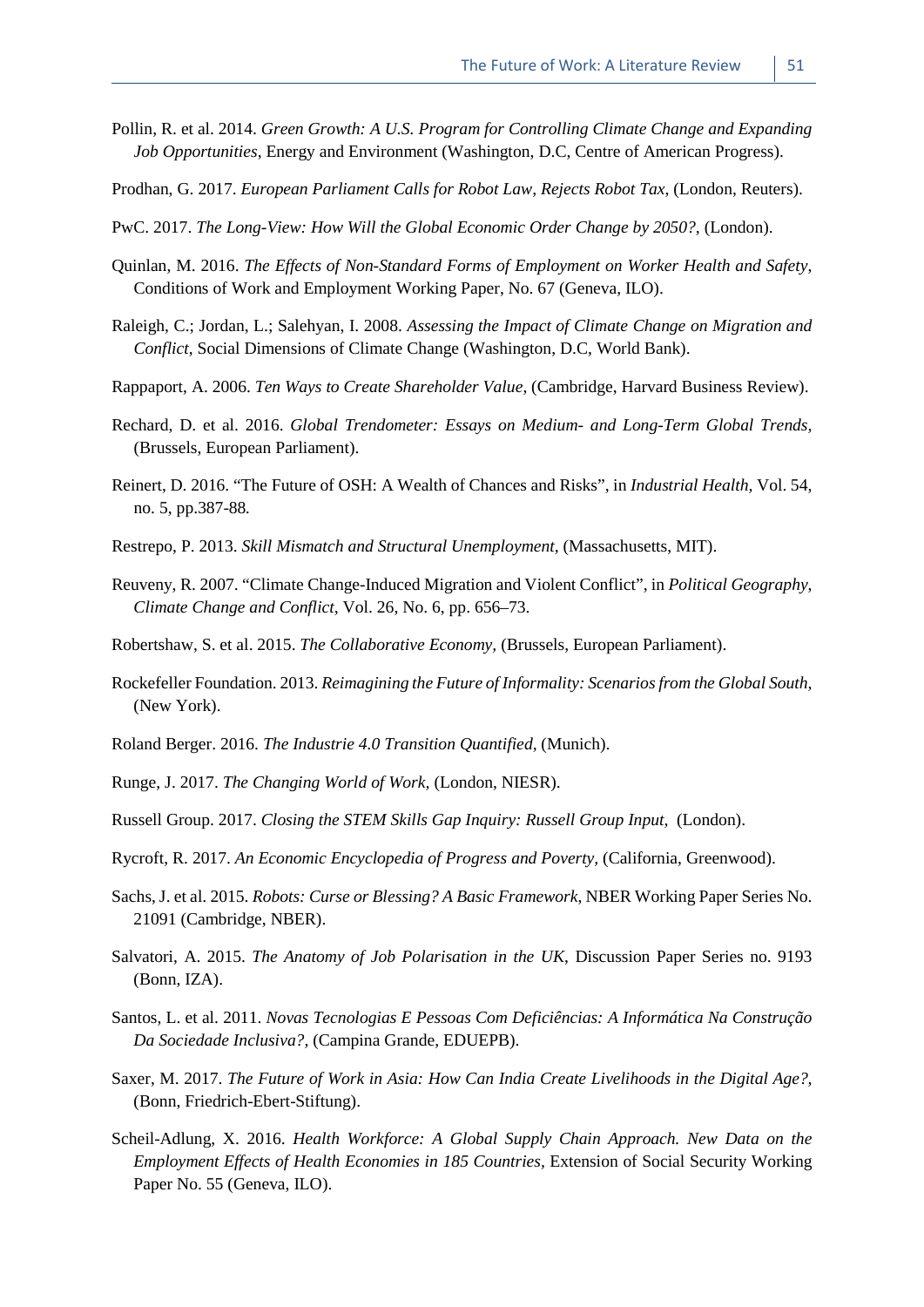Pollin, R. et al. 2014. *Green Growth: A U.S. Program for Controlling Climate Change and Expanding Job Opportunities*, Energy and Environment (Washington, D.C, Centre of American Progress).

Prodhan, G. 2017. *European Parliament Calls for Robot Law, Rejects Robot Tax*, (London, Reuters).

PwC. 2017. *The Long-View: How Will the Global Economic Order Change by 2050?*, (London).

Quinlan, M. 2016. *The Effects of Non-Standard Forms of Employment on Worker Health and Safety*, Conditions of Work and Employment Working Paper, No. 67 (Geneva, ILO).

Raleigh, C.; Jordan, L.; Salehyan, I. 2008. *Assessing the Impact of Climate Change on Migration and Conflict*, Social Dimensions of Climate Change (Washington, D.C, World Bank).

Rappaport, A. 2006. *Ten Ways to Create Shareholder Value*, (Cambridge, Harvard Business Review).

Rechard, D. et al. 2016. *Global Trendometer: Essays on Medium- and Long-Term Global Trends*, (Brussels, European Parliament).

Reinert, D. 2016. "The Future of OSH: A Wealth of Chances and Risks", in *Industrial Health*, Vol. 54, no. 5, pp.387-88*.*

Restrepo, P. 2013. *Skill Mismatch and Structural Unemployment*, (Massachusetts, MIT).

Reuveny, R. 2007. "Climate Change-Induced Migration and Violent Conflict", in *Political Geography, Climate Change and Conflict*, Vol. 26, No. 6, pp. 656–73.

Robertshaw, S. et al. 2015. *The Collaborative Economy*, (Brussels, European Parliament).

Rockefeller Foundation. 2013. *Reimagining the Future of Informality: Scenarios from the Global South*, (New York).

Roland Berger. 2016. *The Industrie 4.0 Transition Quantified*, (Munich).

Runge, J. 2017. *The Changing World of Work*, (London, NIESR).

Russell Group. 2017. *Closing the STEM Skills Gap Inquiry: Russell Group Input*, (London).

Rycroft, R. 2017. *An Economic Encyclopedia of Progress and Poverty*, (California, Greenwood).

Sachs, J. et al. 2015. *Robots: Curse or Blessing? A Basic Framework*, NBER Working Paper Series No. 21091 (Cambridge, NBER).

Salvatori, A. 2015. *The Anatomy of Job Polarisation in the UK*, Discussion Paper Series no. 9193 (Bonn, IZA).

Santos, L. et al. 2011. *Novas Tecnologias E Pessoas Com Deficiências: A Informática Na Construção Da Sociedade Inclusiva?*, (Campina Grande, EDUEPB).

Saxer, M. 2017. *The Future of Work in Asia: How Can India Create Livelihoods in the Digital Age?*, (Bonn, Friedrich-Ebert-Stiftung).

Scheil-Adlung, X. 2016. *Health Workforce: A Global Supply Chain Approach. New Data on the Employment Effects of Health Economies in 185 Countries*, Extension of Social Security Working Paper No. 55 (Geneva, ILO).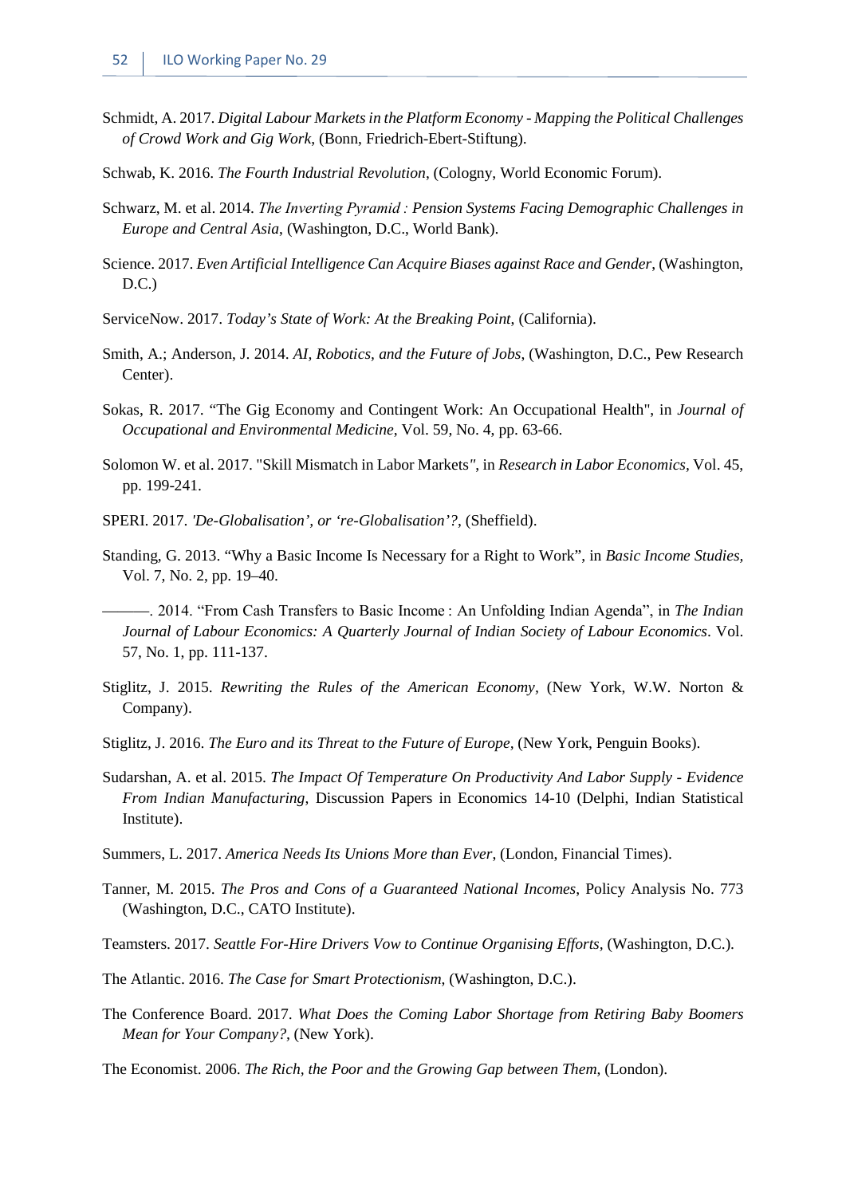Schmidt, A. 2017. *Digital Labour Markets in the Platform Economy - Mapping the Political Challenges of Crowd Work and Gig Work*, (Bonn, Friedrich-Ebert-Stiftung).

Schwab, K. 2016. *The Fourth Industrial Revolution*, (Cologny, World Economic Forum).

Schwarz, M. et al. 2014. *The Inverting Pyramid : Pension Systems Facing Demographic Challenges in Europe and Central Asia*, (Washington, D.C., World Bank).

Science. 2017. *Even Artificial Intelligence Can Acquire Biases against Race and Gender*, (Washington, D.C.)

ServiceNow. 2017. *Today's State of Work: At the Breaking Point*, (California).

Smith, A.; Anderson, J. 2014. *AI, Robotics, and the Future of Jobs*, (Washington, D.C., Pew Research Center).

Sokas, R. 2017. "The Gig Economy and Contingent Work: An Occupational Health", in *Journal of Occupational and Environmental Medicine*, Vol. 59, No. 4, pp. 63-66.

Solomon W. et al. 2017. "Skill Mismatch in Labor Markets", in *Research in Labor Economics*, Vol. 45, pp. 199-241.

SPERI. 2017. *'De-Globalisation', or 're-Globalisation'?*, (Sheffield).

Standing, G. 2013. "Why a Basic Income Is Necessary for a Right to Work", in *Basic Income Studies*, Vol. 7, No. 2, pp. 19–40.

———. 2014. "From Cash Transfers to Basic Income : An Unfolding Indian Agenda", in *The Indian Journal of Labour Economics: A Quarterly Journal of Indian Society of Labour Economics*. Vol. 57, No. 1, pp. 111-137.

Stiglitz, J. 2015. *Rewriting the Rules of the American Economy*, (New York, W.W. Norton & Company).

Stiglitz, J. 2016. *The Euro and its Threat to the Future of Europe*, (New York, Penguin Books).

Sudarshan, A. et al. 2015. *The Impact Of Temperature On Productivity And Labor Supply - Evidence From Indian Manufacturing*, Discussion Papers in Economics 14-10 (Delphi, Indian Statistical Institute).

Summers, L. 2017. *America Needs Its Unions More than Ever*, (London, Financial Times).

Tanner, M. 2015. *The Pros and Cons of a Guaranteed National Incomes*, Policy Analysis No. 773 (Washington, D.C., CATO Institute).

Teamsters. 2017. *Seattle For-Hire Drivers Vow to Continue Organising Efforts*, (Washington, D.C.).

The Atlantic. 2016. *The Case for Smart Protectionism*, (Washington, D.C.).

The Conference Board. 2017. *What Does the Coming Labor Shortage from Retiring Baby Boomers Mean for Your Company?*, (New York).

The Economist. 2006. *The Rich, the Poor and the Growing Gap between Them*, (London).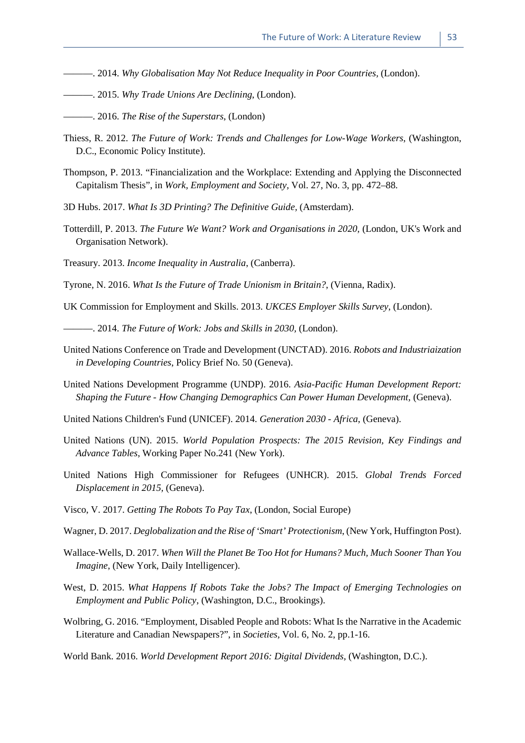———. 2014. *Why Globalisation May Not Reduce Inequality in Poor Countries*, (London).

———. 2015. *Why Trade Unions Are Declining*, (London).

———. 2016. *The Rise of the Superstars*, (London)

Thiess, R. 2012. *The Future of Work: Trends and Challenges for Low-Wage Workers*, (Washington, D.C., Economic Policy Institute).

Thompson, P. 2013. "Financialization and the Workplace: Extending and Applying the Disconnected Capitalism Thesis", in *Work, Employment and Society*, Vol. 27, No. 3, pp. 472–88.

3D Hubs. 2017. *What Is 3D Printing? The Definitive Guide*, (Amsterdam).

Totterdill, P. 2013. *The Future We Want? Work and Organisations in 2020*, (London, UK's Work and Organisation Network).

Treasury. 2013. *Income Inequality in Australia*, (Canberra).

Tyrone, N. 2016. *What Is the Future of Trade Unionism in Britain?*, (Vienna, Radix).

UK Commission for Employment and Skills. 2013. *UKCES Employer Skills Survey*, (London).

———. 2014. *The Future of Work: Jobs and Skills in 2030*, (London).

United Nations Conference on Trade and Development (UNCTAD). 2016. *Robots and Industriaization in Developing Countries*, Policy Brief No. 50 (Geneva).

United Nations Development Programme (UNDP). 2016. *Asia-Pacific Human Development Report: Shaping the Future - How Changing Demographics Can Power Human Development*, (Geneva).

United Nations Children's Fund (UNICEF). 2014. *Generation 2030 - Africa*, (Geneva).

United Nations (UN). 2015. *World Population Prospects: The 2015 Revision, Key Findings and Advance Tables*, Working Paper No.241 (New York).

United Nations High Commissioner for Refugees (UNHCR). 2015. *Global Trends Forced Displacement in 2015*, (Geneva).

Visco, V. 2017. *Getting The Robots To Pay Tax*, (London, Social Europe)

Wagner, D. 2017. *Deglobalization and the Rise of 'Smart' Protectionism*, (New York, Huffington Post).

Wallace-Wells, D. 2017. *When Will the Planet Be Too Hot for Humans? Much, Much Sooner Than You Imagine*, (New York, Daily Intelligencer).

West, D. 2015. *What Happens If Robots Take the Jobs? The Impact of Emerging Technologies on Employment and Public Policy*, (Washington, D.C., Brookings).

Wolbring, G. 2016. "Employment, Disabled People and Robots: What Is the Narrative in the Academic Literature and Canadian Newspapers?", in *Societies*, Vol. 6, No. 2, pp.1-16.

World Bank. 2016. *World Development Report 2016: Digital Dividends*, (Washington, D.C.).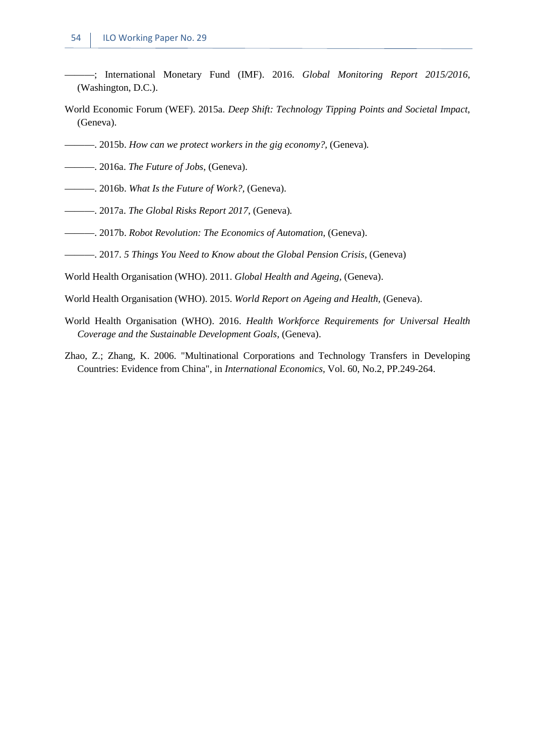———; International Monetary Fund (IMF). 2016. *Global Monitoring Report 2015/2016*, (Washington, D.C.).

World Economic Forum (WEF). 2015a. *Deep Shift: Technology Tipping Points and Societal Impact*, (Geneva).

———. 2015b. *How can we protect workers in the gig economy?*, (Geneva).

———. 2016a. *The Future of Jobs*, (Geneva).

———. 2016b. *What Is the Future of Work?*, (Geneva).

———. 2017a. *The Global Risks Report 2017*, (Geneva).

———. 2017b. *Robot Revolution: The Economics of Automation*, (Geneva).

———. 2017. *5 Things You Need to Know about the Global Pension Crisis*, (Geneva)

World Health Organisation (WHO). 2011. *Global Health and Ageing*, (Geneva).

World Health Organisation (WHO). 2015. *World Report on Ageing and Health*, (Geneva).

World Health Organisation (WHO). 2016. *Health Workforce Requirements for Universal Health Coverage and the Sustainable Development Goals*, (Geneva).

Zhao, Z.; Zhang, K. 2006. "Multinational Corporations and Technology Transfers in Developing Countries: Evidence from China", in *International Economics*, Vol. 60, No.2, PP.249-264.